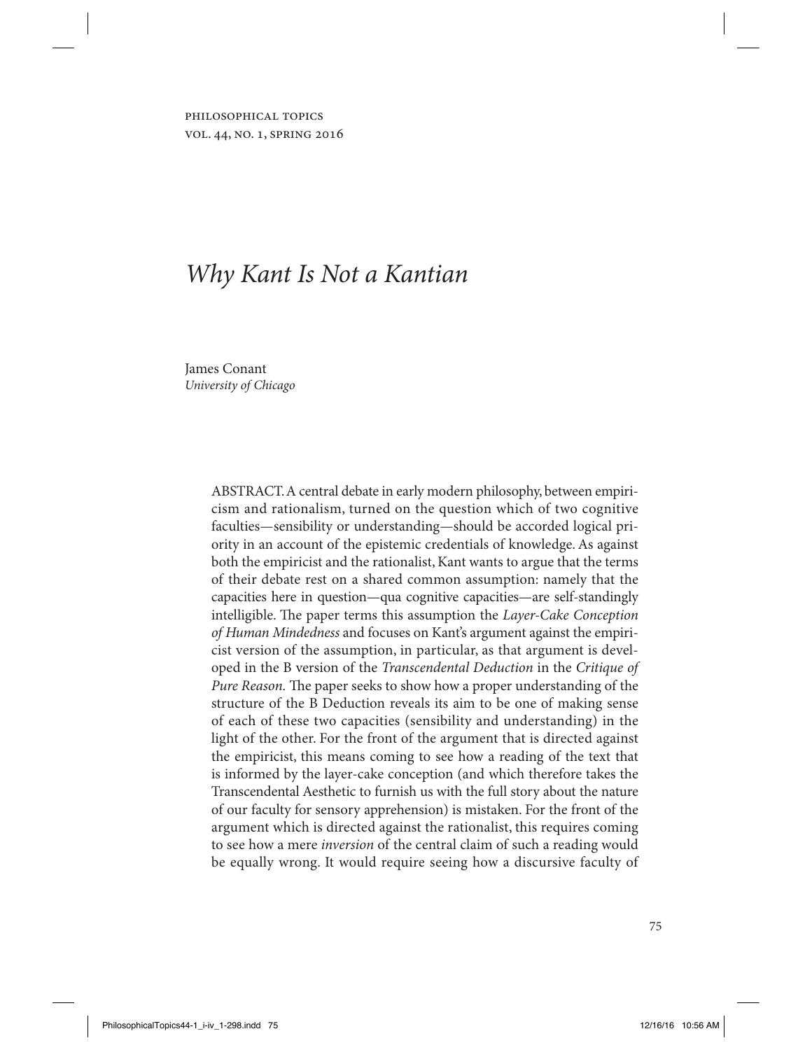# *Why Kant Is Not a Kantian*

James Conant
*University of Chicago*

ABSTRACT. A central debate in early modern philosophy, between empiricism and rationalism, turned on the question which of two cognitive faculties—sensibility or understanding—should be accorded logical priority in an account of the epistemic credentials of knowledge. As against both the empiricist and the rationalist, Kant wants to argue that the terms of their debate rest on a shared common assumption: namely that the capacities here in question—qua cognitive capacities—are self-standingly intelligible. The paper terms this assumption the *Layer-Cake Conception of Human Mindedness* and focuses on Kant's argument against the empiricist version of the assumption, in particular, as that argument is developed in the B version of the *Transcendental Deduction* in the *Critique of Pure Reason.* The paper seeks to show how a proper understanding of the structure of the B Deduction reveals its aim to be one of making sense of each of these two capacities (sensibility and understanding) in the light of the other. For the front of the argument that is directed against the empiricist, this means coming to see how a reading of the text that is informed by the layer-cake conception (and which therefore takes the Transcendental Aesthetic to furnish us with the full story about the nature of our faculty for sensory apprehension) is mistaken. For the front of the argument which is directed against the rationalist, this requires coming to see how a mere *inversion* of the central claim of such a reading would be equally wrong. It would require seeing how a discursive faculty of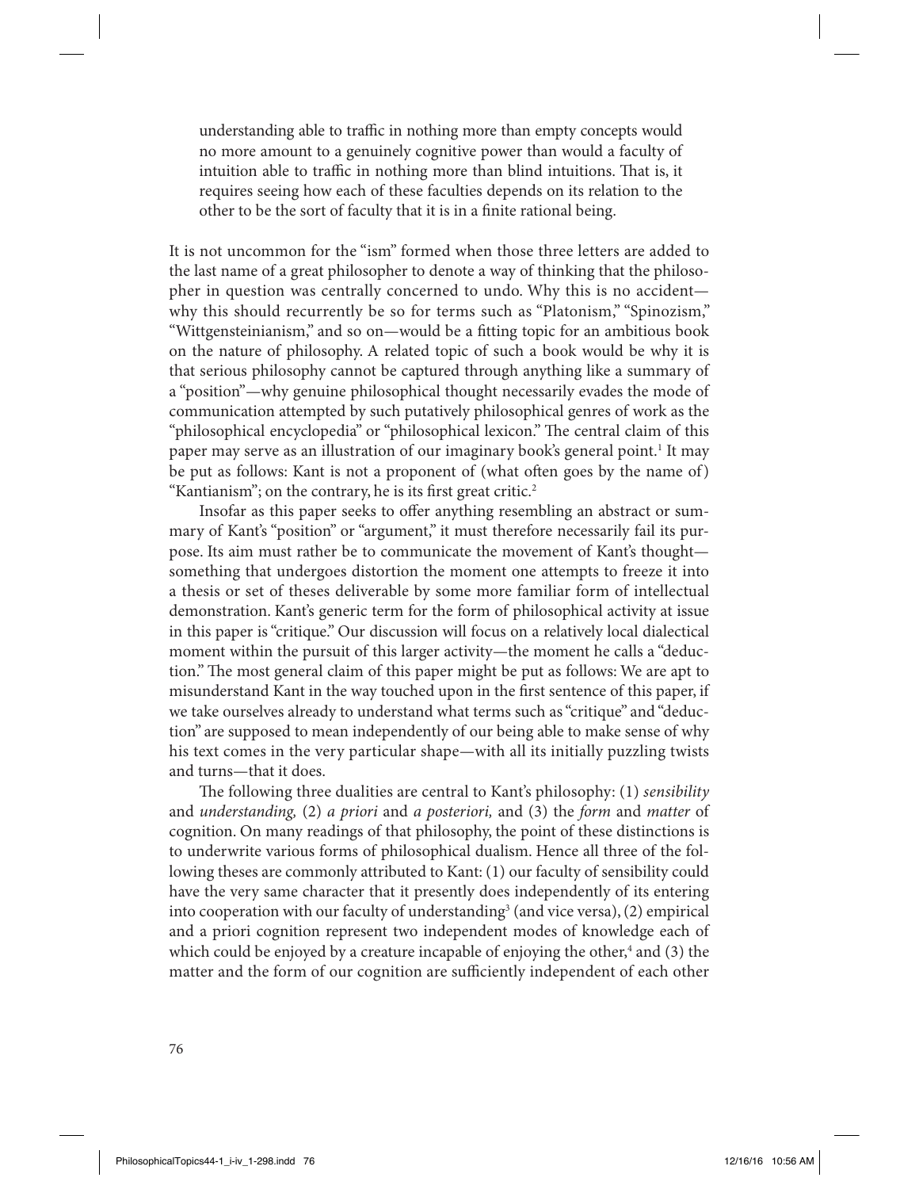understanding able to traffic in nothing more than empty concepts would no more amount to a genuinely cognitive power than would a faculty of intuition able to traffic in nothing more than blind intuitions. That is, it requires seeing how each of these faculties depends on its relation to the other to be the sort of faculty that it is in a finite rational being.

It is not uncommon for the "ism" formed when those three letters are added to the last name of a great philosopher to denote a way of thinking that the philosopher in question was centrally concerned to undo. Why this is no accident—why this should recurrently be so for terms such as "Platonism," "Spinozism," "Wittgensteinianism," and so on—would be a fitting topic for an ambitious book on the nature of philosophy. A related topic of such a book would be why it is that serious philosophy cannot be captured through anything like a summary of a "position"—why genuine philosophical thought necessarily evades the mode of communication attempted by such putatively philosophical genres of work as the "philosophical encyclopedia" or "philosophical lexicon." The central claim of this paper may serve as an illustration of our imaginary book's general point.[1] It may be put as follows: Kant is not a proponent of (what often goes by the name of) "Kantianism"; on the contrary, he is its first great critic.[2]

Insofar as this paper seeks to offer anything resembling an abstract or summary of Kant's "position" or "argument," it must therefore necessarily fail its purpose. Its aim must rather be to communicate the movement of Kant's thought—something that undergoes distortion the moment one attempts to freeze it into a thesis or set of theses deliverable by some more familiar form of intellectual demonstration. Kant's generic term for the form of philosophical activity at issue in this paper is "critique." Our discussion will focus on a relatively local dialectical moment within the pursuit of this larger activity—the moment he calls a "deduction." The most general claim of this paper might be put as follows: We are apt to misunderstand Kant in the way touched upon in the first sentence of this paper, if we take ourselves already to understand what terms such as "critique" and "deduction" are supposed to mean independently of our being able to make sense of why his text comes in the very particular shape—with all its initially puzzling twists and turns—that it does.

The following three dualities are central to Kant's philosophy: (1) *sensibility* and *understanding,* (2) *a priori* and *a posteriori,* and (3) the *form* and *matter* of cognition. On many readings of that philosophy, the point of these distinctions is to underwrite various forms of philosophical dualism. Hence all three of the following theses are commonly attributed to Kant: (1) our faculty of sensibility could have the very same character that it presently does independently of its entering into cooperation with our faculty of understanding[3] (and vice versa), (2) empirical and a priori cognition represent two independent modes of knowledge each of which could be enjoyed by a creature incapable of enjoying the other,[4] and (3) the matter and the form of our cognition are sufficiently independent of each other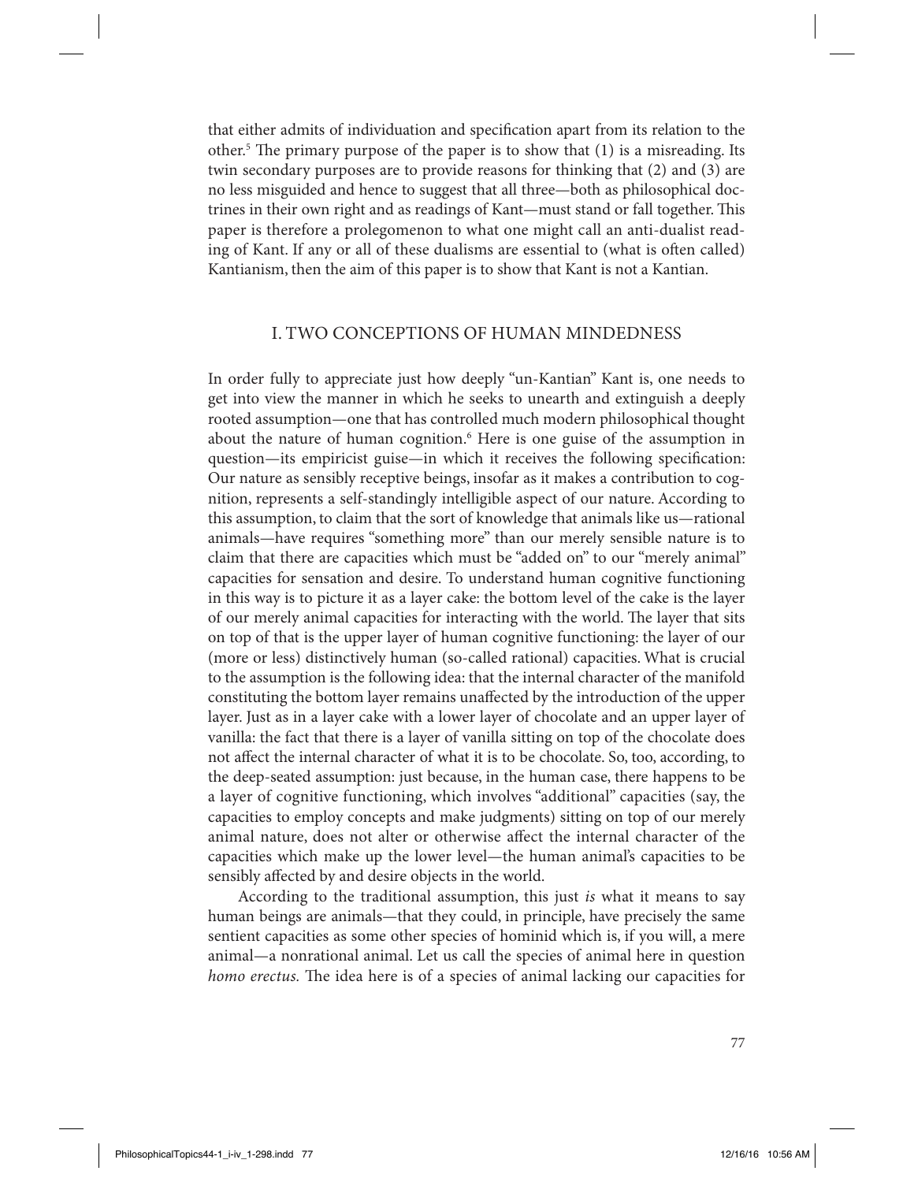that either admits of individuation and specification apart from its relation to the other.[5] The primary purpose of the paper is to show that (1) is a misreading. Its twin secondary purposes are to provide reasons for thinking that (2) and (3) are no less misguided and hence to suggest that all three—both as philosophical doctrines in their own right and as readings of Kant—must stand or fall together. This paper is therefore a prolegomenon to what one might call an anti-dualist reading of Kant. If any or all of these dualisms are essential to (what is often called) Kantianism, then the aim of this paper is to show that Kant is not a Kantian.

## I. TWO CONCEPTIONS OF HUMAN MINDEDNESS

In order fully to appreciate just how deeply "un-Kantian" Kant is, one needs to get into view the manner in which he seeks to unearth and extinguish a deeply rooted assumption—one that has controlled much modern philosophical thought about the nature of human cognition.[6] Here is one guise of the assumption in question—its empiricist guise—in which it receives the following specification: Our nature as sensibly receptive beings, insofar as it makes a contribution to cognition, represents a self-standingly intelligible aspect of our nature. According to this assumption, to claim that the sort of knowledge that animals like us—rational animals—have requires "something more" than our merely sensible nature is to claim that there are capacities which must be "added on" to our "merely animal" capacities for sensation and desire. To understand human cognitive functioning in this way is to picture it as a layer cake: the bottom level of the cake is the layer of our merely animal capacities for interacting with the world. The layer that sits on top of that is the upper layer of human cognitive functioning: the layer of our (more or less) distinctively human (so-called rational) capacities. What is crucial to the assumption is the following idea: that the internal character of the manifold constituting the bottom layer remains unaffected by the introduction of the upper layer. Just as in a layer cake with a lower layer of chocolate and an upper layer of vanilla: the fact that there is a layer of vanilla sitting on top of the chocolate does not affect the internal character of what it is to be chocolate. So, too, according, to the deep-seated assumption: just because, in the human case, there happens to be a layer of cognitive functioning, which involves "additional" capacities (say, the capacities to employ concepts and make judgments) sitting on top of our merely animal nature, does not alter or otherwise affect the internal character of the capacities which make up the lower level—the human animal's capacities to be sensibly affected by and desire objects in the world.

According to the traditional assumption, this just *is* what it means to say human beings are animals—that they could, in principle, have precisely the same sentient capacities as some other species of hominid which is, if you will, a mere animal—a nonrational animal. Let us call the species of animal here in question *homo erectus.* The idea here is of a species of animal lacking our capacities for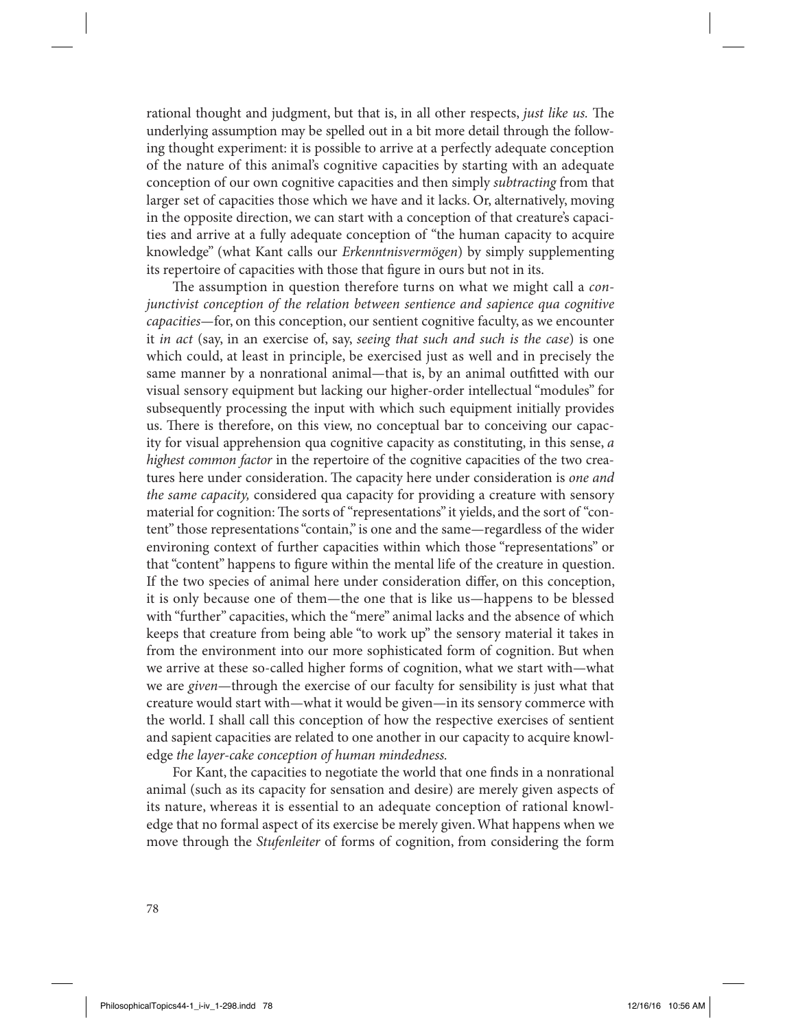rational thought and judgment, but that is, in all other respects, *just like us.* The underlying assumption may be spelled out in a bit more detail through the following thought experiment: it is possible to arrive at a perfectly adequate conception of the nature of this animal's cognitive capacities by starting with an adequate conception of our own cognitive capacities and then simply *subtracting* from that larger set of capacities those which we have and it lacks. Or, alternatively, moving in the opposite direction, we can start with a conception of that creature's capacities and arrive at a fully adequate conception of "the human capacity to acquire knowledge" (what Kant calls our *Erkenntnisvermögen*) by simply supplementing its repertoire of capacities with those that figure in ours but not in its.

The assumption in question therefore turns on what we might call a *conjunctivist conception of the relation between sentience and sapience qua cognitive capacities*—for, on this conception, our sentient cognitive faculty, as we encounter it *in act* (say, in an exercise of, say, *seeing that such and such is the case*) is one which could, at least in principle, be exercised just as well and in precisely the same manner by a nonrational animal—that is, by an animal outfitted with our visual sensory equipment but lacking our higher-order intellectual "modules" for subsequently processing the input with which such equipment initially provides us. There is therefore, on this view, no conceptual bar to conceiving our capacity for visual apprehension qua cognitive capacity as constituting, in this sense, *a highest common factor* in the repertoire of the cognitive capacities of the two creatures here under consideration. The capacity here under consideration is *one and the same capacity,* considered qua capacity for providing a creature with sensory material for cognition: The sorts of "representations" it yields, and the sort of "content" those representations "contain," is one and the same—regardless of the wider environing context of further capacities within which those "representations" or that "content" happens to figure within the mental life of the creature in question. If the two species of animal here under consideration differ, on this conception, it is only because one of them—the one that is like us—happens to be blessed with "further" capacities, which the "mere" animal lacks and the absence of which keeps that creature from being able "to work up" the sensory material it takes in from the environment into our more sophisticated form of cognition. But when we arrive at these so-called higher forms of cognition, what we start with—what we are *given*—through the exercise of our faculty for sensibility is just what that creature would start with—what it would be given—in its sensory commerce with the world. I shall call this conception of how the respective exercises of sentient and sapient capacities are related to one another in our capacity to acquire knowledge *the layer-cake conception of human mindedness.*

For Kant, the capacities to negotiate the world that one finds in a nonrational animal (such as its capacity for sensation and desire) are merely given aspects of its nature, whereas it is essential to an adequate conception of rational knowledge that no formal aspect of its exercise be merely given. What happens when we move through the *Stufenleiter* of forms of cognition, from considering the form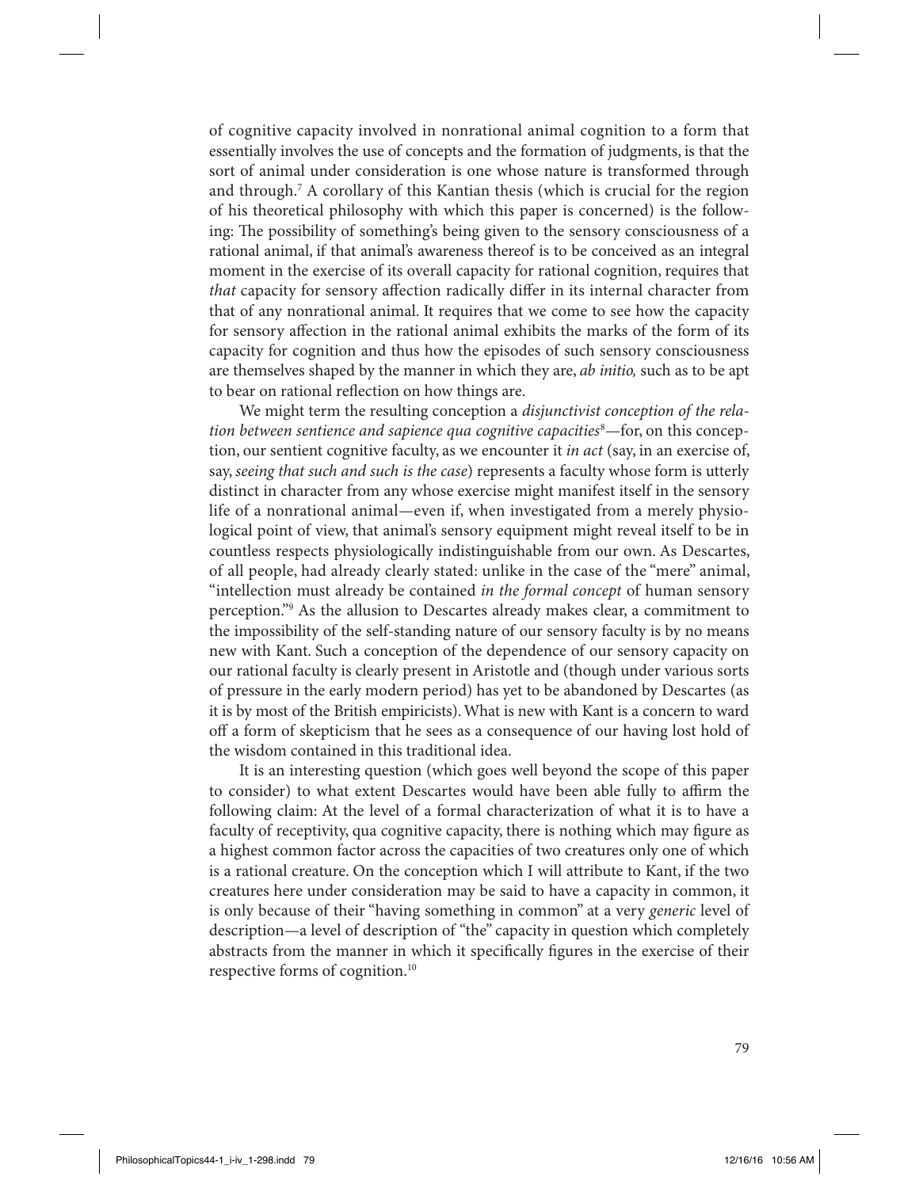of cognitive capacity involved in nonrational animal cognition to a form that essentially involves the use of concepts and the formation of judgments, is that the sort of animal under consideration is one whose nature is transformed through and through.[7] A corollary of this Kantian thesis (which is crucial for the region of his theoretical philosophy with which this paper is concerned) is the following: The possibility of something's being given to the sensory consciousness of a rational animal, if that animal's awareness thereof is to be conceived as an integral moment in the exercise of its overall capacity for rational cognition, requires that *that* capacity for sensory affection radically differ in its internal character from that of any nonrational animal. It requires that we come to see how the capacity for sensory affection in the rational animal exhibits the marks of the form of its capacity for cognition and thus how the episodes of such sensory consciousness are themselves shaped by the manner in which they are, *ab initio,* such as to be apt to bear on rational reflection on how things are.

We might term the resulting conception a *disjunctivist conception of the relation between sentience and sapience qua cognitive capacities*[8]—for, on this conception, our sentient cognitive faculty, as we encounter it *in act* (say, in an exercise of, say, *seeing that such and such is the case*) represents a faculty whose form is utterly distinct in character from any whose exercise might manifest itself in the sensory life of a nonrational animal—even if, when investigated from a merely physiological point of view, that animal's sensory equipment might reveal itself to be in countless respects physiologically indistinguishable from our own. As Descartes, of all people, had already clearly stated: unlike in the case of the "mere" animal, "intellection must already be contained *in the formal concept* of human sensory perception."[9] As the allusion to Descartes already makes clear, a commitment to the impossibility of the self-standing nature of our sensory faculty is by no means new with Kant. Such a conception of the dependence of our sensory capacity on our rational faculty is clearly present in Aristotle and (though under various sorts of pressure in the early modern period) has yet to be abandoned by Descartes (as it is by most of the British empiricists). What is new with Kant is a concern to ward off a form of skepticism that he sees as a consequence of our having lost hold of the wisdom contained in this traditional idea.

It is an interesting question (which goes well beyond the scope of this paper to consider) to what extent Descartes would have been able fully to affirm the following claim: At the level of a formal characterization of what it is to have a faculty of receptivity, qua cognitive capacity, there is nothing which may figure as a highest common factor across the capacities of two creatures only one of which is a rational creature. On the conception which I will attribute to Kant, if the two creatures here under consideration may be said to have a capacity in common, it is only because of their "having something in common" at a very *generic* level of description—a level of description of "the" capacity in question which completely abstracts from the manner in which it specifically figures in the exercise of their respective forms of cognition.[10]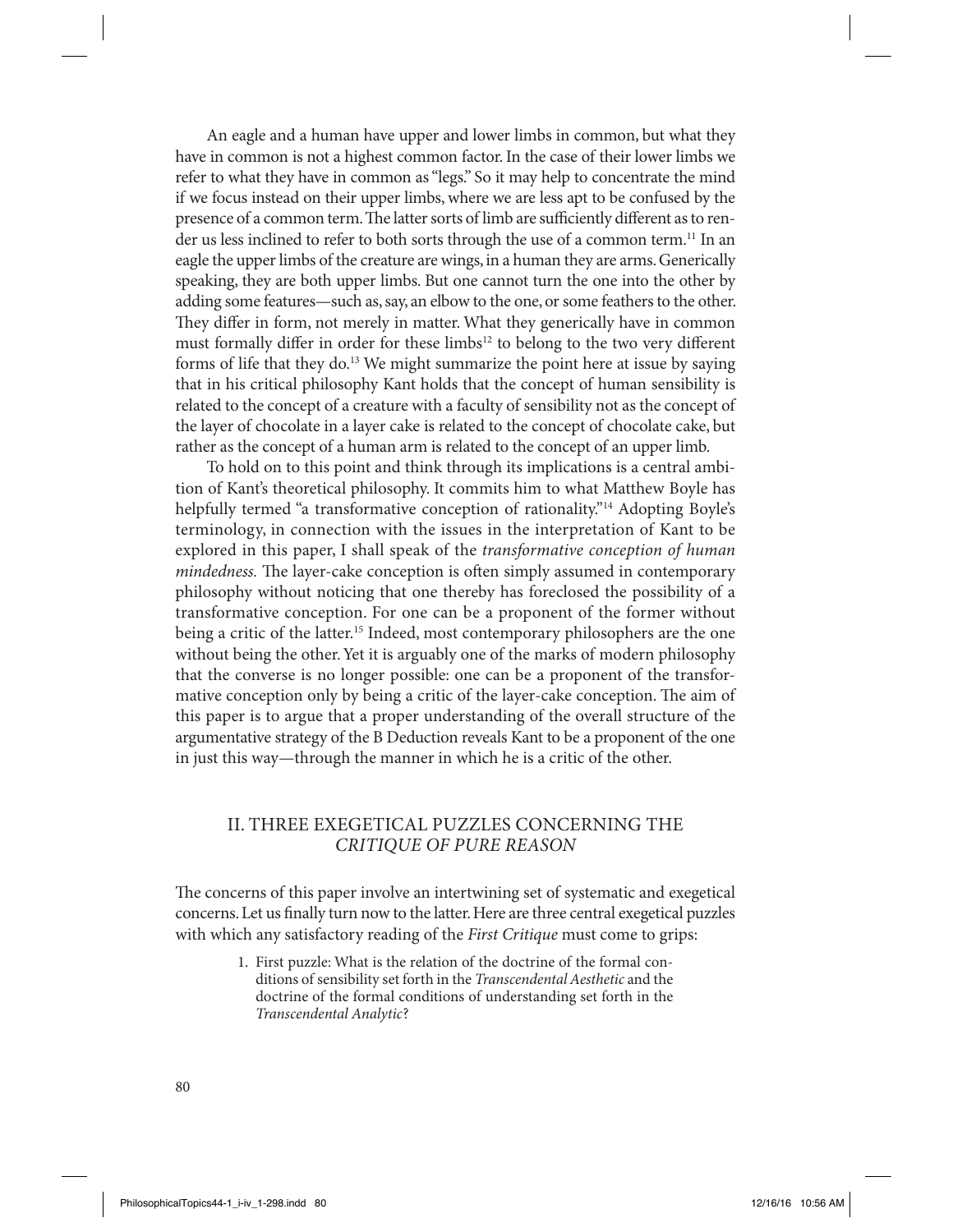An eagle and a human have upper and lower limbs in common, but what they have in common is not a highest common factor. In the case of their lower limbs we refer to what they have in common as "legs." So it may help to concentrate the mind if we focus instead on their upper limbs, where we are less apt to be confused by the presence of a common term. The latter sorts of limb are sufficiently different as to render us less inclined to refer to both sorts through the use of a common term.[11] In an eagle the upper limbs of the creature are wings, in a human they are arms. Generically speaking, they are both upper limbs. But one cannot turn the one into the other by adding some features—such as, say, an elbow to the one, or some feathers to the other. They differ in form, not merely in matter. What they generically have in common must formally differ in order for these limbs[12] to belong to the two very different forms of life that they do.[13] We might summarize the point here at issue by saying that in his critical philosophy Kant holds that the concept of human sensibility is related to the concept of a creature with a faculty of sensibility not as the concept of the layer of chocolate in a layer cake is related to the concept of chocolate cake, but rather as the concept of a human arm is related to the concept of an upper limb.

To hold on to this point and think through its implications is a central ambition of Kant's theoretical philosophy. It commits him to what Matthew Boyle has helpfully termed "a transformative conception of rationality."[14] Adopting Boyle's terminology, in connection with the issues in the interpretation of Kant to be explored in this paper, I shall speak of the *transformative conception of human mindedness.* The layer-cake conception is often simply assumed in contemporary philosophy without noticing that one thereby has foreclosed the possibility of a transformative conception. For one can be a proponent of the former without being a critic of the latter.[15] Indeed, most contemporary philosophers are the one without being the other. Yet it is arguably one of the marks of modern philosophy that the converse is no longer possible: one can be a proponent of the transformative conception only by being a critic of the layer-cake conception. The aim of this paper is to argue that a proper understanding of the overall structure of the argumentative strategy of the B Deduction reveals Kant to be a proponent of the one in just this way—through the manner in which he is a critic of the other.

## II. THREE EXEGETICAL PUZZLES CONCERNING THE *CRITIQUE OF PURE REASON*

The concerns of this paper involve an intertwining set of systematic and exegetical concerns. Let us finally turn now to the latter. Here are three central exegetical puzzles with which any satisfactory reading of the *First Critique* must come to grips:

1. First puzzle: What is the relation of the doctrine of the formal conditions of sensibility set forth in the *Transcendental Aesthetic* and the doctrine of the formal conditions of understanding set forth in the *Transcendental Analytic*?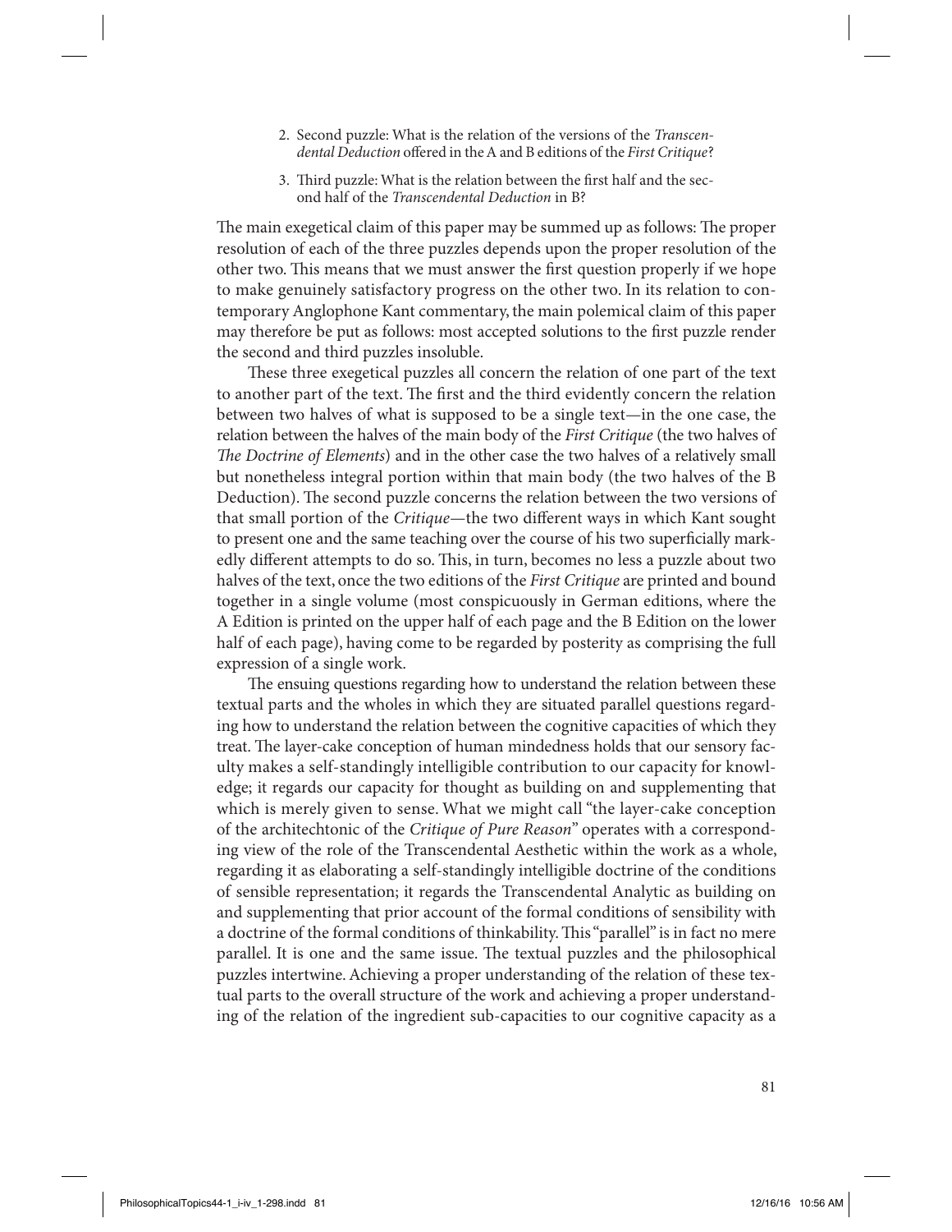2. Second puzzle: What is the relation of the versions of the *Transcendental Deduction* offered in the A and B editions of the *First Critique*?

3. Third puzzle: What is the relation between the first half and the second half of the *Transcendental Deduction* in B?

The main exegetical claim of this paper may be summed up as follows: The proper resolution of each of the three puzzles depends upon the proper resolution of the other two. This means that we must answer the first question properly if we hope to make genuinely satisfactory progress on the other two. In its relation to contemporary Anglophone Kant commentary, the main polemical claim of this paper may therefore be put as follows: most accepted solutions to the first puzzle render the second and third puzzles insoluble.

These three exegetical puzzles all concern the relation of one part of the text to another part of the text. The first and the third evidently concern the relation between two halves of what is supposed to be a single text—in the one case, the relation between the halves of the main body of the *First Critique* (the two halves of *The Doctrine of Elements*) and in the other case the two halves of a relatively small but nonetheless integral portion within that main body (the two halves of the B Deduction). The second puzzle concerns the relation between the two versions of that small portion of the *Critique*—the two different ways in which Kant sought to present one and the same teaching over the course of his two superficially markedly different attempts to do so. This, in turn, becomes no less a puzzle about two halves of the text, once the two editions of the *First Critique* are printed and bound together in a single volume (most conspicuously in German editions, where the A Edition is printed on the upper half of each page and the B Edition on the lower half of each page), having come to be regarded by posterity as comprising the full expression of a single work.

The ensuing questions regarding how to understand the relation between these textual parts and the wholes in which they are situated parallel questions regarding how to understand the relation between the cognitive capacities of which they treat. The layer-cake conception of human mindedness holds that our sensory faculty makes a self-standingly intelligible contribution to our capacity for knowledge; it regards our capacity for thought as building on and supplementing that which is merely given to sense. What we might call "the layer-cake conception of the architechtonic of the *Critique of Pure Reason*" operates with a corresponding view of the role of the Transcendental Aesthetic within the work as a whole, regarding it as elaborating a self-standingly intelligible doctrine of the conditions of sensible representation; it regards the Transcendental Analytic as building on and supplementing that prior account of the formal conditions of sensibility with a doctrine of the formal conditions of thinkability. This "parallel" is in fact no mere parallel. It is one and the same issue. The textual puzzles and the philosophical puzzles intertwine. Achieving a proper understanding of the relation of these textual parts to the overall structure of the work and achieving a proper understanding of the relation of the ingredient sub-capacities to our cognitive capacity as a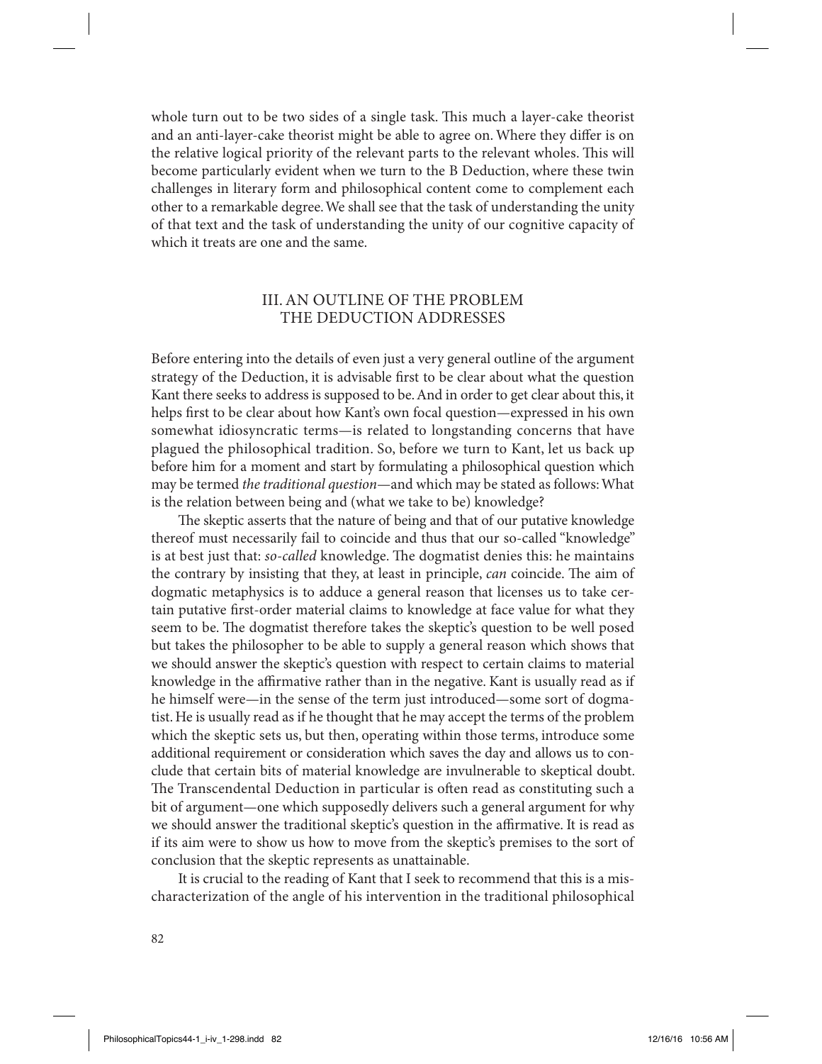whole turn out to be two sides of a single task. This much a layer-cake theorist and an anti-layer-cake theorist might be able to agree on. Where they differ is on the relative logical priority of the relevant parts to the relevant wholes. This will become particularly evident when we turn to the B Deduction, where these twin challenges in literary form and philosophical content come to complement each other to a remarkable degree. We shall see that the task of understanding the unity of that text and the task of understanding the unity of our cognitive capacity of which it treats are one and the same.

## III. AN OUTLINE OF THE PROBLEM THE DEDUCTION ADDRESSES

Before entering into the details of even just a very general outline of the argument strategy of the Deduction, it is advisable first to be clear about what the question Kant there seeks to address is supposed to be. And in order to get clear about this, it helps first to be clear about how Kant's own focal question—expressed in his own somewhat idiosyncratic terms—is related to longstanding concerns that have plagued the philosophical tradition. So, before we turn to Kant, let us back up before him for a moment and start by formulating a philosophical question which may be termed *the traditional question*—and which may be stated as follows: What is the relation between being and (what we take to be) knowledge?

The skeptic asserts that the nature of being and that of our putative knowledge thereof must necessarily fail to coincide and thus that our so-called "knowledge" is at best just that: *so-called* knowledge. The dogmatist denies this: he maintains the contrary by insisting that they, at least in principle, *can* coincide. The aim of dogmatic metaphysics is to adduce a general reason that licenses us to take certain putative first-order material claims to knowledge at face value for what they seem to be. The dogmatist therefore takes the skeptic's question to be well posed but takes the philosopher to be able to supply a general reason which shows that we should answer the skeptic's question with respect to certain claims to material knowledge in the affirmative rather than in the negative. Kant is usually read as if he himself were—in the sense of the term just introduced—some sort of dogmatist. He is usually read as if he thought that he may accept the terms of the problem which the skeptic sets us, but then, operating within those terms, introduce some additional requirement or consideration which saves the day and allows us to conclude that certain bits of material knowledge are invulnerable to skeptical doubt. The Transcendental Deduction in particular is often read as constituting such a bit of argument—one which supposedly delivers such a general argument for why we should answer the traditional skeptic's question in the affirmative. It is read as if its aim were to show us how to move from the skeptic's premises to the sort of conclusion that the skeptic represents as unattainable.

It is crucial to the reading of Kant that I seek to recommend that this is a mischaracterization of the angle of his intervention in the traditional philosophical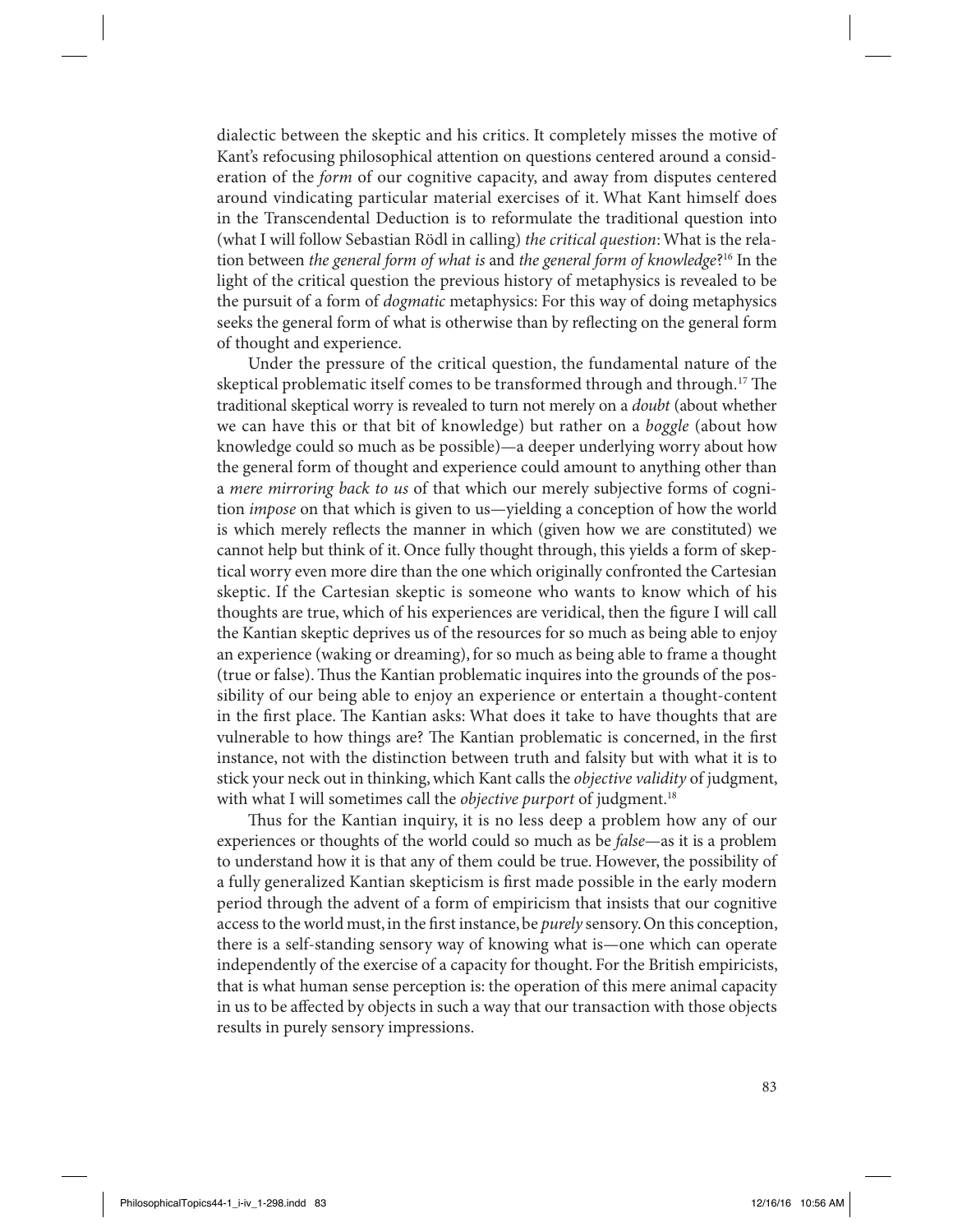dialectic between the skeptic and his critics. It completely misses the motive of Kant's refocusing philosophical attention on questions centered around a consideration of the *form* of our cognitive capacity, and away from disputes centered around vindicating particular material exercises of it. What Kant himself does in the Transcendental Deduction is to reformulate the traditional question into (what I will follow Sebastian Rödl in calling) *the critical question*: What is the relation between *the general form of what is* and *the general form of knowledge*?[16] In the light of the critical question the previous history of metaphysics is revealed to be the pursuit of a form of *dogmatic* metaphysics: For this way of doing metaphysics seeks the general form of what is otherwise than by reflecting on the general form of thought and experience.

Under the pressure of the critical question, the fundamental nature of the skeptical problematic itself comes to be transformed through and through.[17] The traditional skeptical worry is revealed to turn not merely on a *doubt* (about whether we can have this or that bit of knowledge) but rather on a *boggle* (about how knowledge could so much as be possible)—a deeper underlying worry about how the general form of thought and experience could amount to anything other than a *mere mirroring back to us* of that which our merely subjective forms of cognition *impose* on that which is given to us—yielding a conception of how the world is which merely reflects the manner in which (given how we are constituted) we cannot help but think of it. Once fully thought through, this yields a form of skeptical worry even more dire than the one which originally confronted the Cartesian skeptic. If the Cartesian skeptic is someone who wants to know which of his thoughts are true, which of his experiences are veridical, then the figure I will call the Kantian skeptic deprives us of the resources for so much as being able to enjoy an experience (waking or dreaming), for so much as being able to frame a thought (true or false). Thus the Kantian problematic inquires into the grounds of the possibility of our being able to enjoy an experience or entertain a thought-content in the first place. The Kantian asks: What does it take to have thoughts that are vulnerable to how things are? The Kantian problematic is concerned, in the first instance, not with the distinction between truth and falsity but with what it is to stick your neck out in thinking, which Kant calls the *objective validity* of judgment, with what I will sometimes call the *objective purport* of judgment.[18]

Thus for the Kantian inquiry, it is no less deep a problem how any of our experiences or thoughts of the world could so much as be *false*—as it is a problem to understand how it is that any of them could be true. However, the possibility of a fully generalized Kantian skepticism is first made possible in the early modern period through the advent of a form of empiricism that insists that our cognitive access to the world must, in the first instance, be *purely* sensory. On this conception, there is a self-standing sensory way of knowing what is—one which can operate independently of the exercise of a capacity for thought. For the British empiricists, that is what human sense perception is: the operation of this mere animal capacity in us to be affected by objects in such a way that our transaction with those objects results in purely sensory impressions.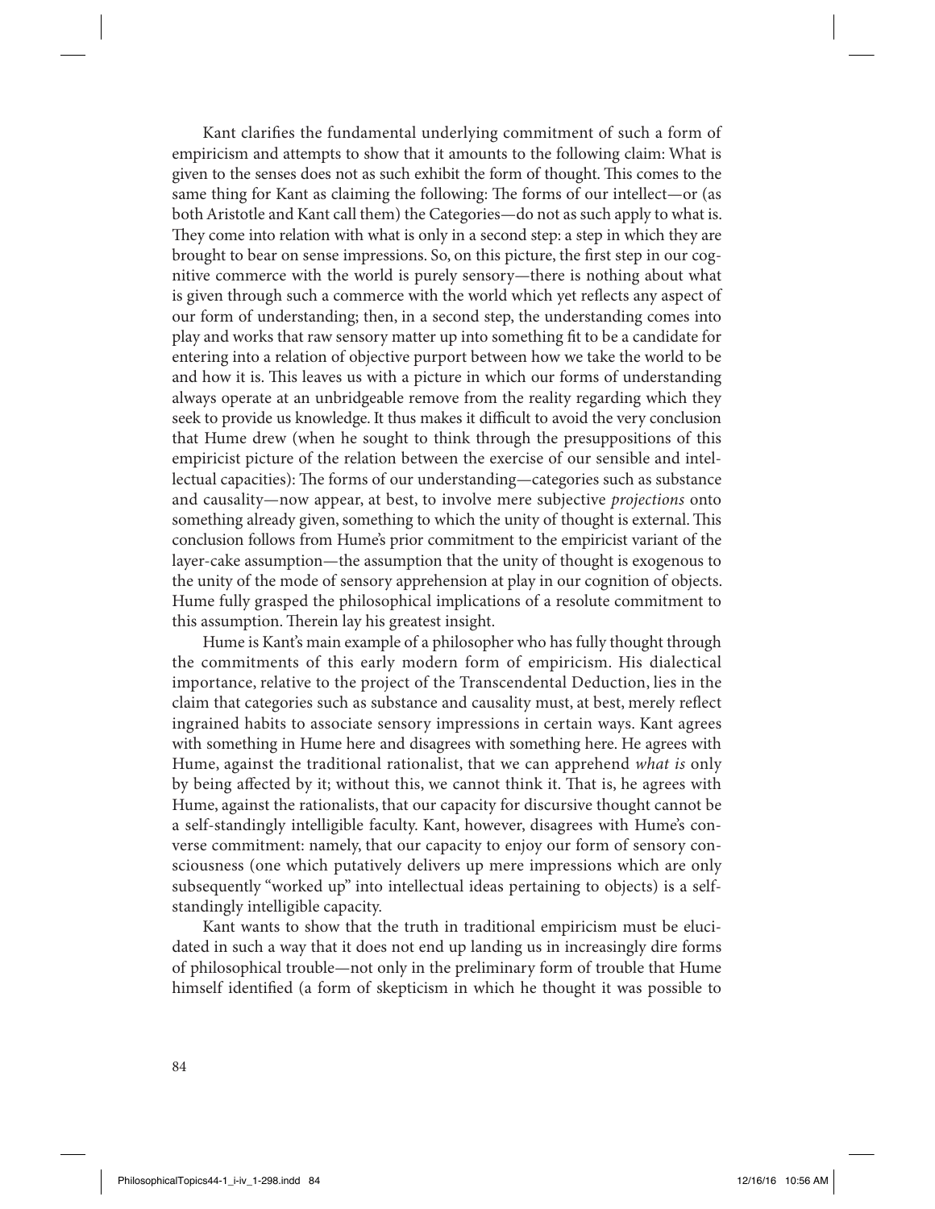Kant clarifies the fundamental underlying commitment of such a form of empiricism and attempts to show that it amounts to the following claim: What is given to the senses does not as such exhibit the form of thought. This comes to the same thing for Kant as claiming the following: The forms of our intellect—or (as both Aristotle and Kant call them) the Categories—do not as such apply to what is. They come into relation with what is only in a second step: a step in which they are brought to bear on sense impressions. So, on this picture, the first step in our cognitive commerce with the world is purely sensory—there is nothing about what is given through such a commerce with the world which yet reflects any aspect of our form of understanding; then, in a second step, the understanding comes into play and works that raw sensory matter up into something fit to be a candidate for entering into a relation of objective purport between how we take the world to be and how it is. This leaves us with a picture in which our forms of understanding always operate at an unbridgeable remove from the reality regarding which they seek to provide us knowledge. It thus makes it difficult to avoid the very conclusion that Hume drew (when he sought to think through the presuppositions of this empiricist picture of the relation between the exercise of our sensible and intellectual capacities): The forms of our understanding—categories such as substance and causality—now appear, at best, to involve mere subjective *projections* onto something already given, something to which the unity of thought is external. This conclusion follows from Hume's prior commitment to the empiricist variant of the layer-cake assumption—the assumption that the unity of thought is exogenous to the unity of the mode of sensory apprehension at play in our cognition of objects. Hume fully grasped the philosophical implications of a resolute commitment to this assumption. Therein lay his greatest insight.

Hume is Kant's main example of a philosopher who has fully thought through the commitments of this early modern form of empiricism. His dialectical importance, relative to the project of the Transcendental Deduction, lies in the claim that categories such as substance and causality must, at best, merely reflect ingrained habits to associate sensory impressions in certain ways. Kant agrees with something in Hume here and disagrees with something here. He agrees with Hume, against the traditional rationalist, that we can apprehend *what is* only by being affected by it; without this, we cannot think it. That is, he agrees with Hume, against the rationalists, that our capacity for discursive thought cannot be a self-standingly intelligible faculty. Kant, however, disagrees with Hume's converse commitment: namely, that our capacity to enjoy our form of sensory consciousness (one which putatively delivers up mere impressions which are only subsequently "worked up" into intellectual ideas pertaining to objects) is a self-standingly intelligible capacity.

Kant wants to show that the truth in traditional empiricism must be elucidated in such a way that it does not end up landing us in increasingly dire forms of philosophical trouble—not only in the preliminary form of trouble that Hume himself identified (a form of skepticism in which he thought it was possible to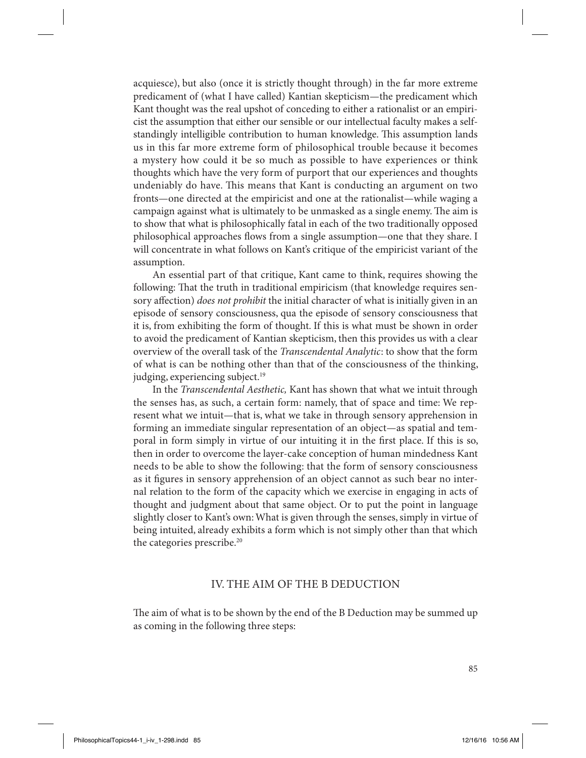acquiesce), but also (once it is strictly thought through) in the far more extreme predicament of (what I have called) Kantian skepticism—the predicament which Kant thought was the real upshot of conceding to either a rationalist or an empiricist the assumption that either our sensible or our intellectual faculty makes a self-standingly intelligible contribution to human knowledge. This assumption lands us in this far more extreme form of philosophical trouble because it becomes a mystery how could it be so much as possible to have experiences or think thoughts which have the very form of purport that our experiences and thoughts undeniably do have. This means that Kant is conducting an argument on two fronts—one directed at the empiricist and one at the rationalist—while waging a campaign against what is ultimately to be unmasked as a single enemy. The aim is to show that what is philosophically fatal in each of the two traditionally opposed philosophical approaches flows from a single assumption—one that they share. I will concentrate in what follows on Kant's critique of the empiricist variant of the assumption.

An essential part of that critique, Kant came to think, requires showing the following: That the truth in traditional empiricism (that knowledge requires sensory affection) *does not prohibit* the initial character of what is initially given in an episode of sensory consciousness, qua the episode of sensory consciousness that it is, from exhibiting the form of thought. If this is what must be shown in order to avoid the predicament of Kantian skepticism, then this provides us with a clear overview of the overall task of the *Transcendental Analytic*: to show that the form of what is can be nothing other than that of the consciousness of the thinking, judging, experiencing subject.[19]

In the *Transcendental Aesthetic,* Kant has shown that what we intuit through the senses has, as such, a certain form: namely, that of space and time: We represent what we intuit—that is, what we take in through sensory apprehension in forming an immediate singular representation of an object—as spatial and temporal in form simply in virtue of our intuiting it in the first place. If this is so, then in order to overcome the layer-cake conception of human mindedness Kant needs to be able to show the following: that the form of sensory consciousness as it figures in sensory apprehension of an object cannot as such bear no internal relation to the form of the capacity which we exercise in engaging in acts of thought and judgment about that same object. Or to put the point in language slightly closer to Kant's own: What is given through the senses, simply in virtue of being intuited, already exhibits a form which is not simply other than that which the categories prescribe.[20]

## IV. THE AIM OF THE B DEDUCTION

The aim of what is to be shown by the end of the B Deduction may be summed up as coming in the following three steps: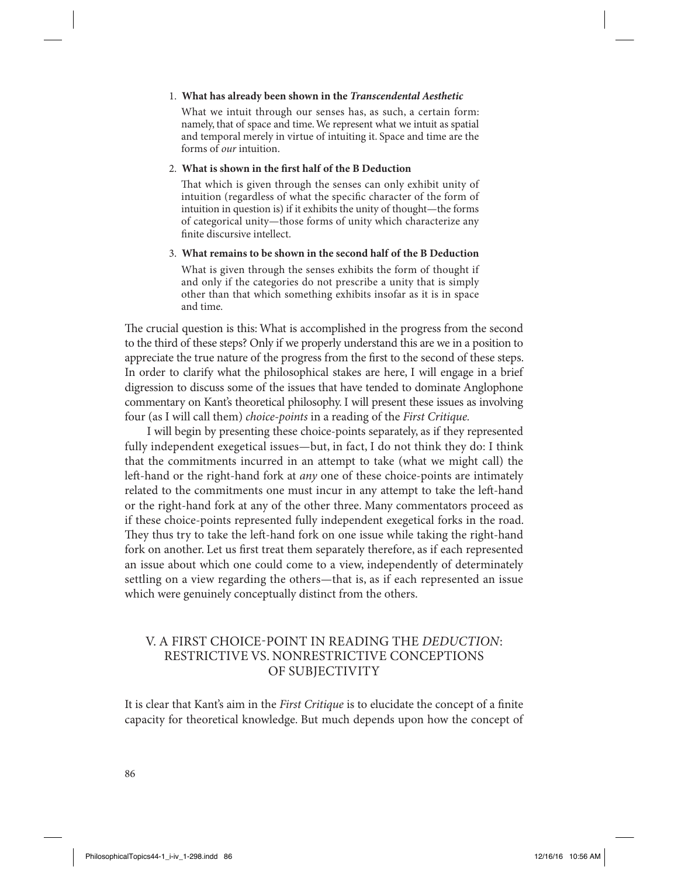1. **What has already been shown in the *Transcendental Aesthetic***

   What we intuit through our senses has, as such, a certain form: namely, that of space and time. We represent what we intuit as spatial and temporal merely in virtue of intuiting it. Space and time are the forms of *our* intuition.

2. **What is shown in the first half of the B Deduction**

   That which is given through the senses can only exhibit unity of intuition (regardless of what the specific character of the form of intuition in question is) if it exhibits the unity of thought—the forms of categorical unity—those forms of unity which characterize any finite discursive intellect.

3. **What remains to be shown in the second half of the B Deduction**

   What is given through the senses exhibits the form of thought if and only if the categories do not prescribe a unity that is simply other than that which something exhibits insofar as it is in space and time.

The crucial question is this: What is accomplished in the progress from the second to the third of these steps? Only if we properly understand this are we in a position to appreciate the true nature of the progress from the first to the second of these steps. In order to clarify what the philosophical stakes are here, I will engage in a brief digression to discuss some of the issues that have tended to dominate Anglophone commentary on Kant's theoretical philosophy. I will present these issues as involving four (as I will call them) *choice-points* in a reading of the *First Critique.*

I will begin by presenting these choice-points separately, as if they represented fully independent exegetical issues—but, in fact, I do not think they do: I think that the commitments incurred in an attempt to take (what we might call) the left-hand or the right-hand fork at *any* one of these choice-points are intimately related to the commitments one must incur in any attempt to take the left-hand or the right-hand fork at any of the other three. Many commentators proceed as if these choice-points represented fully independent exegetical forks in the road. They thus try to take the left-hand fork on one issue while taking the right-hand fork on another. Let us first treat them separately therefore, as if each represented an issue about which one could come to a view, independently of determinately settling on a view regarding the others—that is, as if each represented an issue which were genuinely conceptually distinct from the others.

## V. A FIRST CHOICE-POINT IN READING THE *DEDUCTION*: RESTRICTIVE VS. NONRESTRICTIVE CONCEPTIONS OF SUBJECTIVITY

It is clear that Kant's aim in the *First Critique* is to elucidate the concept of a finite capacity for theoretical knowledge. But much depends upon how the concept of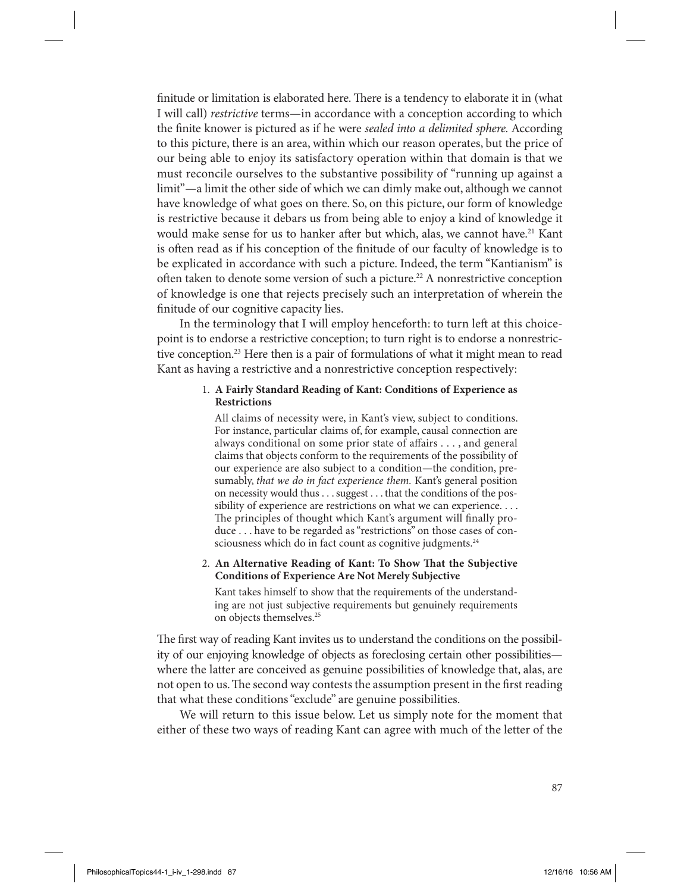finitude or limitation is elaborated here. There is a tendency to elaborate it in (what I will call) *restrictive* terms—in accordance with a conception according to which the finite knower is pictured as if he were *sealed into a delimited sphere.* According to this picture, there is an area, within which our reason operates, but the price of our being able to enjoy its satisfactory operation within that domain is that we must reconcile ourselves to the substantive possibility of "running up against a limit"—a limit the other side of which we can dimly make out, although we cannot have knowledge of what goes on there. So, on this picture, our form of knowledge is restrictive because it debars us from being able to enjoy a kind of knowledge it would make sense for us to hanker after but which, alas, we cannot have.[21] Kant is often read as if his conception of the finitude of our faculty of knowledge is to be explicated in accordance with such a picture. Indeed, the term "Kantianism" is often taken to denote some version of such a picture.[22] A nonrestrictive conception of knowledge is one that rejects precisely such an interpretation of wherein the finitude of our cognitive capacity lies.

In the terminology that I will employ henceforth: to turn left at this choice-point is to endorse a restrictive conception; to turn right is to endorse a nonrestrictive conception.[23] Here then is a pair of formulations of what it might mean to read Kant as having a restrictive and a nonrestrictive conception respectively:

1. **A Fairly Standard Reading of Kant: Conditions of Experience as Restrictions**

   All claims of necessity were, in Kant's view, subject to conditions. For instance, particular claims of, for example, causal connection are always conditional on some prior state of affairs . . . , and general claims that objects conform to the requirements of the possibility of our experience are also subject to a condition—the condition, presumably, *that we do in fact experience them.* Kant's general position on necessity would thus . . . suggest . . . that the conditions of the possibility of experience are restrictions on what we can experience. . . . The principles of thought which Kant's argument will finally produce . . . have to be regarded as "restrictions" on those cases of consciousness which do in fact count as cognitive judgments.[24]

2. **An Alternative Reading of Kant: To Show That the Subjective Conditions of Experience Are Not Merely Subjective**

   Kant takes himself to show that the requirements of the understanding are not just subjective requirements but genuinely requirements on objects themselves.[25]

The first way of reading Kant invites us to understand the conditions on the possibility of our enjoying knowledge of objects as foreclosing certain other possibilities—where the latter are conceived as genuine possibilities of knowledge that, alas, are not open to us. The second way contests the assumption present in the first reading that what these conditions "exclude" are genuine possibilities.

We will return to this issue below. Let us simply note for the moment that either of these two ways of reading Kant can agree with much of the letter of the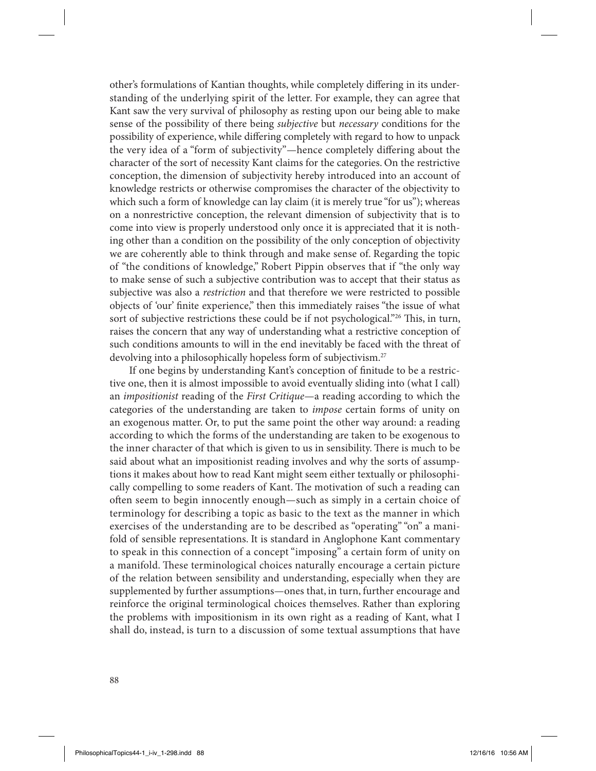other's formulations of Kantian thoughts, while completely differing in its understanding of the underlying spirit of the letter. For example, they can agree that Kant saw the very survival of philosophy as resting upon our being able to make sense of the possibility of there being *subjective* but *necessary* conditions for the possibility of experience, while differing completely with regard to how to unpack the very idea of a "form of subjectivity"—hence completely differing about the character of the sort of necessity Kant claims for the categories. On the restrictive conception, the dimension of subjectivity hereby introduced into an account of knowledge restricts or otherwise compromises the character of the objectivity to which such a form of knowledge can lay claim (it is merely true "for us"); whereas on a nonrestrictive conception, the relevant dimension of subjectivity that is to come into view is properly understood only once it is appreciated that it is nothing other than a condition on the possibility of the only conception of objectivity we are coherently able to think through and make sense of. Regarding the topic of "the conditions of knowledge," Robert Pippin observes that if "the only way to make sense of such a subjective contribution was to accept that their status as subjective was also a *restriction* and that therefore we were restricted to possible objects of 'our' finite experience," then this immediately raises "the issue of what sort of subjective restrictions these could be if not psychological."[26] This, in turn, raises the concern that any way of understanding what a restrictive conception of such conditions amounts to will in the end inevitably be faced with the threat of devolving into a philosophically hopeless form of subjectivism.[27]

If one begins by understanding Kant's conception of finitude to be a restrictive one, then it is almost impossible to avoid eventually sliding into (what I call) an *impositionist* reading of the *First Critique*—a reading according to which the categories of the understanding are taken to *impose* certain forms of unity on an exogenous matter. Or, to put the same point the other way around: a reading according to which the forms of the understanding are taken to be exogenous to the inner character of that which is given to us in sensibility. There is much to be said about what an impositionist reading involves and why the sorts of assumptions it makes about how to read Kant might seem either textually or philosophically compelling to some readers of Kant. The motivation of such a reading can often seem to begin innocently enough—such as simply in a certain choice of terminology for describing a topic as basic to the text as the manner in which exercises of the understanding are to be described as "operating" "on" a manifold of sensible representations. It is standard in Anglophone Kant commentary to speak in this connection of a concept "imposing" a certain form of unity on a manifold. These terminological choices naturally encourage a certain picture of the relation between sensibility and understanding, especially when they are supplemented by further assumptions—ones that, in turn, further encourage and reinforce the original terminological choices themselves. Rather than exploring the problems with impositionism in its own right as a reading of Kant, what I shall do, instead, is turn to a discussion of some textual assumptions that have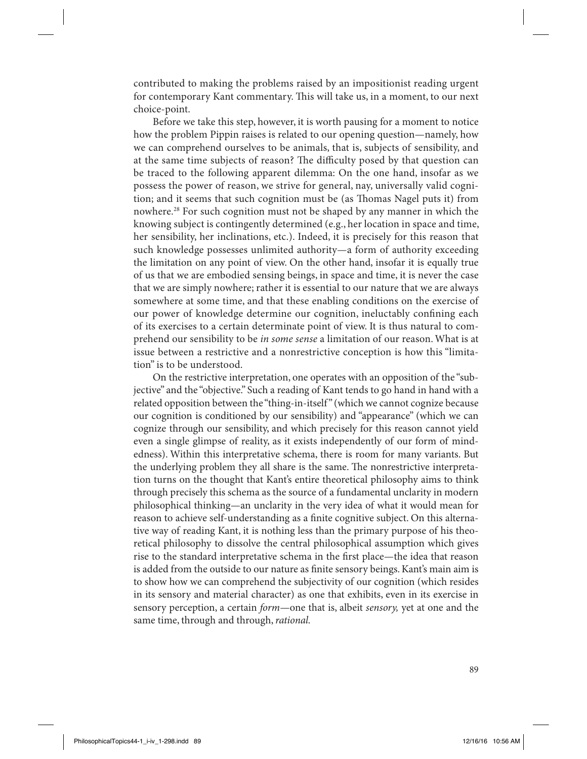contributed to making the problems raised by an impositionist reading urgent for contemporary Kant commentary. This will take us, in a moment, to our next choice-point.

Before we take this step, however, it is worth pausing for a moment to notice how the problem Pippin raises is related to our opening question—namely, how we can comprehend ourselves to be animals, that is, subjects of sensibility, and at the same time subjects of reason? The difficulty posed by that question can be traced to the following apparent dilemma: On the one hand, insofar as we possess the power of reason, we strive for general, nay, universally valid cognition; and it seems that such cognition must be (as Thomas Nagel puts it) from nowhere.[28] For such cognition must not be shaped by any manner in which the knowing subject is contingently determined (e.g., her location in space and time, her sensibility, her inclinations, etc.). Indeed, it is precisely for this reason that such knowledge possesses unlimited authority—a form of authority exceeding the limitation on any point of view. On the other hand, insofar it is equally true of us that we are embodied sensing beings, in space and time, it is never the case that we are simply nowhere; rather it is essential to our nature that we are always somewhere at some time, and that these enabling conditions on the exercise of our power of knowledge determine our cognition, ineluctably confining each of its exercises to a certain determinate point of view. It is thus natural to comprehend our sensibility to be *in some sense* a limitation of our reason. What is at issue between a restrictive and a nonrestrictive conception is how this "limitation" is to be understood.

On the restrictive interpretation, one operates with an opposition of the "subjective" and the "objective." Such a reading of Kant tends to go hand in hand with a related opposition between the "thing-in-itself" (which we cannot cognize because our cognition is conditioned by our sensibility) and "appearance" (which we can cognize through our sensibility, and which precisely for this reason cannot yield even a single glimpse of reality, as it exists independently of our form of mindedness). Within this interpretative schema, there is room for many variants. But the underlying problem they all share is the same. The nonrestrictive interpretation turns on the thought that Kant's entire theoretical philosophy aims to think through precisely this schema as the source of a fundamental unclarity in modern philosophical thinking—an unclarity in the very idea of what it would mean for reason to achieve self-understanding as a finite cognitive subject. On this alternative way of reading Kant, it is nothing less than the primary purpose of his theoretical philosophy to dissolve the central philosophical assumption which gives rise to the standard interpretative schema in the first place—the idea that reason is added from the outside to our nature as finite sensory beings. Kant's main aim is to show how we can comprehend the subjectivity of our cognition (which resides in its sensory and material character) as one that exhibits, even in its exercise in sensory perception, a certain *form*—one that is, albeit *sensory,* yet at one and the same time, through and through, *rational.*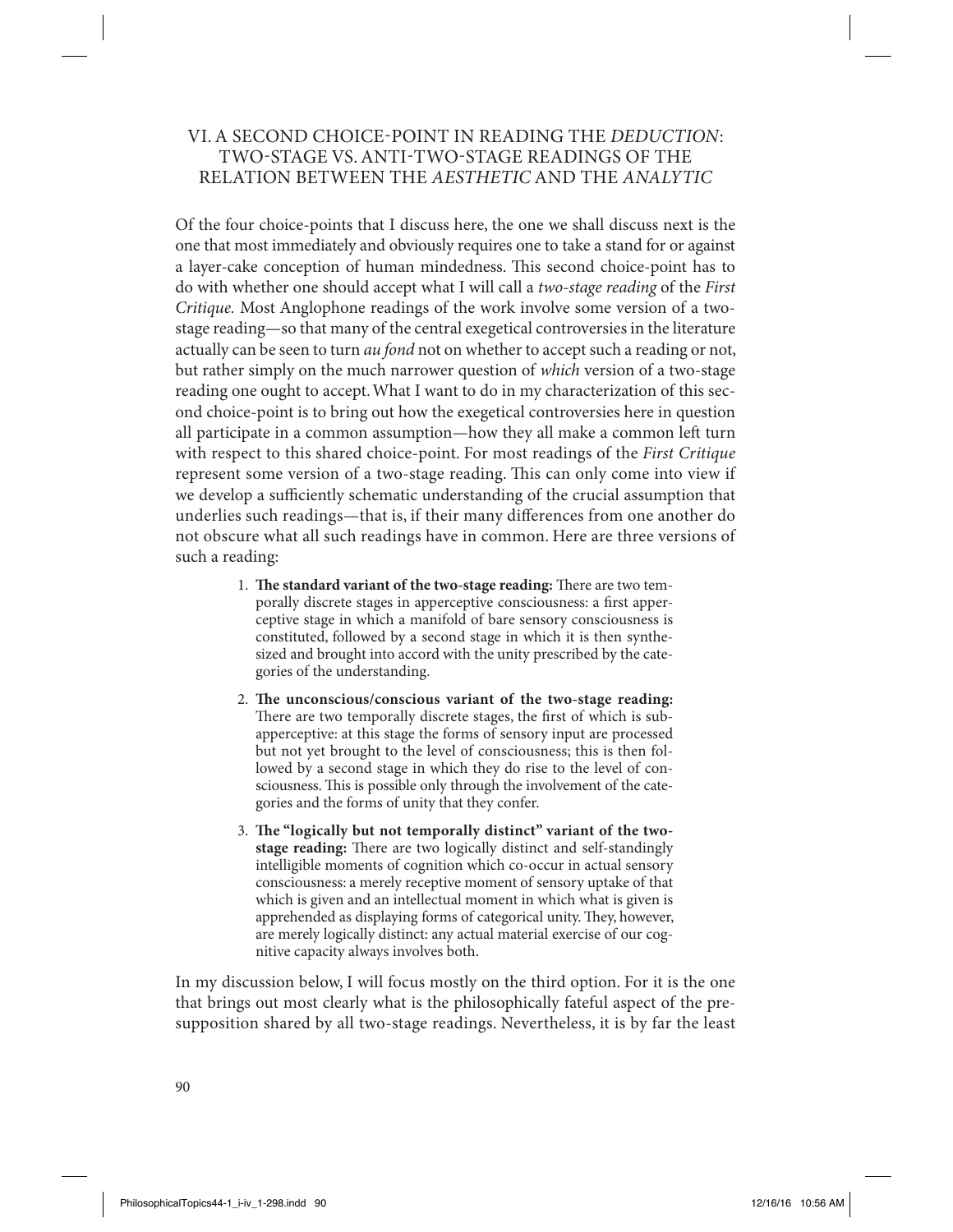## VI. A SECOND CHOICE-POINT IN READING THE *DEDUCTION*: TWO-STAGE VS. ANTI-TWO-STAGE READINGS OF THE RELATION BETWEEN THE *AESTHETIC* AND THE *ANALYTIC*

Of the four choice-points that I discuss here, the one we shall discuss next is the one that most immediately and obviously requires one to take a stand for or against a layer-cake conception of human mindedness. This second choice-point has to do with whether one should accept what I will call a *two-stage reading* of the *First Critique.* Most Anglophone readings of the work involve some version of a two-stage reading—so that many of the central exegetical controversies in the literature actually can be seen to turn *au fond* not on whether to accept such a reading or not, but rather simply on the much narrower question of *which* version of a two-stage reading one ought to accept. What I want to do in my characterization of this second choice-point is to bring out how the exegetical controversies here in question all participate in a common assumption—how they all make a common left turn with respect to this shared choice-point. For most readings of the *First Critique* represent some version of a two-stage reading. This can only come into view if we develop a sufficiently schematic understanding of the crucial assumption that underlies such readings—that is, if their many differences from one another do not obscure what all such readings have in common. Here are three versions of such a reading:

1. **The standard variant of the two-stage reading:** There are two temporally discrete stages in apperceptive consciousness: a first apperceptive stage in which a manifold of bare sensory consciousness is constituted, followed by a second stage in which it is then synthesized and brought into accord with the unity prescribed by the categories of the understanding.
2. **The unconscious/conscious variant of the two-stage reading:** There are two temporally discrete stages, the first of which is sub-apperceptive: at this stage the forms of sensory input are processed but not yet brought to the level of consciousness; this is then followed by a second stage in which they do rise to the level of consciousness. This is possible only through the involvement of the categories and the forms of unity that they confer.
3. **The "logically but not temporally distinct" variant of the two-stage reading:** There are two logically distinct and self-standingly intelligible moments of cognition which co-occur in actual sensory consciousness: a merely receptive moment of sensory uptake of that which is given and an intellectual moment in which what is given is apprehended as displaying forms of categorical unity. They, however, are merely logically distinct: any actual material exercise of our cognitive capacity always involves both.

In my discussion below, I will focus mostly on the third option. For it is the one that brings out most clearly what is the philosophically fateful aspect of the presupposition shared by all two-stage readings. Nevertheless, it is by far the least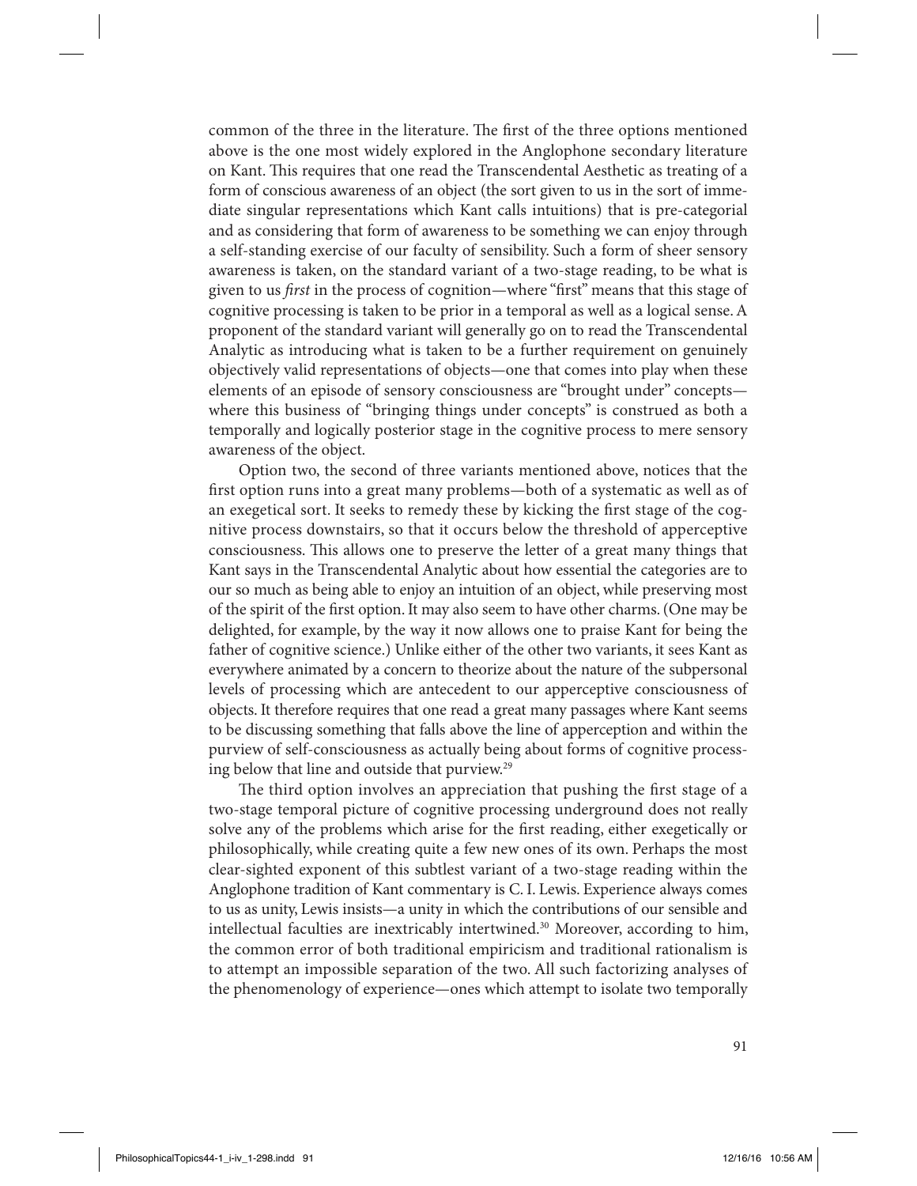common of the three in the literature. The first of the three options mentioned above is the one most widely explored in the Anglophone secondary literature on Kant. This requires that one read the Transcendental Aesthetic as treating of a form of conscious awareness of an object (the sort given to us in the sort of immediate singular representations which Kant calls intuitions) that is pre-categorial and as considering that form of awareness to be something we can enjoy through a self-standing exercise of our faculty of sensibility. Such a form of sheer sensory awareness is taken, on the standard variant of a two-stage reading, to be what is given to us *first* in the process of cognition—where "first" means that this stage of cognitive processing is taken to be prior in a temporal as well as a logical sense. A proponent of the standard variant will generally go on to read the Transcendental Analytic as introducing what is taken to be a further requirement on genuinely objectively valid representations of objects—one that comes into play when these elements of an episode of sensory consciousness are "brought under" concepts—where this business of "bringing things under concepts" is construed as both a temporally and logically posterior stage in the cognitive process to mere sensory awareness of the object.

Option two, the second of three variants mentioned above, notices that the first option runs into a great many problems—both of a systematic as well as of an exegetical sort. It seeks to remedy these by kicking the first stage of the cognitive process downstairs, so that it occurs below the threshold of apperceptive consciousness. This allows one to preserve the letter of a great many things that Kant says in the Transcendental Analytic about how essential the categories are to our so much as being able to enjoy an intuition of an object, while preserving most of the spirit of the first option. It may also seem to have other charms. (One may be delighted, for example, by the way it now allows one to praise Kant for being the father of cognitive science.) Unlike either of the other two variants, it sees Kant as everywhere animated by a concern to theorize about the nature of the subpersonal levels of processing which are antecedent to our apperceptive consciousness of objects. It therefore requires that one read a great many passages where Kant seems to be discussing something that falls above the line of apperception and within the purview of self-consciousness as actually being about forms of cognitive processing below that line and outside that purview.[29]

The third option involves an appreciation that pushing the first stage of a two-stage temporal picture of cognitive processing underground does not really solve any of the problems which arise for the first reading, either exegetically or philosophically, while creating quite a few new ones of its own. Perhaps the most clear-sighted exponent of this subtlest variant of a two-stage reading within the Anglophone tradition of Kant commentary is C. I. Lewis. Experience always comes to us as unity, Lewis insists—a unity in which the contributions of our sensible and intellectual faculties are inextricably intertwined.[30] Moreover, according to him, the common error of both traditional empiricism and traditional rationalism is to attempt an impossible separation of the two. All such factorizing analyses of the phenomenology of experience—ones which attempt to isolate two temporally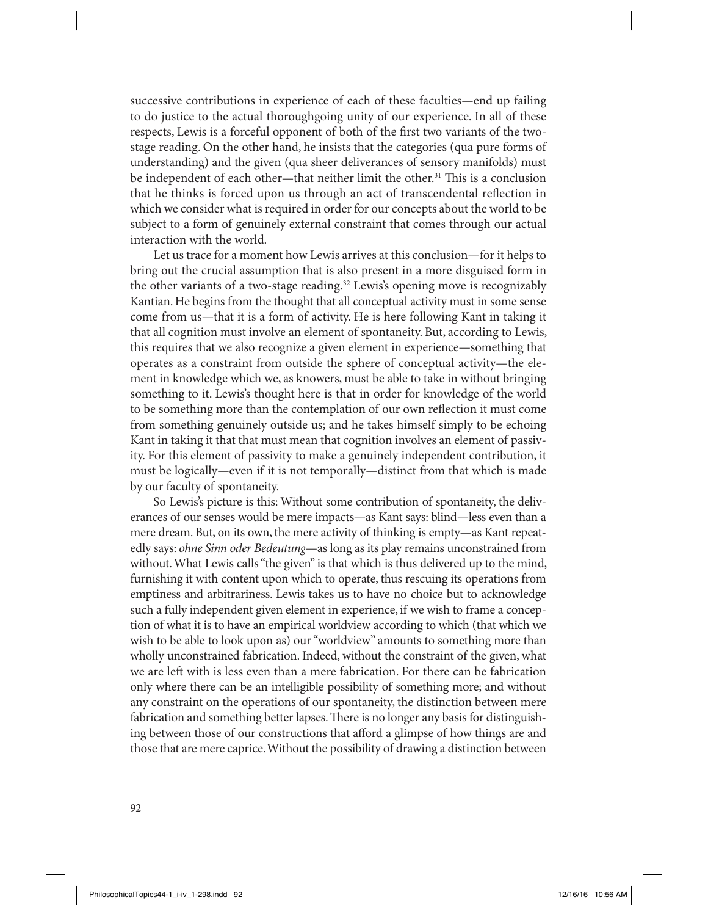successive contributions in experience of each of these faculties—end up failing to do justice to the actual thoroughgoing unity of our experience. In all of these respects, Lewis is a forceful opponent of both of the first two variants of the two-stage reading. On the other hand, he insists that the categories (qua pure forms of understanding) and the given (qua sheer deliverances of sensory manifolds) must be independent of each other—that neither limit the other.[31] This is a conclusion that he thinks is forced upon us through an act of transcendental reflection in which we consider what is required in order for our concepts about the world to be subject to a form of genuinely external constraint that comes through our actual interaction with the world.

Let us trace for a moment how Lewis arrives at this conclusion—for it helps to bring out the crucial assumption that is also present in a more disguised form in the other variants of a two-stage reading.[32] Lewis's opening move is recognizably Kantian. He begins from the thought that all conceptual activity must in some sense come from us—that it is a form of activity. He is here following Kant in taking it that all cognition must involve an element of spontaneity. But, according to Lewis, this requires that we also recognize a given element in experience—something that operates as a constraint from outside the sphere of conceptual activity—the element in knowledge which we, as knowers, must be able to take in without bringing something to it. Lewis's thought here is that in order for knowledge of the world to be something more than the contemplation of our own reflection it must come from something genuinely outside us; and he takes himself simply to be echoing Kant in taking it that that must mean that cognition involves an element of passivity. For this element of passivity to make a genuinely independent contribution, it must be logically—even if it is not temporally—distinct from that which is made by our faculty of spontaneity.

So Lewis's picture is this: Without some contribution of spontaneity, the deliverances of our senses would be mere impacts—as Kant says: blind—less even than a mere dream. But, on its own, the mere activity of thinking is empty—as Kant repeatedly says: *ohne Sinn oder Bedeutung*—as long as its play remains unconstrained from without. What Lewis calls "the given" is that which is thus delivered up to the mind, furnishing it with content upon which to operate, thus rescuing its operations from emptiness and arbitrariness. Lewis takes us to have no choice but to acknowledge such a fully independent given element in experience, if we wish to frame a conception of what it is to have an empirical worldview according to which (that which we wish to be able to look upon as) our "worldview" amounts to something more than wholly unconstrained fabrication. Indeed, without the constraint of the given, what we are left with is less even than a mere fabrication. For there can be fabrication only where there can be an intelligible possibility of something more; and without any constraint on the operations of our spontaneity, the distinction between mere fabrication and something better lapses. There is no longer any basis for distinguishing between those of our constructions that afford a glimpse of how things are and those that are mere caprice. Without the possibility of drawing a distinction between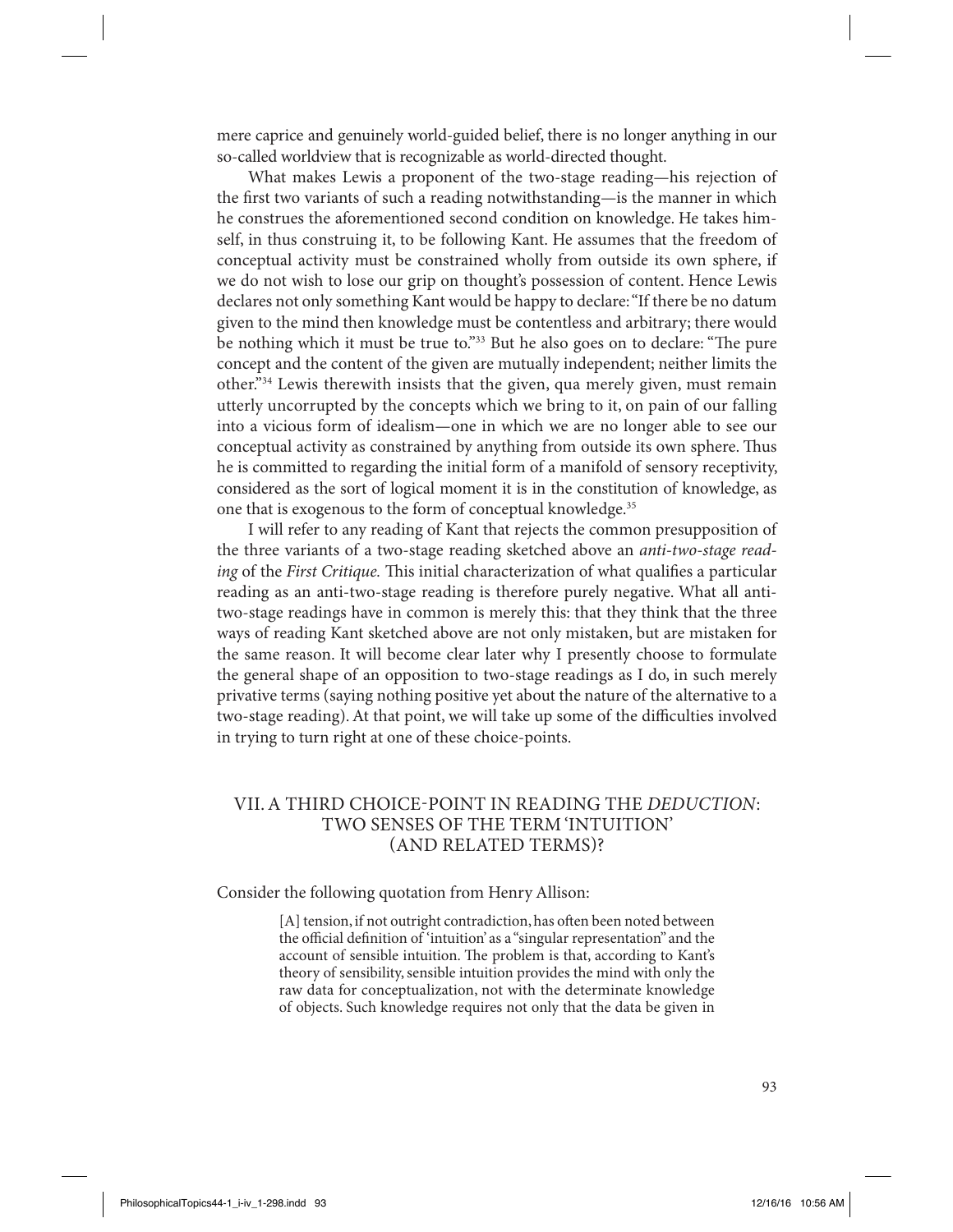mere caprice and genuinely world-guided belief, there is no longer anything in our so-called worldview that is recognizable as world-directed thought.

What makes Lewis a proponent of the two-stage reading—his rejection of the first two variants of such a reading notwithstanding—is the manner in which he construes the aforementioned second condition on knowledge. He takes himself, in thus construing it, to be following Kant. He assumes that the freedom of conceptual activity must be constrained wholly from outside its own sphere, if we do not wish to lose our grip on thought's possession of content. Hence Lewis declares not only something Kant would be happy to declare: "If there be no datum given to the mind then knowledge must be contentless and arbitrary; there would be nothing which it must be true to."[33] But he also goes on to declare: "The pure concept and the content of the given are mutually independent; neither limits the other."[34] Lewis therewith insists that the given, qua merely given, must remain utterly uncorrupted by the concepts which we bring to it, on pain of our falling into a vicious form of idealism—one in which we are no longer able to see our conceptual activity as constrained by anything from outside its own sphere. Thus he is committed to regarding the initial form of a manifold of sensory receptivity, considered as the sort of logical moment it is in the constitution of knowledge, as one that is exogenous to the form of conceptual knowledge.[35]

I will refer to any reading of Kant that rejects the common presupposition of the three variants of a two-stage reading sketched above an *anti-two-stage reading* of the *First Critique.* This initial characterization of what qualifies a particular reading as an anti-two-stage reading is therefore purely negative. What all anti-two-stage readings have in common is merely this: that they think that the three ways of reading Kant sketched above are not only mistaken, but are mistaken for the same reason. It will become clear later why I presently choose to formulate the general shape of an opposition to two-stage readings as I do, in such merely privative terms (saying nothing positive yet about the nature of the alternative to a two-stage reading). At that point, we will take up some of the difficulties involved in trying to turn right at one of these choice-points.

## VII. A THIRD CHOICE-POINT IN READING THE *DEDUCTION*: TWO SENSES OF THE TERM 'INTUITION' (AND RELATED TERMS)?

Consider the following quotation from Henry Allison:

> [A] tension, if not outright contradiction, has often been noted between the official definition of 'intuition' as a "singular representation" and the account of sensible intuition. The problem is that, according to Kant's theory of sensibility, sensible intuition provides the mind with only the raw data for conceptualization, not with the determinate knowledge of objects. Such knowledge requires not only that the data be given in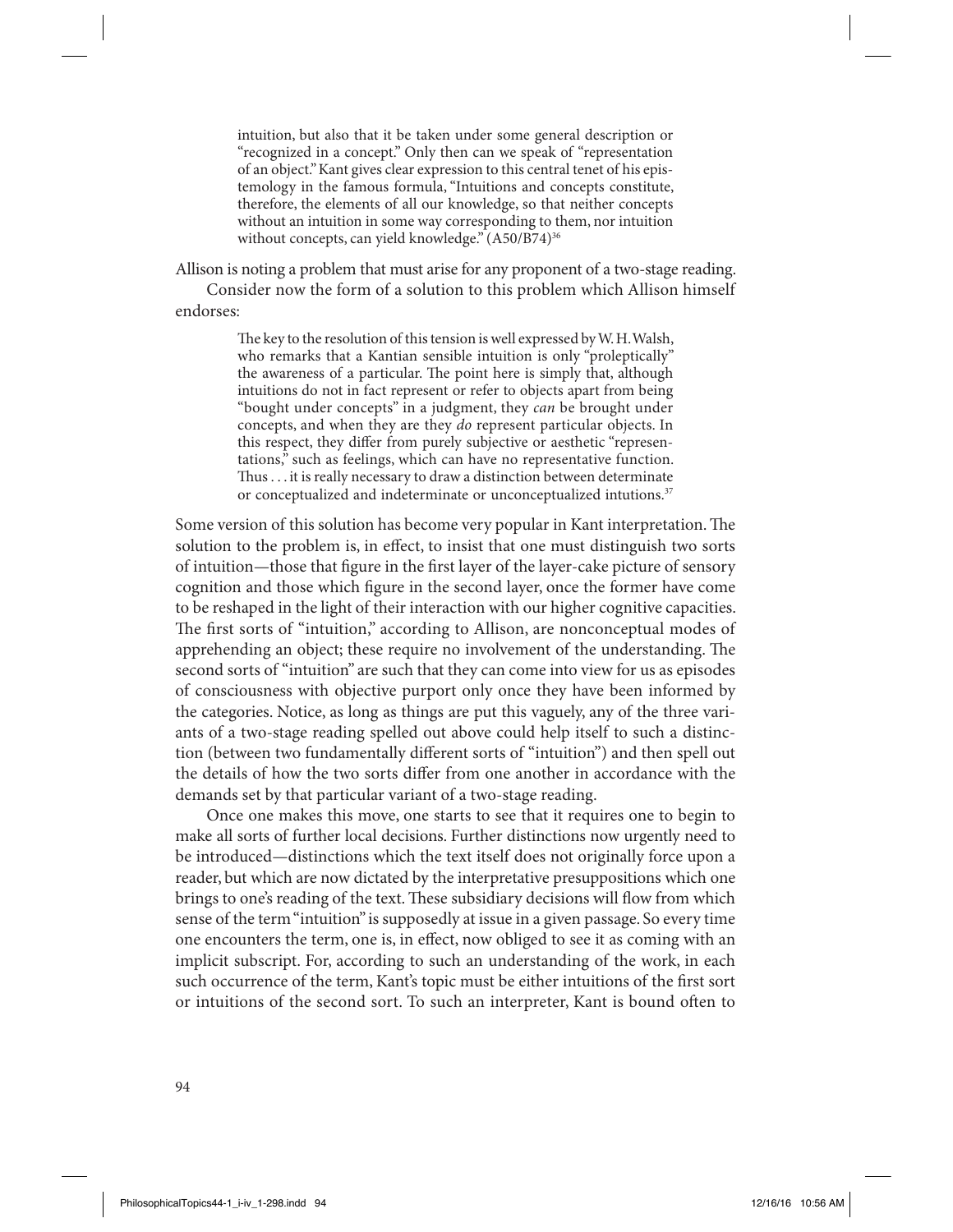> intuition, but also that it be taken under some general description or "recognized in a concept." Only then can we speak of "representation of an object." Kant gives clear expression to this central tenet of his epistemology in the famous formula, "Intuitions and concepts constitute, therefore, the elements of all our knowledge, so that neither concepts without an intuition in some way corresponding to them, nor intuition without concepts, can yield knowledge." (A50/B74)[36]

Allison is noting a problem that must arise for any proponent of a two-stage reading.

Consider now the form of a solution to this problem which Allison himself endorses:

> The key to the resolution of this tension is well expressed by W. H. Walsh, who remarks that a Kantian sensible intuition is only "proleptically" the awareness of a particular. The point here is simply that, although intuitions do not in fact represent or refer to objects apart from being "bought under concepts" in a judgment, they *can* be brought under concepts, and when they are they *do* represent particular objects. In this respect, they differ from purely subjective or aesthetic "representations," such as feelings, which can have no representative function. Thus . . . it is really necessary to draw a distinction between determinate or conceptualized and indeterminate or unconceptualized intutions.[37]

Some version of this solution has become very popular in Kant interpretation. The solution to the problem is, in effect, to insist that one must distinguish two sorts of intuition—those that figure in the first layer of the layer-cake picture of sensory cognition and those which figure in the second layer, once the former have come to be reshaped in the light of their interaction with our higher cognitive capacities. The first sorts of "intuition," according to Allison, are nonconceptual modes of apprehending an object; these require no involvement of the understanding. The second sorts of "intuition" are such that they can come into view for us as episodes of consciousness with objective purport only once they have been informed by the categories. Notice, as long as things are put this vaguely, any of the three variants of a two-stage reading spelled out above could help itself to such a distinction (between two fundamentally different sorts of "intuition") and then spell out the details of how the two sorts differ from one another in accordance with the demands set by that particular variant of a two-stage reading.

Once one makes this move, one starts to see that it requires one to begin to make all sorts of further local decisions. Further distinctions now urgently need to be introduced—distinctions which the text itself does not originally force upon a reader, but which are now dictated by the interpretative presuppositions which one brings to one's reading of the text. These subsidiary decisions will flow from which sense of the term "intuition" is supposedly at issue in a given passage. So every time one encounters the term, one is, in effect, now obliged to see it as coming with an implicit subscript. For, according to such an understanding of the work, in each such occurrence of the term, Kant's topic must be either intuitions of the first sort or intuitions of the second sort. To such an interpreter, Kant is bound often to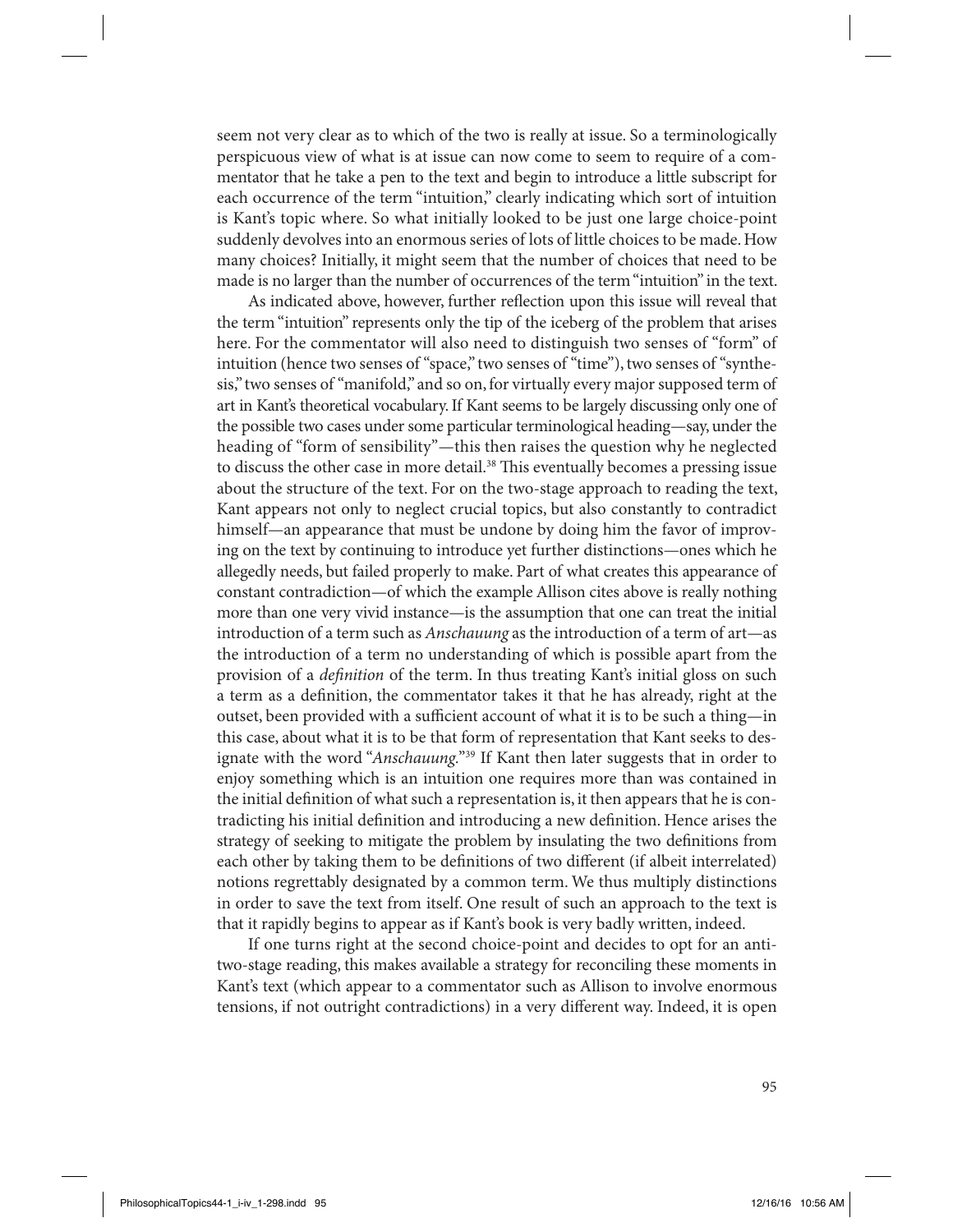seem not very clear as to which of the two is really at issue. So a terminologically perspicuous view of what is at issue can now come to seem to require of a commentator that he take a pen to the text and begin to introduce a little subscript for each occurrence of the term "intuition," clearly indicating which sort of intuition is Kant's topic where. So what initially looked to be just one large choice-point suddenly devolves into an enormous series of lots of little choices to be made. How many choices? Initially, it might seem that the number of choices that need to be made is no larger than the number of occurrences of the term "intuition" in the text.

As indicated above, however, further reflection upon this issue will reveal that the term "intuition" represents only the tip of the iceberg of the problem that arises here. For the commentator will also need to distinguish two senses of "form" of intuition (hence two senses of "space," two senses of "time"), two senses of "synthesis," two senses of "manifold," and so on, for virtually every major supposed term of art in Kant's theoretical vocabulary. If Kant seems to be largely discussing only one of the possible two cases under some particular terminological heading—say, under the heading of "form of sensibility"—this then raises the question why he neglected to discuss the other case in more detail.[38] This eventually becomes a pressing issue about the structure of the text. For on the two-stage approach to reading the text, Kant appears not only to neglect crucial topics, but also constantly to contradict himself—an appearance that must be undone by doing him the favor of improving on the text by continuing to introduce yet further distinctions—ones which he allegedly needs, but failed properly to make. Part of what creates this appearance of constant contradiction—of which the example Allison cites above is really nothing more than one very vivid instance—is the assumption that one can treat the initial introduction of a term such as *Anschauung* as the introduction of a term of art—as the introduction of a term no understanding of which is possible apart from the provision of a *definition* of the term. In thus treating Kant's initial gloss on such a term as a definition, the commentator takes it that he has already, right at the outset, been provided with a sufficient account of what it is to be such a thing—in this case, about what it is to be that form of representation that Kant seeks to designate with the word "*Anschauung*."[39] If Kant then later suggests that in order to enjoy something which is an intuition one requires more than was contained in the initial definition of what such a representation is, it then appears that he is contradicting his initial definition and introducing a new definition. Hence arises the strategy of seeking to mitigate the problem by insulating the two definitions from each other by taking them to be definitions of two different (if albeit interrelated) notions regrettably designated by a common term. We thus multiply distinctions in order to save the text from itself. One result of such an approach to the text is that it rapidly begins to appear as if Kant's book is very badly written, indeed.

If one turns right at the second choice-point and decides to opt for an anti-two-stage reading, this makes available a strategy for reconciling these moments in Kant's text (which appear to a commentator such as Allison to involve enormous tensions, if not outright contradictions) in a very different way. Indeed, it is open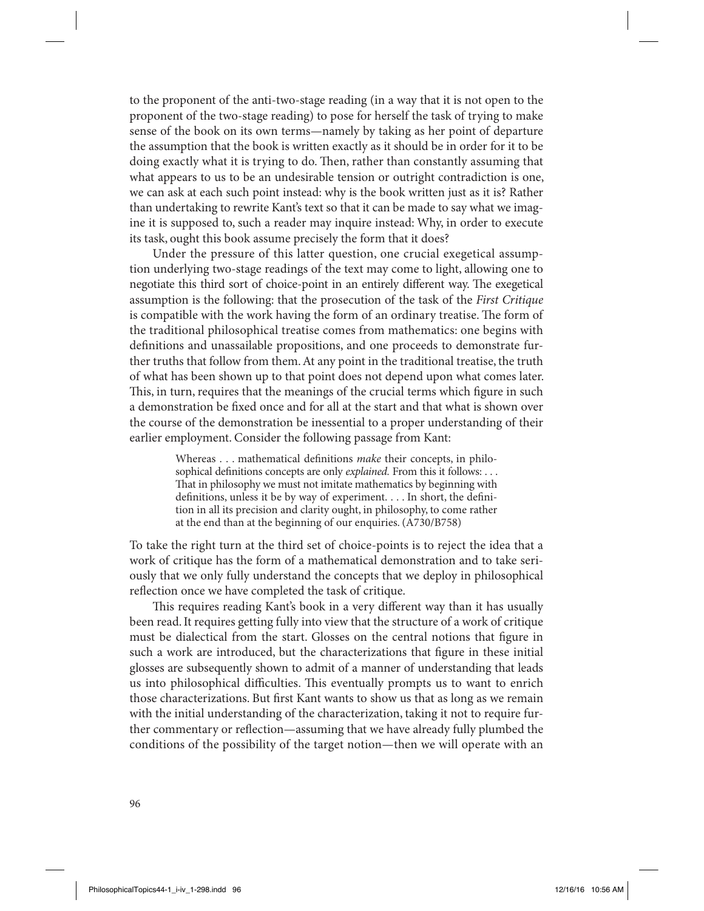to the proponent of the anti-two-stage reading (in a way that it is not open to the proponent of the two-stage reading) to pose for herself the task of trying to make sense of the book on its own terms—namely by taking as her point of departure the assumption that the book is written exactly as it should be in order for it to be doing exactly what it is trying to do. Then, rather than constantly assuming that what appears to us to be an undesirable tension or outright contradiction is one, we can ask at each such point instead: why is the book written just as it is? Rather than undertaking to rewrite Kant's text so that it can be made to say what we imagine it is supposed to, such a reader may inquire instead: Why, in order to execute its task, ought this book assume precisely the form that it does?

Under the pressure of this latter question, one crucial exegetical assumption underlying two-stage readings of the text may come to light, allowing one to negotiate this third sort of choice-point in an entirely different way. The exegetical assumption is the following: that the prosecution of the task of the *First Critique* is compatible with the work having the form of an ordinary treatise. The form of the traditional philosophical treatise comes from mathematics: one begins with definitions and unassailable propositions, and one proceeds to demonstrate further truths that follow from them. At any point in the traditional treatise, the truth of what has been shown up to that point does not depend upon what comes later. This, in turn, requires that the meanings of the crucial terms which figure in such a demonstration be fixed once and for all at the start and that what is shown over the course of the demonstration be inessential to a proper understanding of their earlier employment. Consider the following passage from Kant:

> Whereas . . . mathematical definitions *make* their concepts, in philosophical definitions concepts are only *explained.* From this it follows: . . . That in philosophy we must not imitate mathematics by beginning with definitions, unless it be by way of experiment. . . . In short, the definition in all its precision and clarity ought, in philosophy, to come rather at the end than at the beginning of our enquiries. (A730/B758)

To take the right turn at the third set of choice-points is to reject the idea that a work of critique has the form of a mathematical demonstration and to take seriously that we only fully understand the concepts that we deploy in philosophical reflection once we have completed the task of critique.

This requires reading Kant's book in a very different way than it has usually been read. It requires getting fully into view that the structure of a work of critique must be dialectical from the start. Glosses on the central notions that figure in such a work are introduced, but the characterizations that figure in these initial glosses are subsequently shown to admit of a manner of understanding that leads us into philosophical difficulties. This eventually prompts us to want to enrich those characterizations. But first Kant wants to show us that as long as we remain with the initial understanding of the characterization, taking it not to require further commentary or reflection—assuming that we have already fully plumbed the conditions of the possibility of the target notion—then we will operate with an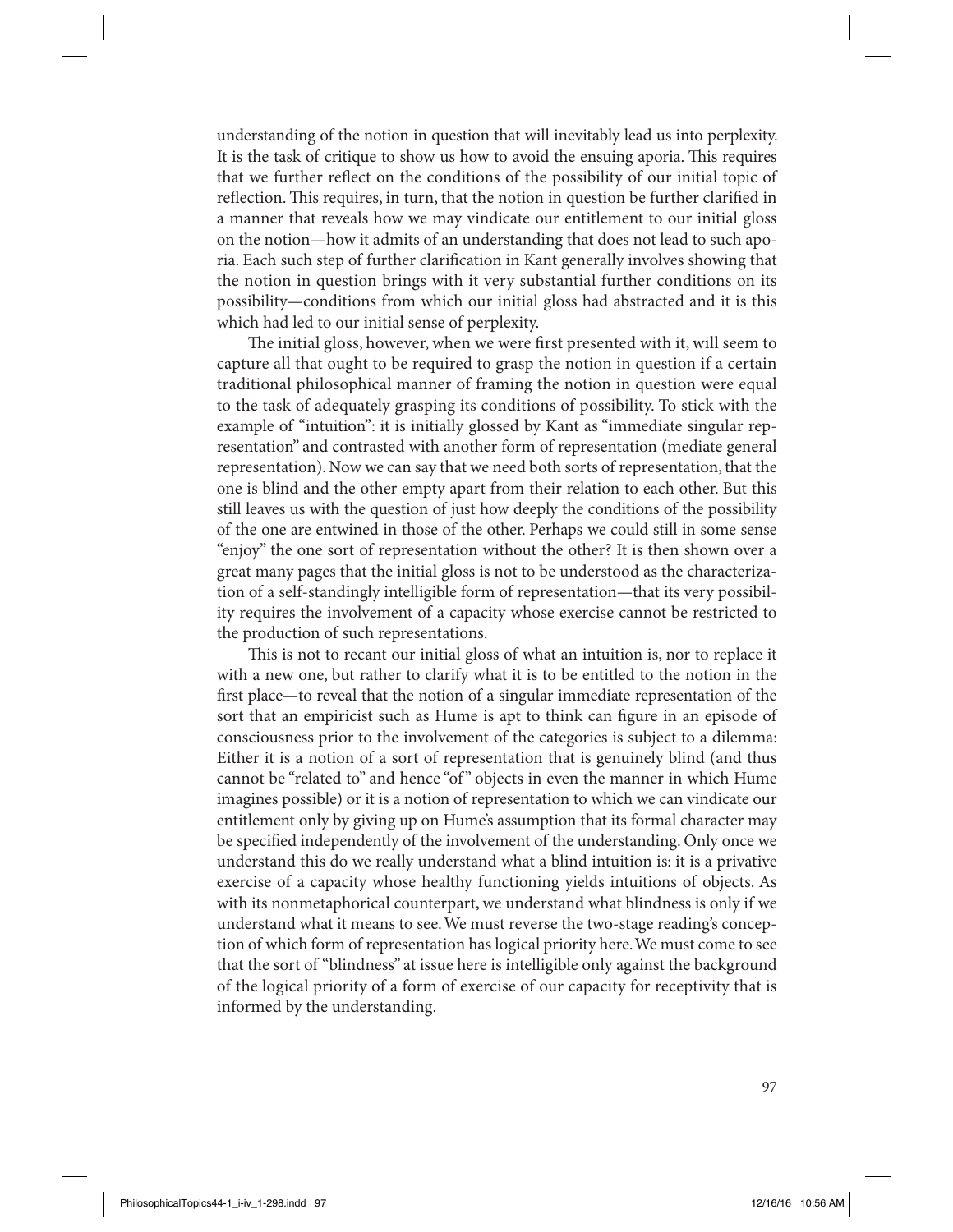understanding of the notion in question that will inevitably lead us into perplexity. It is the task of critique to show us how to avoid the ensuing aporia. This requires that we further reflect on the conditions of the possibility of our initial topic of reflection. This requires, in turn, that the notion in question be further clarified in a manner that reveals how we may vindicate our entitlement to our initial gloss on the notion—how it admits of an understanding that does not lead to such aporia. Each such step of further clarification in Kant generally involves showing that the notion in question brings with it very substantial further conditions on its possibility—conditions from which our initial gloss had abstracted and it is this which had led to our initial sense of perplexity.

The initial gloss, however, when we were first presented with it, will seem to capture all that ought to be required to grasp the notion in question if a certain traditional philosophical manner of framing the notion in question were equal to the task of adequately grasping its conditions of possibility. To stick with the example of "intuition": it is initially glossed by Kant as "immediate singular representation" and contrasted with another form of representation (mediate general representation). Now we can say that we need both sorts of representation, that the one is blind and the other empty apart from their relation to each other. But this still leaves us with the question of just how deeply the conditions of the possibility of the one are entwined in those of the other. Perhaps we could still in some sense "enjoy" the one sort of representation without the other? It is then shown over a great many pages that the initial gloss is not to be understood as the characterization of a self-standingly intelligible form of representation—that its very possibility requires the involvement of a capacity whose exercise cannot be restricted to the production of such representations.

This is not to recant our initial gloss of what an intuition is, nor to replace it with a new one, but rather to clarify what it is to be entitled to the notion in the first place—to reveal that the notion of a singular immediate representation of the sort that an empiricist such as Hume is apt to think can figure in an episode of consciousness prior to the involvement of the categories is subject to a dilemma: Either it is a notion of a sort of representation that is genuinely blind (and thus cannot be "related to" and hence "of" objects in even the manner in which Hume imagines possible) or it is a notion of representation to which we can vindicate our entitlement only by giving up on Hume's assumption that its formal character may be specified independently of the involvement of the understanding. Only once we understand this do we really understand what a blind intuition is: it is a privative exercise of a capacity whose healthy functioning yields intuitions of objects. As with its nonmetaphorical counterpart, we understand what blindness is only if we understand what it means to see. We must reverse the two-stage reading's conception of which form of representation has logical priority here. We must come to see that the sort of "blindness" at issue here is intelligible only against the background of the logical priority of a form of exercise of our capacity for receptivity that is informed by the understanding.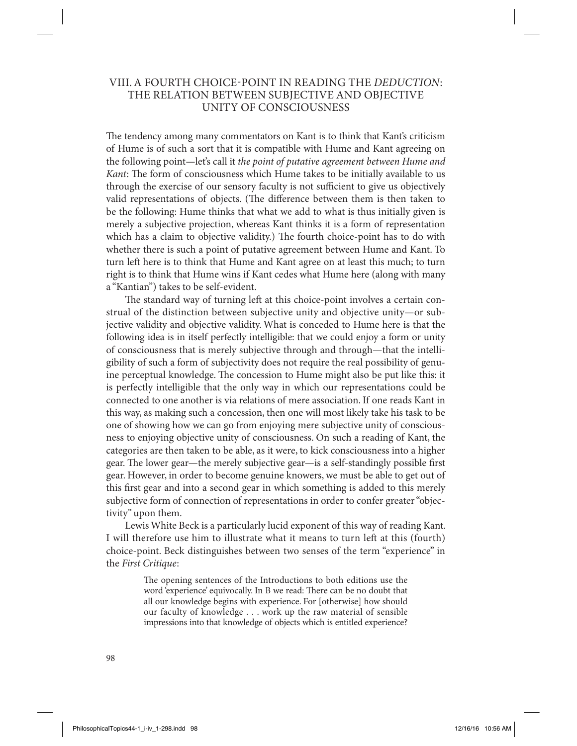## VIII. A FOURTH CHOICE-POINT IN READING THE *DEDUCTION*: THE RELATION BETWEEN SUBJECTIVE AND OBJECTIVE UNITY OF CONSCIOUSNESS

The tendency among many commentators on Kant is to think that Kant's criticism of Hume is of such a sort that it is compatible with Hume and Kant agreeing on the following point—let's call it *the point of putative agreement between Hume and Kant*: The form of consciousness which Hume takes to be initially available to us through the exercise of our sensory faculty is not sufficient to give us objectively valid representations of objects. (The difference between them is then taken to be the following: Hume thinks that what we add to what is thus initially given is merely a subjective projection, whereas Kant thinks it is a form of representation which has a claim to objective validity.) The fourth choice-point has to do with whether there is such a point of putative agreement between Hume and Kant. To turn left here is to think that Hume and Kant agree on at least this much; to turn right is to think that Hume wins if Kant cedes what Hume here (along with many a "Kantian") takes to be self-evident.

The standard way of turning left at this choice-point involves a certain construal of the distinction between subjective unity and objective unity—or subjective validity and objective validity. What is conceded to Hume here is that the following idea is in itself perfectly intelligible: that we could enjoy a form or unity of consciousness that is merely subjective through and through—that the intelligibility of such a form of subjectivity does not require the real possibility of genuine perceptual knowledge. The concession to Hume might also be put like this: it is perfectly intelligible that the only way in which our representations could be connected to one another is via relations of mere association. If one reads Kant in this way, as making such a concession, then one will most likely take his task to be one of showing how we can go from enjoying mere subjective unity of consciousness to enjoying objective unity of consciousness. On such a reading of Kant, the categories are then taken to be able, as it were, to kick consciousness into a higher gear. The lower gear—the merely subjective gear—is a self-standingly possible first gear. However, in order to become genuine knowers, we must be able to get out of this first gear and into a second gear in which something is added to this merely subjective form of connection of representations in order to confer greater "objectivity" upon them.

Lewis White Beck is a particularly lucid exponent of this way of reading Kant. I will therefore use him to illustrate what it means to turn left at this (fourth) choice-point. Beck distinguishes between two senses of the term "experience" in the *First Critique*:

> The opening sentences of the Introductions to both editions use the word 'experience' equivocally. In B we read: There can be no doubt that all our knowledge begins with experience. For [otherwise] how should our faculty of knowledge . . . work up the raw material of sensible impressions into that knowledge of objects which is entitled experience?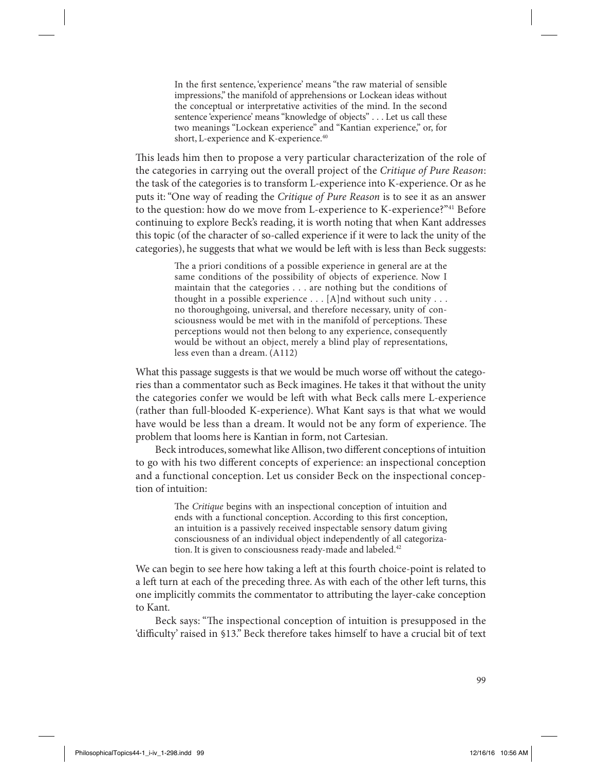> In the first sentence, 'experience' means "the raw material of sensible impressions," the manifold of apprehensions or Lockean ideas without the conceptual or interpretative activities of the mind. In the second sentence 'experience' means "knowledge of objects" . . . Let us call these two meanings "Lockean experience" and "Kantian experience," or, for short, L-experience and K-experience.[40]

This leads him then to propose a very particular characterization of the role of the categories in carrying out the overall project of the *Critique of Pure Reason*: the task of the categories is to transform L-experience into K-experience. Or as he puts it: "One way of reading the *Critique of Pure Reason* is to see it as an answer to the question: how do we move from L-experience to K-experience?"[41] Before continuing to explore Beck's reading, it is worth noting that when Kant addresses this topic (of the character of so-called experience if it were to lack the unity of the categories), he suggests that what we would be left with is less than Beck suggests:

> The a priori conditions of a possible experience in general are at the same conditions of the possibility of objects of experience. Now I maintain that the categories . . . are nothing but the conditions of thought in a possible experience . . . [A]nd without such unity . . . no thoroughgoing, universal, and therefore necessary, unity of consciousness would be met with in the manifold of perceptions. These perceptions would not then belong to any experience, consequently would be without an object, merely a blind play of representations, less even than a dream. (A112)

What this passage suggests is that we would be much worse off without the categories than a commentator such as Beck imagines. He takes it that without the unity the categories confer we would be left with what Beck calls mere L-experience (rather than full-blooded K-experience). What Kant says is that what we would have would be less than a dream. It would not be any form of experience. The problem that looms here is Kantian in form, not Cartesian.

Beck introduces, somewhat like Allison, two different conceptions of intuition to go with his two different concepts of experience: an inspectional conception and a functional conception. Let us consider Beck on the inspectional conception of intuition:

> The *Critique* begins with an inspectional conception of intuition and ends with a functional conception. According to this first conception, an intuition is a passively received inspectable sensory datum giving consciousness of an individual object independently of all categorization. It is given to consciousness ready-made and labeled.[42]

We can begin to see here how taking a left at this fourth choice-point is related to a left turn at each of the preceding three. As with each of the other left turns, this one implicitly commits the commentator to attributing the layer-cake conception to Kant.

Beck says: "The inspectional conception of intuition is presupposed in the 'difficulty' raised in §13." Beck therefore takes himself to have a crucial bit of text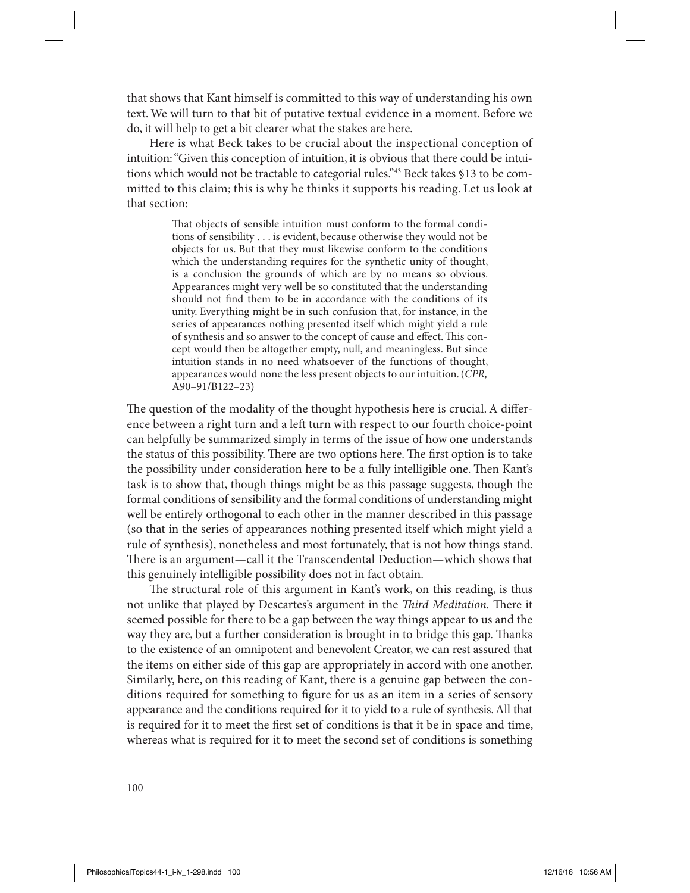that shows that Kant himself is committed to this way of understanding his own text. We will turn to that bit of putative textual evidence in a moment. Before we do, it will help to get a bit clearer what the stakes are here.

Here is what Beck takes to be crucial about the inspectional conception of intuition: "Given this conception of intuition, it is obvious that there could be intuitions which would not be tractable to categorial rules."[43] Beck takes §13 to be committed to this claim; this is why he thinks it supports his reading. Let us look at that section:

> That objects of sensible intuition must conform to the formal conditions of sensibility . . . is evident, because otherwise they would not be objects for us. But that they must likewise conform to the conditions which the understanding requires for the synthetic unity of thought, is a conclusion the grounds of which are by no means so obvious. Appearances might very well be so constituted that the understanding should not find them to be in accordance with the conditions of its unity. Everything might be in such confusion that, for instance, in the series of appearances nothing presented itself which might yield a rule of synthesis and so answer to the concept of cause and effect. This concept would then be altogether empty, null, and meaningless. But since intuition stands in no need whatsoever of the functions of thought, appearances would none the less present objects to our intuition. (*CPR,* A90–91/B122–23)

The question of the modality of the thought hypothesis here is crucial. A difference between a right turn and a left turn with respect to our fourth choice-point can helpfully be summarized simply in terms of the issue of how one understands the status of this possibility. There are two options here. The first option is to take the possibility under consideration here to be a fully intelligible one. Then Kant's task is to show that, though things might be as this passage suggests, though the formal conditions of sensibility and the formal conditions of understanding might well be entirely orthogonal to each other in the manner described in this passage (so that in the series of appearances nothing presented itself which might yield a rule of synthesis), nonetheless and most fortunately, that is not how things stand. There is an argument—call it the Transcendental Deduction—which shows that this genuinely intelligible possibility does not in fact obtain.

The structural role of this argument in Kant's work, on this reading, is thus not unlike that played by Descartes's argument in the *Third Meditation.* There it seemed possible for there to be a gap between the way things appear to us and the way they are, but a further consideration is brought in to bridge this gap. Thanks to the existence of an omnipotent and benevolent Creator, we can rest assured that the items on either side of this gap are appropriately in accord with one another. Similarly, here, on this reading of Kant, there is a genuine gap between the conditions required for something to figure for us as an item in a series of sensory appearance and the conditions required for it to yield to a rule of synthesis. All that is required for it to meet the first set of conditions is that it be in space and time, whereas what is required for it to meet the second set of conditions is something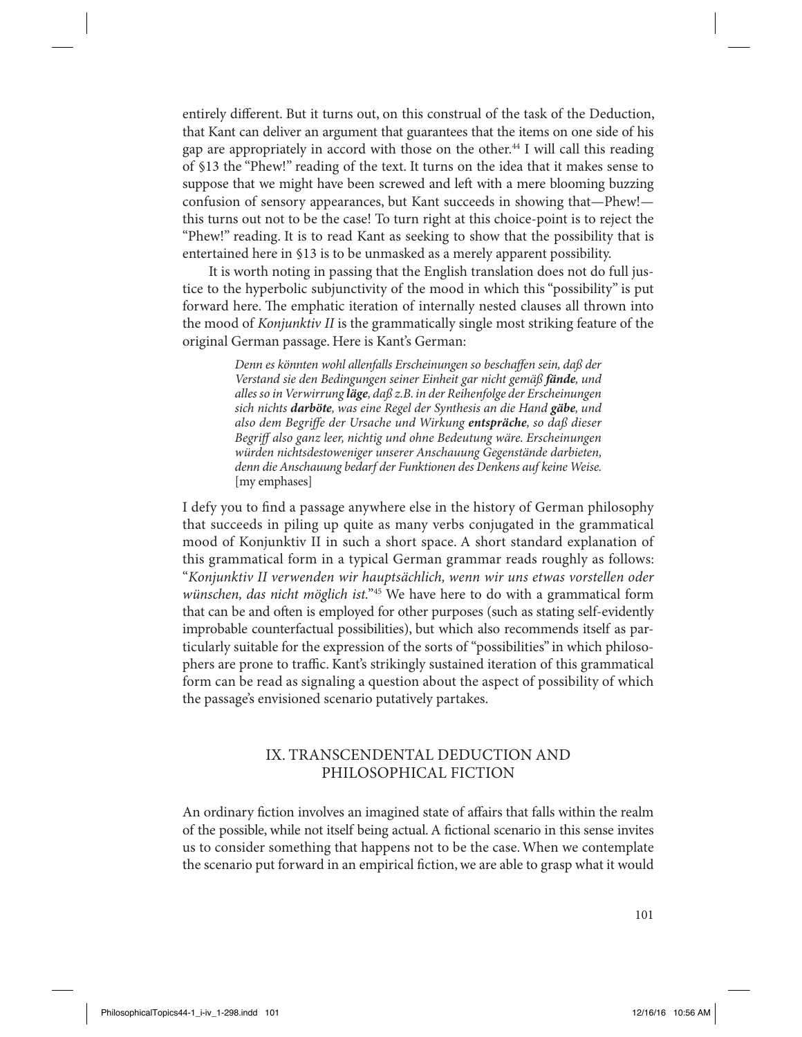entirely different. But it turns out, on this construal of the task of the Deduction, that Kant can deliver an argument that guarantees that the items on one side of his gap are appropriately in accord with those on the other.[44] I will call this reading of §13 the "Phew!" reading of the text. It turns on the idea that it makes sense to suppose that we might have been screwed and left with a mere blooming buzzing confusion of sensory appearances, but Kant succeeds in showing that—Phew!—this turns out not to be the case! To turn right at this choice-point is to reject the "Phew!" reading. It is to read Kant as seeking to show that the possibility that is entertained here in §13 is to be unmasked as a merely apparent possibility.

It is worth noting in passing that the English translation does not do full justice to the hyperbolic subjunctivity of the mood in which this "possibility" is put forward here. The emphatic iteration of internally nested clauses all thrown into the mood of *Konjunktiv II* is the grammatically single most striking feature of the original German passage. Here is Kant's German:

> *Denn es könnten wohl allenfalls Erscheinungen so beschaffen sein, daß der Verstand sie den Bedingungen seiner Einheit gar nicht gemäß* ***fände****, und alles so in Verwirrung* ***läge****, daß z.B. in der Reihenfolge der Erscheinungen sich nichts* ***darböte****, was eine Regel der Synthesis an die Hand* ***gäbe****, und also dem Begriffe der Ursache und Wirkung* ***entspräche****, so daß dieser Begriff also ganz leer, nichtig und ohne Bedeutung wäre. Erscheinungen würden nichtsdestoweniger unserer Anschauung Gegenstände darbieten, denn die Anschauung bedarf der Funktionen des Denkens auf keine Weise.* [my emphases]

I defy you to find a passage anywhere else in the history of German philosophy that succeeds in piling up quite as many verbs conjugated in the grammatical mood of Konjunktiv II in such a short space. A short standard explanation of this grammatical form in a typical German grammar reads roughly as follows: "*Konjunktiv II verwenden wir hauptsächlich, wenn wir uns etwas vorstellen oder wünschen, das nicht möglich ist.*"[45] We have here to do with a grammatical form that can be and often is employed for other purposes (such as stating self-evidently improbable counterfactual possibilities), but which also recommends itself as particularly suitable for the expression of the sorts of "possibilities" in which philosophers are prone to traffic. Kant's strikingly sustained iteration of this grammatical form can be read as signaling a question about the aspect of possibility of which the passage's envisioned scenario putatively partakes.

## IX. TRANSCENDENTAL DEDUCTION AND PHILOSOPHICAL FICTION

An ordinary fiction involves an imagined state of affairs that falls within the realm of the possible, while not itself being actual. A fictional scenario in this sense invites us to consider something that happens not to be the case. When we contemplate the scenario put forward in an empirical fiction, we are able to grasp what it would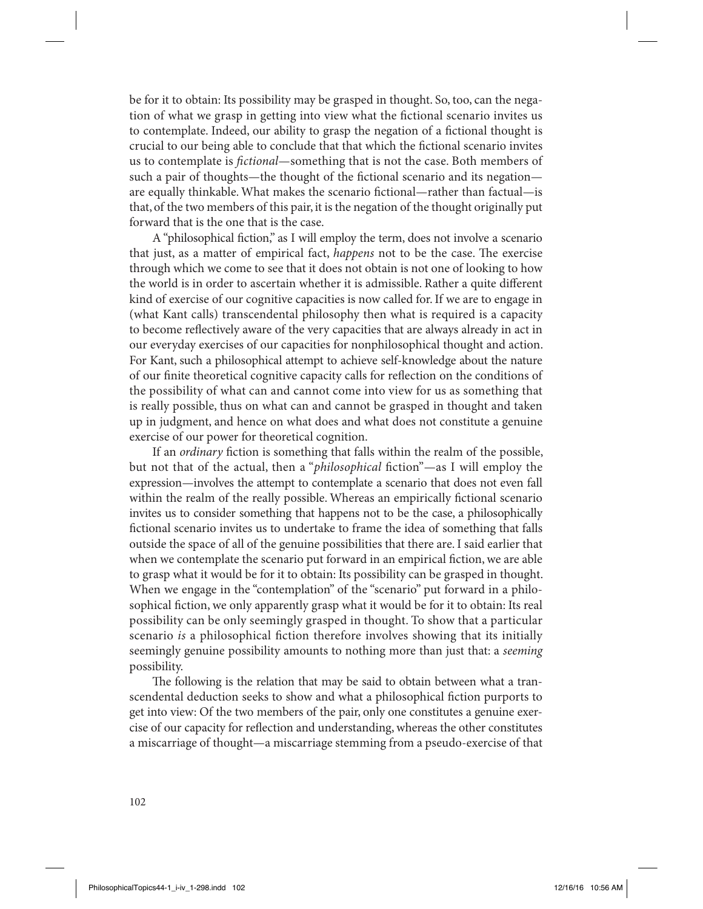be for it to obtain: Its possibility may be grasped in thought. So, too, can the negation of what we grasp in getting into view what the fictional scenario invites us to contemplate. Indeed, our ability to grasp the negation of a fictional thought is crucial to our being able to conclude that that which the fictional scenario invites us to contemplate is *fictional*—something that is not the case. Both members of such a pair of thoughts—the thought of the fictional scenario and its negation—are equally thinkable. What makes the scenario fictional—rather than factual—is that, of the two members of this pair, it is the negation of the thought originally put forward that is the one that is the case.

A "philosophical fiction," as I will employ the term, does not involve a scenario that just, as a matter of empirical fact, *happens* not to be the case. The exercise through which we come to see that it does not obtain is not one of looking to how the world is in order to ascertain whether it is admissible. Rather a quite different kind of exercise of our cognitive capacities is now called for. If we are to engage in (what Kant calls) transcendental philosophy then what is required is a capacity to become reflectively aware of the very capacities that are always already in act in our everyday exercises of our capacities for nonphilosophical thought and action. For Kant, such a philosophical attempt to achieve self-knowledge about the nature of our finite theoretical cognitive capacity calls for reflection on the conditions of the possibility of what can and cannot come into view for us as something that is really possible, thus on what can and cannot be grasped in thought and taken up in judgment, and hence on what does and what does not constitute a genuine exercise of our power for theoretical cognition.

If an *ordinary* fiction is something that falls within the realm of the possible, but not that of the actual, then a "*philosophical* fiction"—as I will employ the expression—involves the attempt to contemplate a scenario that does not even fall within the realm of the really possible. Whereas an empirically fictional scenario invites us to consider something that happens not to be the case, a philosophically fictional scenario invites us to undertake to frame the idea of something that falls outside the space of all of the genuine possibilities that there are. I said earlier that when we contemplate the scenario put forward in an empirical fiction, we are able to grasp what it would be for it to obtain: Its possibility can be grasped in thought. When we engage in the "contemplation" of the "scenario" put forward in a philosophical fiction, we only apparently grasp what it would be for it to obtain: Its real possibility can be only seemingly grasped in thought. To show that a particular scenario *is* a philosophical fiction therefore involves showing that its initially seemingly genuine possibility amounts to nothing more than just that: a *seeming* possibility.

The following is the relation that may be said to obtain between what a transcendental deduction seeks to show and what a philosophical fiction purports to get into view: Of the two members of the pair, only one constitutes a genuine exercise of our capacity for reflection and understanding, whereas the other constitutes a miscarriage of thought—a miscarriage stemming from a pseudo-exercise of that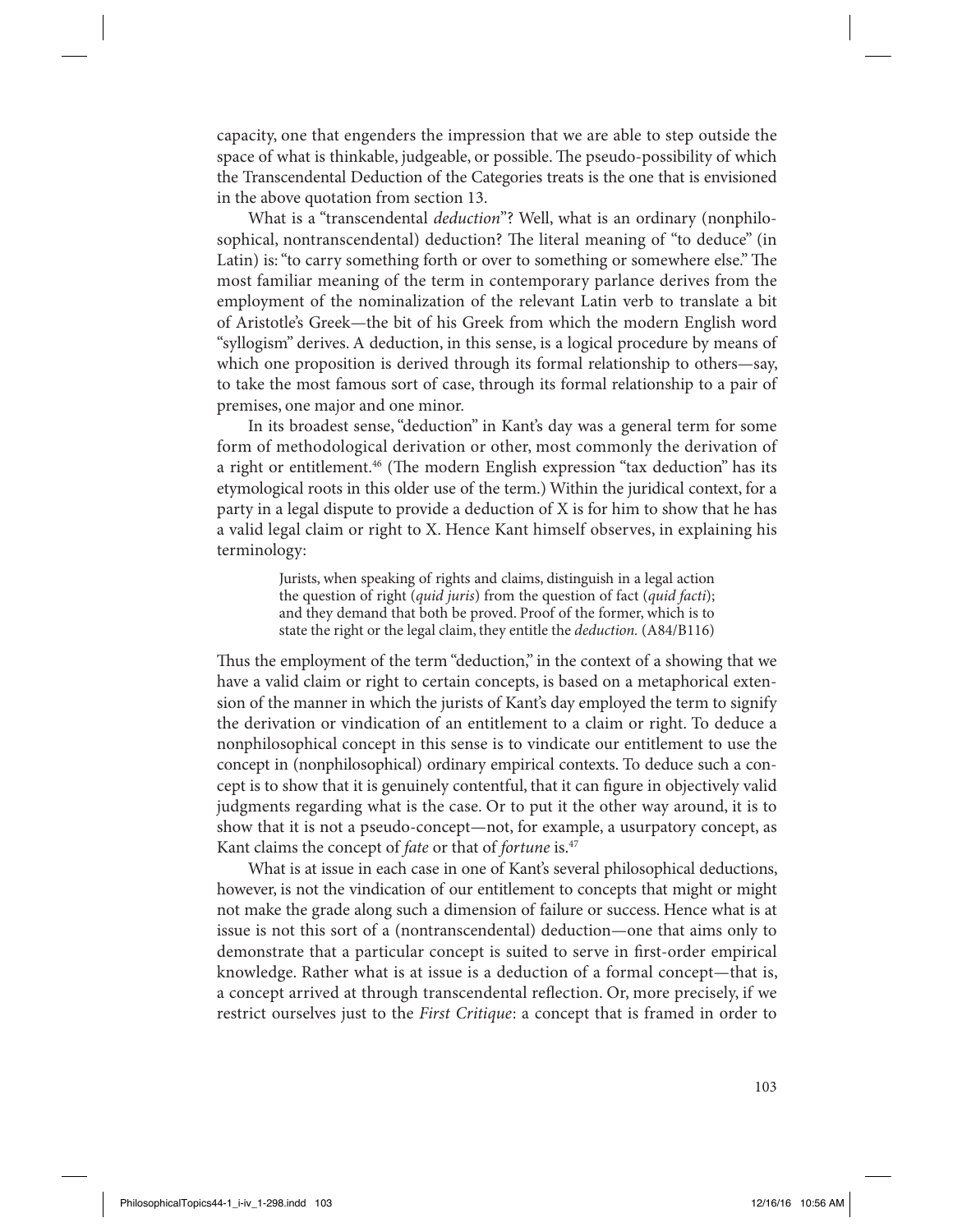capacity, one that engenders the impression that we are able to step outside the space of what is thinkable, judgeable, or possible. The pseudo-possibility of which the Transcendental Deduction of the Categories treats is the one that is envisioned in the above quotation from section 13.

What is a "transcendental *deduction*"? Well, what is an ordinary (nonphilosophical, nontranscendental) deduction? The literal meaning of "to deduce" (in Latin) is: "to carry something forth or over to something or somewhere else." The most familiar meaning of the term in contemporary parlance derives from the employment of the nominalization of the relevant Latin verb to translate a bit of Aristotle's Greek—the bit of his Greek from which the modern English word "syllogism" derives. A deduction, in this sense, is a logical procedure by means of which one proposition is derived through its formal relationship to others—say, to take the most famous sort of case, through its formal relationship to a pair of premises, one major and one minor.

In its broadest sense, "deduction" in Kant's day was a general term for some form of methodological derivation or other, most commonly the derivation of a right or entitlement.[46] (The modern English expression "tax deduction" has its etymological roots in this older use of the term.) Within the juridical context, for a party in a legal dispute to provide a deduction of X is for him to show that he has a valid legal claim or right to X. Hence Kant himself observes, in explaining his terminology:

> Jurists, when speaking of rights and claims, distinguish in a legal action the question of right (*quid juris*) from the question of fact (*quid facti*); and they demand that both be proved. Proof of the former, which is to state the right or the legal claim, they entitle the *deduction.* (A84/B116)

Thus the employment of the term "deduction," in the context of a showing that we have a valid claim or right to certain concepts, is based on a metaphorical extension of the manner in which the jurists of Kant's day employed the term to signify the derivation or vindication of an entitlement to a claim or right. To deduce a nonphilosophical concept in this sense is to vindicate our entitlement to use the concept in (nonphilosophical) ordinary empirical contexts. To deduce such a concept is to show that it is genuinely contentful, that it can figure in objectively valid judgments regarding what is the case. Or to put it the other way around, it is to show that it is not a pseudo-concept—not, for example, a usurpatory concept, as Kant claims the concept of *fate* or that of *fortune* is.[47]

What is at issue in each case in one of Kant's several philosophical deductions, however, is not the vindication of our entitlement to concepts that might or might not make the grade along such a dimension of failure or success. Hence what is at issue is not this sort of a (nontranscendental) deduction—one that aims only to demonstrate that a particular concept is suited to serve in first-order empirical knowledge. Rather what is at issue is a deduction of a formal concept—that is, a concept arrived at through transcendental reflection. Or, more precisely, if we restrict ourselves just to the *First Critique*: a concept that is framed in order to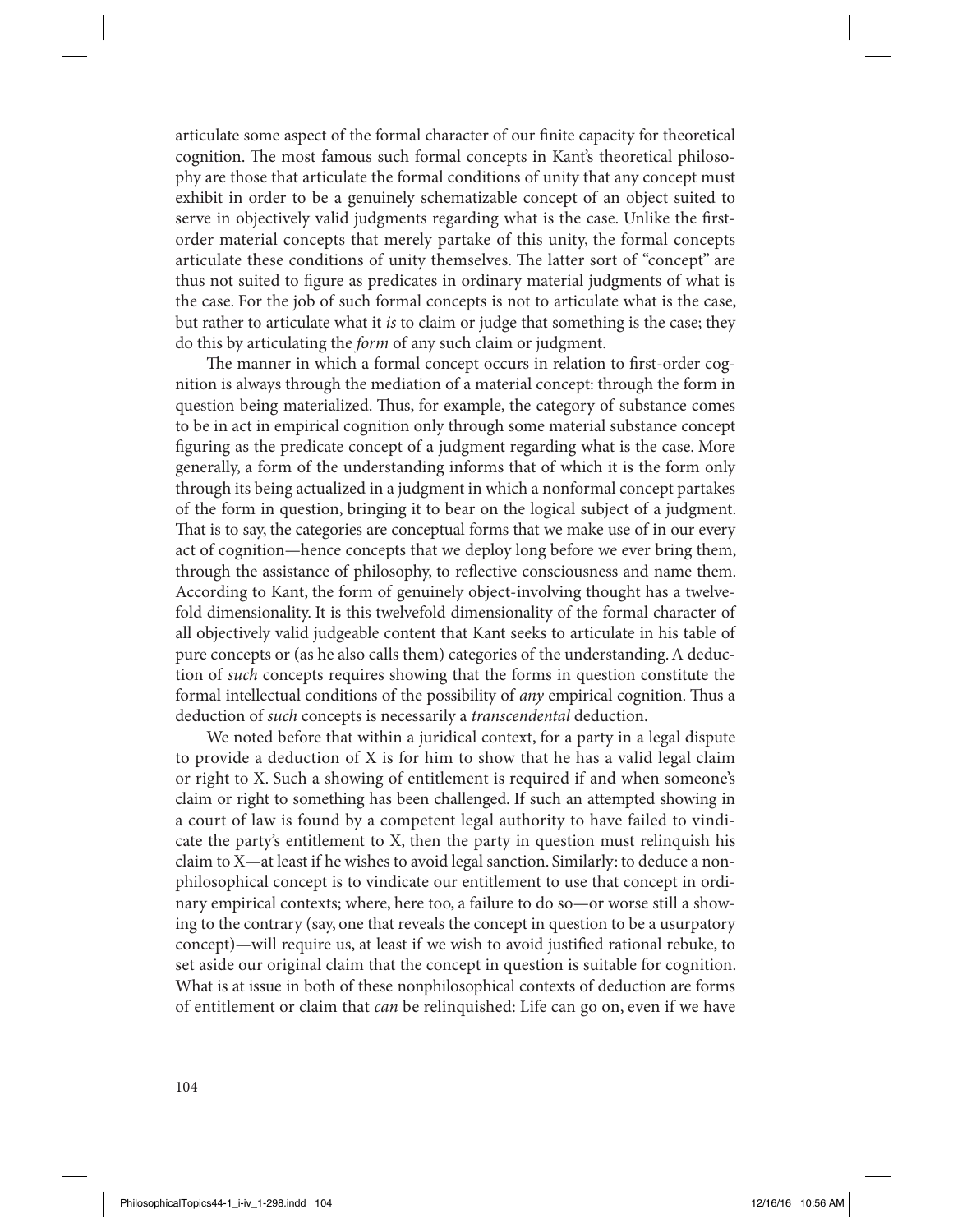articulate some aspect of the formal character of our finite capacity for theoretical cognition. The most famous such formal concepts in Kant's theoretical philosophy are those that articulate the formal conditions of unity that any concept must exhibit in order to be a genuinely schematizable concept of an object suited to serve in objectively valid judgments regarding what is the case. Unlike the first-order material concepts that merely partake of this unity, the formal concepts articulate these conditions of unity themselves. The latter sort of "concept" are thus not suited to figure as predicates in ordinary material judgments of what is the case. For the job of such formal concepts is not to articulate what is the case, but rather to articulate what it *is* to claim or judge that something is the case; they do this by articulating the *form* of any such claim or judgment.

The manner in which a formal concept occurs in relation to first-order cognition is always through the mediation of a material concept: through the form in question being materialized. Thus, for example, the category of substance comes to be in act in empirical cognition only through some material substance concept figuring as the predicate concept of a judgment regarding what is the case. More generally, a form of the understanding informs that of which it is the form only through its being actualized in a judgment in which a nonformal concept partakes of the form in question, bringing it to bear on the logical subject of a judgment. That is to say, the categories are conceptual forms that we make use of in our every act of cognition—hence concepts that we deploy long before we ever bring them, through the assistance of philosophy, to reflective consciousness and name them. According to Kant, the form of genuinely object-involving thought has a twelvefold dimensionality. It is this twelvefold dimensionality of the formal character of all objectively valid judgeable content that Kant seeks to articulate in his table of pure concepts or (as he also calls them) categories of the understanding. A deduction of *such* concepts requires showing that the forms in question constitute the formal intellectual conditions of the possibility of *any* empirical cognition. Thus a deduction of *such* concepts is necessarily a *transcendental* deduction.

We noted before that within a juridical context, for a party in a legal dispute to provide a deduction of X is for him to show that he has a valid legal claim or right to X. Such a showing of entitlement is required if and when someone's claim or right to something has been challenged. If such an attempted showing in a court of law is found by a competent legal authority to have failed to vindicate the party's entitlement to X, then the party in question must relinquish his claim to X—at least if he wishes to avoid legal sanction. Similarly: to deduce a nonphilosophical concept is to vindicate our entitlement to use that concept in ordinary empirical contexts; where, here too, a failure to do so—or worse still a showing to the contrary (say, one that reveals the concept in question to be a usurpatory concept)—will require us, at least if we wish to avoid justified rational rebuke, to set aside our original claim that the concept in question is suitable for cognition. What is at issue in both of these nonphilosophical contexts of deduction are forms of entitlement or claim that *can* be relinquished: Life can go on, even if we have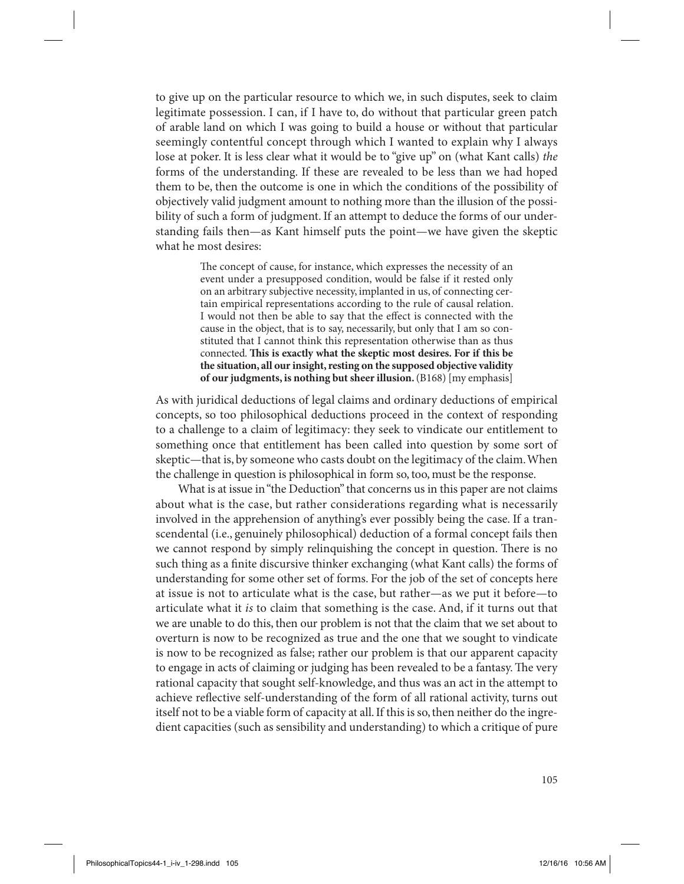to give up on the particular resource to which we, in such disputes, seek to claim legitimate possession. I can, if I have to, do without that particular green patch of arable land on which I was going to build a house or without that particular seemingly contentful concept through which I wanted to explain why I always lose at poker. It is less clear what it would be to "give up" on (what Kant calls) *the* forms of the understanding. If these are revealed to be less than we had hoped them to be, then the outcome is one in which the conditions of the possibility of objectively valid judgment amount to nothing more than the illusion of the possibility of such a form of judgment. If an attempt to deduce the forms of our understanding fails then—as Kant himself puts the point—we have given the skeptic what he most desires:

> The concept of cause, for instance, which expresses the necessity of an event under a presupposed condition, would be false if it rested only on an arbitrary subjective necessity, implanted in us, of connecting certain empirical representations according to the rule of causal relation. I would not then be able to say that the effect is connected with the cause in the object, that is to say, necessarily, but only that I am so constituted that I cannot think this representation otherwise than as thus connected. **This is exactly what the skeptic most desires. For if this be the situation, all our insight, resting on the supposed objective validity of our judgments, is nothing but sheer illusion.** (B168) [my emphasis]

As with juridical deductions of legal claims and ordinary deductions of empirical concepts, so too philosophical deductions proceed in the context of responding to a challenge to a claim of legitimacy: they seek to vindicate our entitlement to something once that entitlement has been called into question by some sort of skeptic—that is, by someone who casts doubt on the legitimacy of the claim. When the challenge in question is philosophical in form so, too, must be the response.

What is at issue in "the Deduction" that concerns us in this paper are not claims about what is the case, but rather considerations regarding what is necessarily involved in the apprehension of anything's ever possibly being the case. If a transcendental (i.e., genuinely philosophical) deduction of a formal concept fails then we cannot respond by simply relinquishing the concept in question. There is no such thing as a finite discursive thinker exchanging (what Kant calls) the forms of understanding for some other set of forms. For the job of the set of concepts here at issue is not to articulate what is the case, but rather—as we put it before—to articulate what it *is* to claim that something is the case. And, if it turns out that we are unable to do this, then our problem is not that the claim that we set about to overturn is now to be recognized as true and the one that we sought to vindicate is now to be recognized as false; rather our problem is that our apparent capacity to engage in acts of claiming or judging has been revealed to be a fantasy. The very rational capacity that sought self-knowledge, and thus was an act in the attempt to achieve reflective self-understanding of the form of all rational activity, turns out itself not to be a viable form of capacity at all. If this is so, then neither do the ingredient capacities (such as sensibility and understanding) to which a critique of pure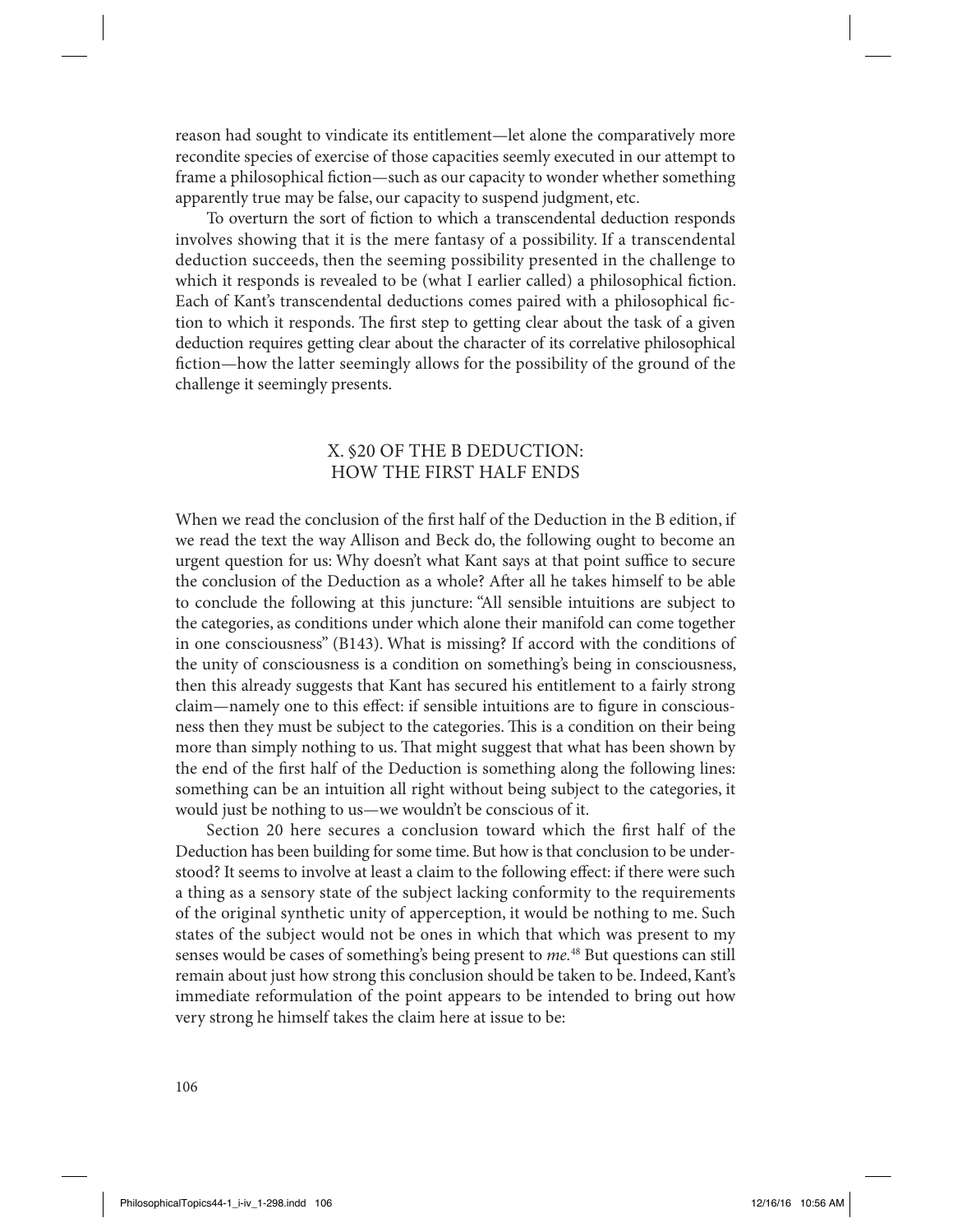reason had sought to vindicate its entitlement—let alone the comparatively more recondite species of exercise of those capacities seemly executed in our attempt to frame a philosophical fiction—such as our capacity to wonder whether something apparently true may be false, our capacity to suspend judgment, etc.

To overturn the sort of fiction to which a transcendental deduction responds involves showing that it is the mere fantasy of a possibility. If a transcendental deduction succeeds, then the seeming possibility presented in the challenge to which it responds is revealed to be (what I earlier called) a philosophical fiction. Each of Kant's transcendental deductions comes paired with a philosophical fiction to which it responds. The first step to getting clear about the task of a given deduction requires getting clear about the character of its correlative philosophical fiction—how the latter seemingly allows for the possibility of the ground of the challenge it seemingly presents.

## X. §20 OF THE B DEDUCTION: HOW THE FIRST HALF ENDS

When we read the conclusion of the first half of the Deduction in the B edition, if we read the text the way Allison and Beck do, the following ought to become an urgent question for us: Why doesn't what Kant says at that point suffice to secure the conclusion of the Deduction as a whole? After all he takes himself to be able to conclude the following at this juncture: "All sensible intuitions are subject to the categories, as conditions under which alone their manifold can come together in one consciousness" (B143). What is missing? If accord with the conditions of the unity of consciousness is a condition on something's being in consciousness, then this already suggests that Kant has secured his entitlement to a fairly strong claim—namely one to this effect: if sensible intuitions are to figure in consciousness then they must be subject to the categories. This is a condition on their being more than simply nothing to us. That might suggest that what has been shown by the end of the first half of the Deduction is something along the following lines: something can be an intuition all right without being subject to the categories, it would just be nothing to us—we wouldn't be conscious of it.

Section 20 here secures a conclusion toward which the first half of the Deduction has been building for some time. But how is that conclusion to be understood? It seems to involve at least a claim to the following effect: if there were such a thing as a sensory state of the subject lacking conformity to the requirements of the original synthetic unity of apperception, it would be nothing to me. Such states of the subject would not be ones in which that which was present to my senses would be cases of something's being present to *me*.[48] But questions can still remain about just how strong this conclusion should be taken to be. Indeed, Kant's immediate reformulation of the point appears to be intended to bring out how very strong he himself takes the claim here at issue to be: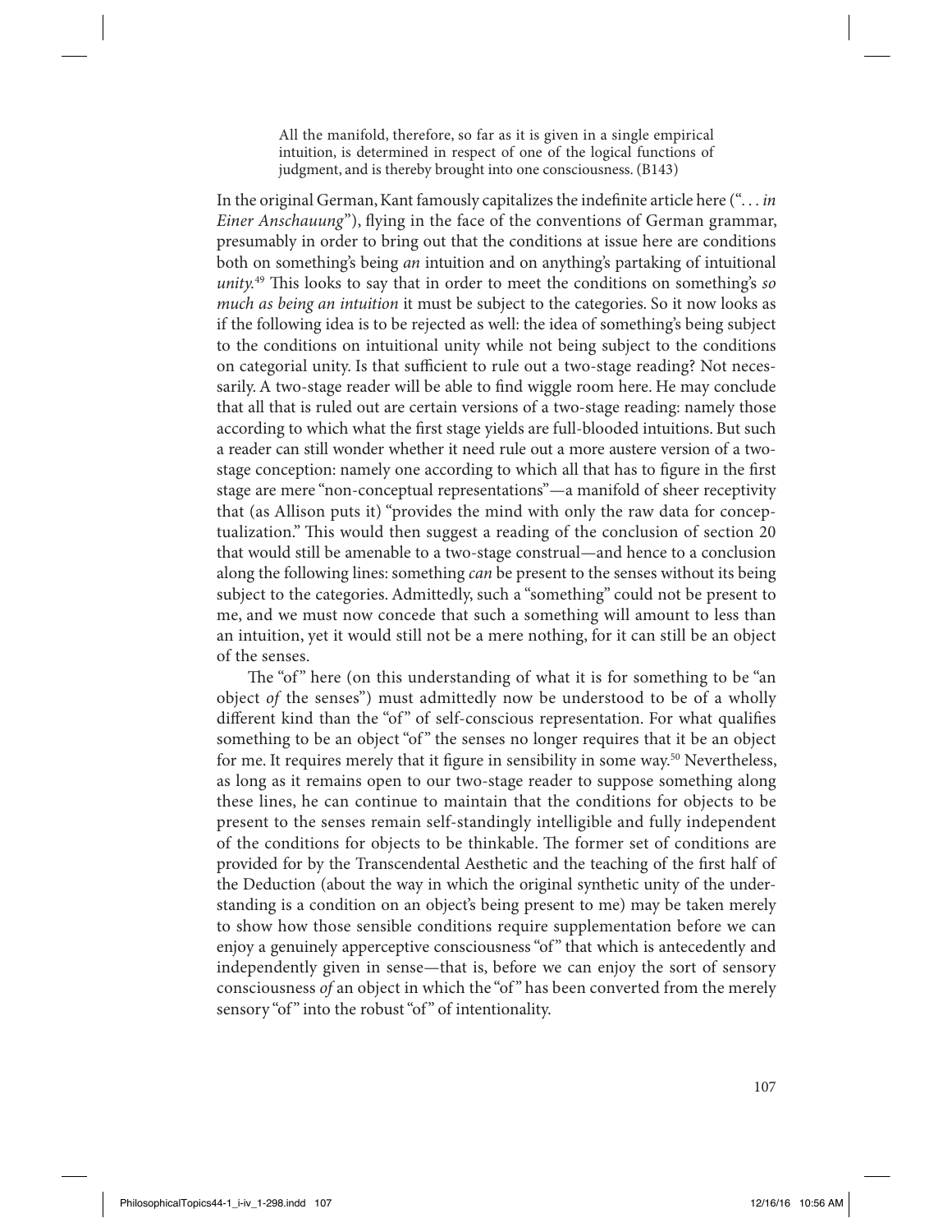> All the manifold, therefore, so far as it is given in a single empirical intuition, is determined in respect of one of the logical functions of judgment, and is thereby brought into one consciousness. (B143)

In the original German, Kant famously capitalizes the indefinite article here (". . . *in Einer Anschauung*"), flying in the face of the conventions of German grammar, presumably in order to bring out that the conditions at issue here are conditions both on something's being *an* intuition and on anything's partaking of intuitional *unity*.[49] This looks to say that in order to meet the conditions on something's *so much as being an intuition* it must be subject to the categories. So it now looks as if the following idea is to be rejected as well: the idea of something's being subject to the conditions on intuitional unity while not being subject to the conditions on categorial unity. Is that sufficient to rule out a two-stage reading? Not necessarily. A two-stage reader will be able to find wiggle room here. He may conclude that all that is ruled out are certain versions of a two-stage reading: namely those according to which what the first stage yields are full-blooded intuitions. But such a reader can still wonder whether it need rule out a more austere version of a two-stage conception: namely one according to which all that has to figure in the first stage are mere "non-conceptual representations"—a manifold of sheer receptivity that (as Allison puts it) "provides the mind with only the raw data for conceptualization." This would then suggest a reading of the conclusion of section 20 that would still be amenable to a two-stage construal—and hence to a conclusion along the following lines: something *can* be present to the senses without its being subject to the categories. Admittedly, such a "something" could not be present to me, and we must now concede that such a something will amount to less than an intuition, yet it would still not be a mere nothing, for it can still be an object of the senses.

The "of" here (on this understanding of what it is for something to be "an object *of* the senses") must admittedly now be understood to be of a wholly different kind than the "of" of self-conscious representation. For what qualifies something to be an object "of" the senses no longer requires that it be an object for me. It requires merely that it figure in sensibility in some way.[50] Nevertheless, as long as it remains open to our two-stage reader to suppose something along these lines, he can continue to maintain that the conditions for objects to be present to the senses remain self-standingly intelligible and fully independent of the conditions for objects to be thinkable. The former set of conditions are provided for by the Transcendental Aesthetic and the teaching of the first half of the Deduction (about the way in which the original synthetic unity of the understanding is a condition on an object's being present to me) may be taken merely to show how those sensible conditions require supplementation before we can enjoy a genuinely apperceptive consciousness "of" that which is antecedently and independently given in sense—that is, before we can enjoy the sort of sensory consciousness *of* an object in which the "of" has been converted from the merely sensory "of" into the robust "of" of intentionality.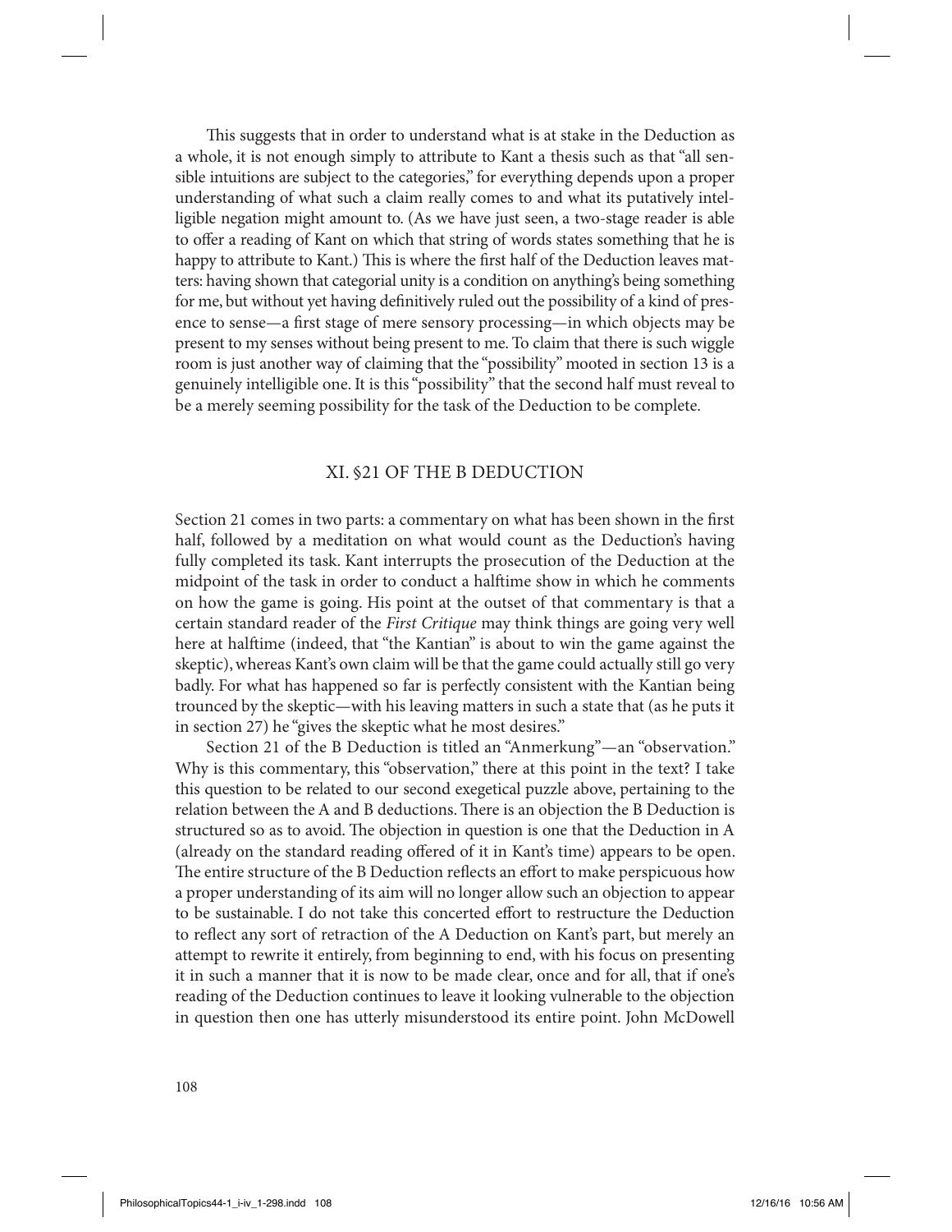This suggests that in order to understand what is at stake in the Deduction as a whole, it is not enough simply to attribute to Kant a thesis such as that "all sensible intuitions are subject to the categories," for everything depends upon a proper understanding of what such a claim really comes to and what its putatively intelligible negation might amount to. (As we have just seen, a two-stage reader is able to offer a reading of Kant on which that string of words states something that he is happy to attribute to Kant.) This is where the first half of the Deduction leaves matters: having shown that categorial unity is a condition on anything's being something for me, but without yet having definitively ruled out the possibility of a kind of presence to sense—a first stage of mere sensory processing—in which objects may be present to my senses without being present to me. To claim that there is such wiggle room is just another way of claiming that the "possibility" mooted in section 13 is a genuinely intelligible one. It is this "possibility" that the second half must reveal to be a merely seeming possibility for the task of the Deduction to be complete.

## XI. §21 OF THE B DEDUCTION

Section 21 comes in two parts: a commentary on what has been shown in the first half, followed by a meditation on what would count as the Deduction's having fully completed its task. Kant interrupts the prosecution of the Deduction at the midpoint of the task in order to conduct a halftime show in which he comments on how the game is going. His point at the outset of that commentary is that a certain standard reader of the *First Critique* may think things are going very well here at halftime (indeed, that "the Kantian" is about to win the game against the skeptic), whereas Kant's own claim will be that the game could actually still go very badly. For what has happened so far is perfectly consistent with the Kantian being trounced by the skeptic—with his leaving matters in such a state that (as he puts it in section 27) he "gives the skeptic what he most desires."

Section 21 of the B Deduction is titled an "Anmerkung"—an "observation." Why is this commentary, this "observation," there at this point in the text? I take this question to be related to our second exegetical puzzle above, pertaining to the relation between the A and B deductions. There is an objection the B Deduction is structured so as to avoid. The objection in question is one that the Deduction in A (already on the standard reading offered of it in Kant's time) appears to be open. The entire structure of the B Deduction reflects an effort to make perspicuous how a proper understanding of its aim will no longer allow such an objection to appear to be sustainable. I do not take this concerted effort to restructure the Deduction to reflect any sort of retraction of the A Deduction on Kant's part, but merely an attempt to rewrite it entirely, from beginning to end, with his focus on presenting it in such a manner that it is now to be made clear, once and for all, that if one's reading of the Deduction continues to leave it looking vulnerable to the objection in question then one has utterly misunderstood its entire point. John McDowell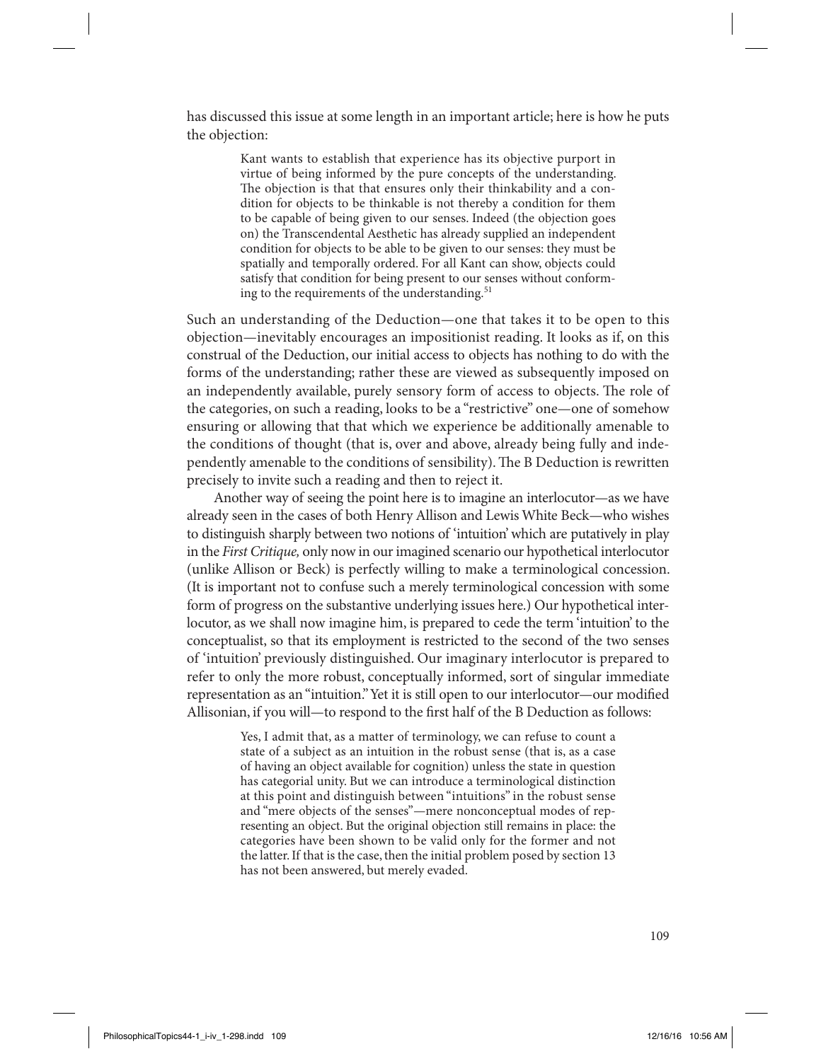has discussed this issue at some length in an important article; here is how he puts the objection:

> Kant wants to establish that experience has its objective purport in virtue of being informed by the pure concepts of the understanding. The objection is that that ensures only their thinkability and a condition for objects to be thinkable is not thereby a condition for them to be capable of being given to our senses. Indeed (the objection goes on) the Transcendental Aesthetic has already supplied an independent condition for objects to be able to be given to our senses: they must be spatially and temporally ordered. For all Kant can show, objects could satisfy that condition for being present to our senses without conforming to the requirements of the understanding.[51]

Such an understanding of the Deduction—one that takes it to be open to this objection—inevitably encourages an impositionist reading. It looks as if, on this construal of the Deduction, our initial access to objects has nothing to do with the forms of the understanding; rather these are viewed as subsequently imposed on an independently available, purely sensory form of access to objects. The role of the categories, on such a reading, looks to be a "restrictive" one—one of somehow ensuring or allowing that that which we experience be additionally amenable to the conditions of thought (that is, over and above, already being fully and independently amenable to the conditions of sensibility). The B Deduction is rewritten precisely to invite such a reading and then to reject it.

Another way of seeing the point here is to imagine an interlocutor—as we have already seen in the cases of both Henry Allison and Lewis White Beck—who wishes to distinguish sharply between two notions of 'intuition' which are putatively in play in the *First Critique,* only now in our imagined scenario our hypothetical interlocutor (unlike Allison or Beck) is perfectly willing to make a terminological concession. (It is important not to confuse such a merely terminological concession with some form of progress on the substantive underlying issues here.) Our hypothetical interlocutor, as we shall now imagine him, is prepared to cede the term 'intuition' to the conceptualist, so that its employment is restricted to the second of the two senses of 'intuition' previously distinguished. Our imaginary interlocutor is prepared to refer to only the more robust, conceptually informed, sort of singular immediate representation as an "intuition." Yet it is still open to our interlocutor—our modified Allisonian, if you will—to respond to the first half of the B Deduction as follows:

> Yes, I admit that, as a matter of terminology, we can refuse to count a state of a subject as an intuition in the robust sense (that is, as a case of having an object available for cognition) unless the state in question has categorial unity. But we can introduce a terminological distinction at this point and distinguish between "intuitions" in the robust sense and "mere objects of the senses"—mere nonconceptual modes of representing an object. But the original objection still remains in place: the categories have been shown to be valid only for the former and not the latter. If that is the case, then the initial problem posed by section 13 has not been answered, but merely evaded.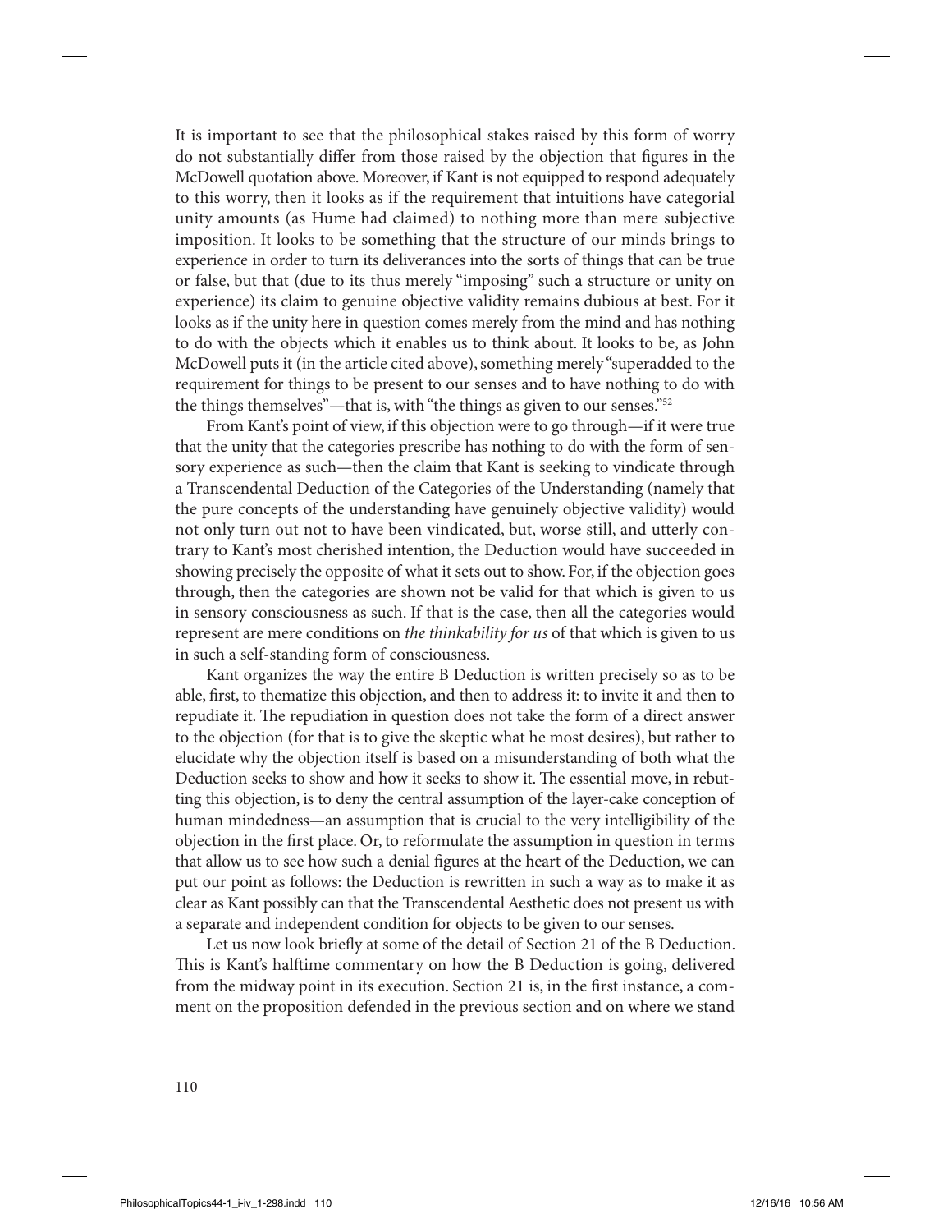It is important to see that the philosophical stakes raised by this form of worry do not substantially differ from those raised by the objection that figures in the McDowell quotation above. Moreover, if Kant is not equipped to respond adequately to this worry, then it looks as if the requirement that intuitions have categorial unity amounts (as Hume had claimed) to nothing more than mere subjective imposition. It looks to be something that the structure of our minds brings to experience in order to turn its deliverances into the sorts of things that can be true or false, but that (due to its thus merely "imposing" such a structure or unity on experience) its claim to genuine objective validity remains dubious at best. For it looks as if the unity here in question comes merely from the mind and has nothing to do with the objects which it enables us to think about. It looks to be, as John McDowell puts it (in the article cited above), something merely "superadded to the requirement for things to be present to our senses and to have nothing to do with the things themselves"—that is, with "the things as given to our senses."[52]

From Kant's point of view, if this objection were to go through—if it were true that the unity that the categories prescribe has nothing to do with the form of sensory experience as such—then the claim that Kant is seeking to vindicate through a Transcendental Deduction of the Categories of the Understanding (namely that the pure concepts of the understanding have genuinely objective validity) would not only turn out not to have been vindicated, but, worse still, and utterly contrary to Kant's most cherished intention, the Deduction would have succeeded in showing precisely the opposite of what it sets out to show. For, if the objection goes through, then the categories are shown not be valid for that which is given to us in sensory consciousness as such. If that is the case, then all the categories would represent are mere conditions on *the thinkability for us* of that which is given to us in such a self-standing form of consciousness.

Kant organizes the way the entire B Deduction is written precisely so as to be able, first, to thematize this objection, and then to address it: to invite it and then to repudiate it. The repudiation in question does not take the form of a direct answer to the objection (for that is to give the skeptic what he most desires), but rather to elucidate why the objection itself is based on a misunderstanding of both what the Deduction seeks to show and how it seeks to show it. The essential move, in rebutting this objection, is to deny the central assumption of the layer-cake conception of human mindedness—an assumption that is crucial to the very intelligibility of the objection in the first place. Or, to reformulate the assumption in question in terms that allow us to see how such a denial figures at the heart of the Deduction, we can put our point as follows: the Deduction is rewritten in such a way as to make it as clear as Kant possibly can that the Transcendental Aesthetic does not present us with a separate and independent condition for objects to be given to our senses.

Let us now look briefly at some of the detail of Section 21 of the B Deduction. This is Kant's halftime commentary on how the B Deduction is going, delivered from the midway point in its execution. Section 21 is, in the first instance, a comment on the proposition defended in the previous section and on where we stand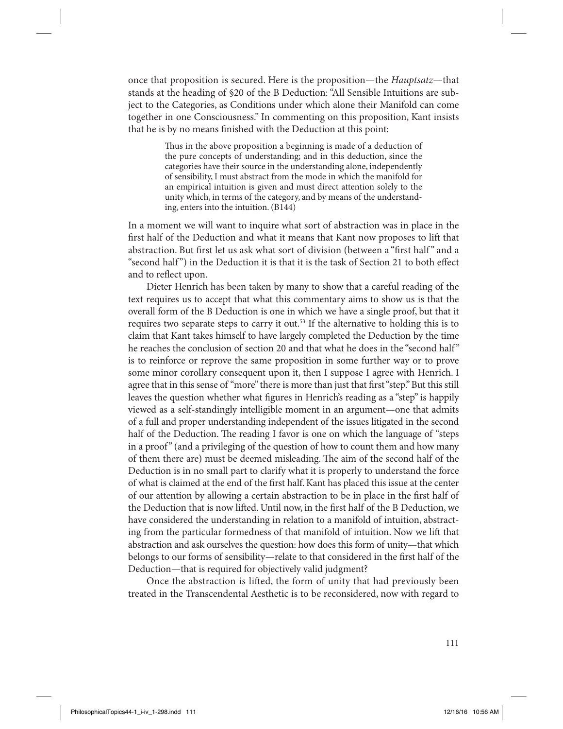once that proposition is secured. Here is the proposition—the *Hauptsatz*—that stands at the heading of §20 of the B Deduction: "All Sensible Intuitions are subject to the Categories, as Conditions under which alone their Manifold can come together in one Consciousness." In commenting on this proposition, Kant insists that he is by no means finished with the Deduction at this point:

> Thus in the above proposition a beginning is made of a deduction of the pure concepts of understanding; and in this deduction, since the categories have their source in the understanding alone, independently of sensibility, I must abstract from the mode in which the manifold for an empirical intuition is given and must direct attention solely to the unity which, in terms of the category, and by means of the understanding, enters into the intuition. (B144)

In a moment we will want to inquire what sort of abstraction was in place in the first half of the Deduction and what it means that Kant now proposes to lift that abstraction. But first let us ask what sort of division (between a "first half" and a "second half") in the Deduction it is that it is the task of Section 21 to both effect and to reflect upon.

Dieter Henrich has been taken by many to show that a careful reading of the text requires us to accept that what this commentary aims to show us is that the overall form of the B Deduction is one in which we have a single proof, but that it requires two separate steps to carry it out.[53] If the alternative to holding this is to claim that Kant takes himself to have largely completed the Deduction by the time he reaches the conclusion of section 20 and that what he does in the "second half" is to reinforce or reprove the same proposition in some further way or to prove some minor corollary consequent upon it, then I suppose I agree with Henrich. I agree that in this sense of "more" there is more than just that first "step." But this still leaves the question whether what figures in Henrich's reading as a "step" is happily viewed as a self-standingly intelligible moment in an argument—one that admits of a full and proper understanding independent of the issues litigated in the second half of the Deduction. The reading I favor is one on which the language of "steps in a proof" (and a privileging of the question of how to count them and how many of them there are) must be deemed misleading. The aim of the second half of the Deduction is in no small part to clarify what it is properly to understand the force of what is claimed at the end of the first half. Kant has placed this issue at the center of our attention by allowing a certain abstraction to be in place in the first half of the Deduction that is now lifted. Until now, in the first half of the B Deduction, we have considered the understanding in relation to a manifold of intuition, abstracting from the particular formedness of that manifold of intuition. Now we lift that abstraction and ask ourselves the question: how does this form of unity—that which belongs to our forms of sensibility—relate to that considered in the first half of the Deduction—that is required for objectively valid judgment?

Once the abstraction is lifted, the form of unity that had previously been treated in the Transcendental Aesthetic is to be reconsidered, now with regard to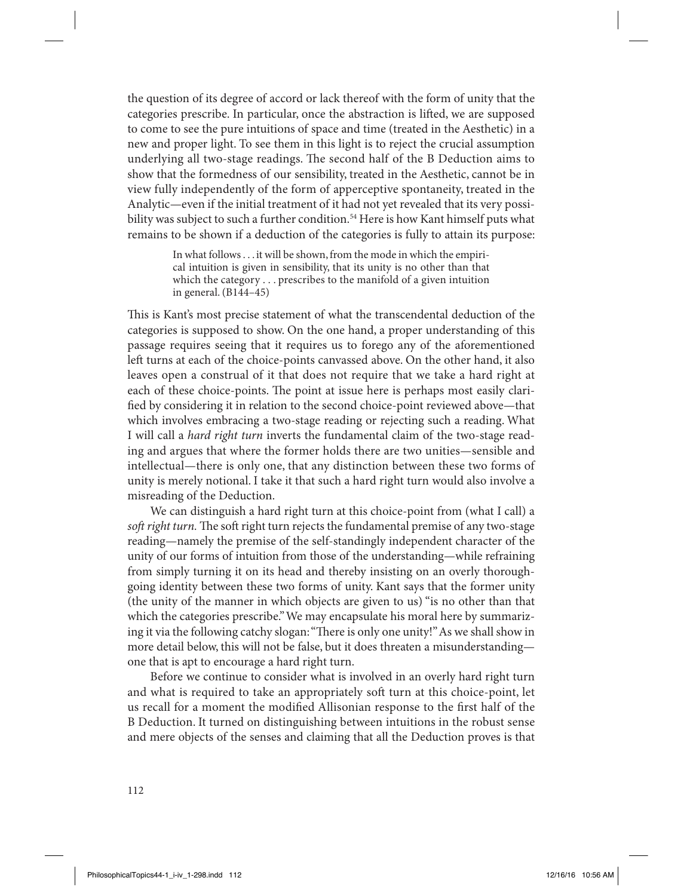the question of its degree of accord or lack thereof with the form of unity that the categories prescribe. In particular, once the abstraction is lifted, we are supposed to come to see the pure intuitions of space and time (treated in the Aesthetic) in a new and proper light. To see them in this light is to reject the crucial assumption underlying all two-stage readings. The second half of the B Deduction aims to show that the formedness of our sensibility, treated in the Aesthetic, cannot be in view fully independently of the form of apperceptive spontaneity, treated in the Analytic—even if the initial treatment of it had not yet revealed that its very possibility was subject to such a further condition.[54] Here is how Kant himself puts what remains to be shown if a deduction of the categories is fully to attain its purpose:

> In what follows . . . it will be shown, from the mode in which the empirical intuition is given in sensibility, that its unity is no other than that which the category . . . prescribes to the manifold of a given intuition in general. (B144–45)

This is Kant's most precise statement of what the transcendental deduction of the categories is supposed to show. On the one hand, a proper understanding of this passage requires seeing that it requires us to forego any of the aforementioned left turns at each of the choice-points canvassed above. On the other hand, it also leaves open a construal of it that does not require that we take a hard right at each of these choice-points. The point at issue here is perhaps most easily clarified by considering it in relation to the second choice-point reviewed above—that which involves embracing a two-stage reading or rejecting such a reading. What I will call a *hard right turn* inverts the fundamental claim of the two-stage reading and argues that where the former holds there are two unities—sensible and intellectual—there is only one, that any distinction between these two forms of unity is merely notional. I take it that such a hard right turn would also involve a misreading of the Deduction.

We can distinguish a hard right turn at this choice-point from (what I call) a *soft right turn*. The soft right turn rejects the fundamental premise of any two-stage reading—namely the premise of the self-standingly independent character of the unity of our forms of intuition from those of the understanding—while refraining from simply turning it on its head and thereby insisting on an overly thoroughgoing identity between these two forms of unity. Kant says that the former unity (the unity of the manner in which objects are given to us) "is no other than that which the categories prescribe." We may encapsulate his moral here by summarizing it via the following catchy slogan: "There is only one unity!" As we shall show in more detail below, this will not be false, but it does threaten a misunderstanding—one that is apt to encourage a hard right turn.

Before we continue to consider what is involved in an overly hard right turn and what is required to take an appropriately soft turn at this choice-point, let us recall for a moment the modified Allisonian response to the first half of the B Deduction. It turned on distinguishing between intuitions in the robust sense and mere objects of the senses and claiming that all the Deduction proves is that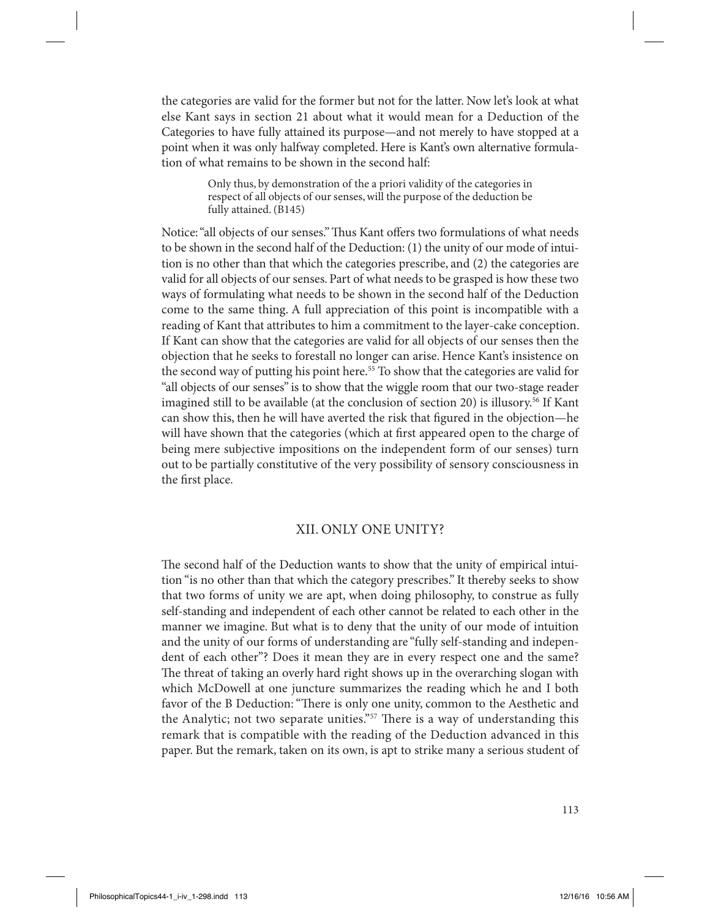the categories are valid for the former but not for the latter. Now let's look at what else Kant says in section 21 about what it would mean for a Deduction of the Categories to have fully attained its purpose—and not merely to have stopped at a point when it was only halfway completed. Here is Kant's own alternative formulation of what remains to be shown in the second half:

> Only thus, by demonstration of the a priori validity of the categories in respect of all objects of our senses, will the purpose of the deduction be fully attained. (B145)

Notice: "all objects of our senses." Thus Kant offers two formulations of what needs to be shown in the second half of the Deduction: (1) the unity of our mode of intuition is no other than that which the categories prescribe, and (2) the categories are valid for all objects of our senses. Part of what needs to be grasped is how these two ways of formulating what needs to be shown in the second half of the Deduction come to the same thing. A full appreciation of this point is incompatible with a reading of Kant that attributes to him a commitment to the layer-cake conception. If Kant can show that the categories are valid for all objects of our senses then the objection that he seeks to forestall no longer can arise. Hence Kant's insistence on the second way of putting his point here.[55] To show that the categories are valid for "all objects of our senses" is to show that the wiggle room that our two-stage reader imagined still to be available (at the conclusion of section 20) is illusory.[56] If Kant can show this, then he will have averted the risk that figured in the objection—he will have shown that the categories (which at first appeared open to the charge of being mere subjective impositions on the independent form of our senses) turn out to be partially constitutive of the very possibility of sensory consciousness in the first place.

## XII. ONLY ONE UNITY?

The second half of the Deduction wants to show that the unity of empirical intuition "is no other than that which the category prescribes." It thereby seeks to show that two forms of unity we are apt, when doing philosophy, to construe as fully self-standing and independent of each other cannot be related to each other in the manner we imagine. But what is to deny that the unity of our mode of intuition and the unity of our forms of understanding are "fully self-standing and independent of each other"? Does it mean they are in every respect one and the same? The threat of taking an overly hard right shows up in the overarching slogan with which McDowell at one juncture summarizes the reading which he and I both favor of the B Deduction: "There is only one unity, common to the Aesthetic and the Analytic; not two separate unities."[57] There is a way of understanding this remark that is compatible with the reading of the Deduction advanced in this paper. But the remark, taken on its own, is apt to strike many a serious student of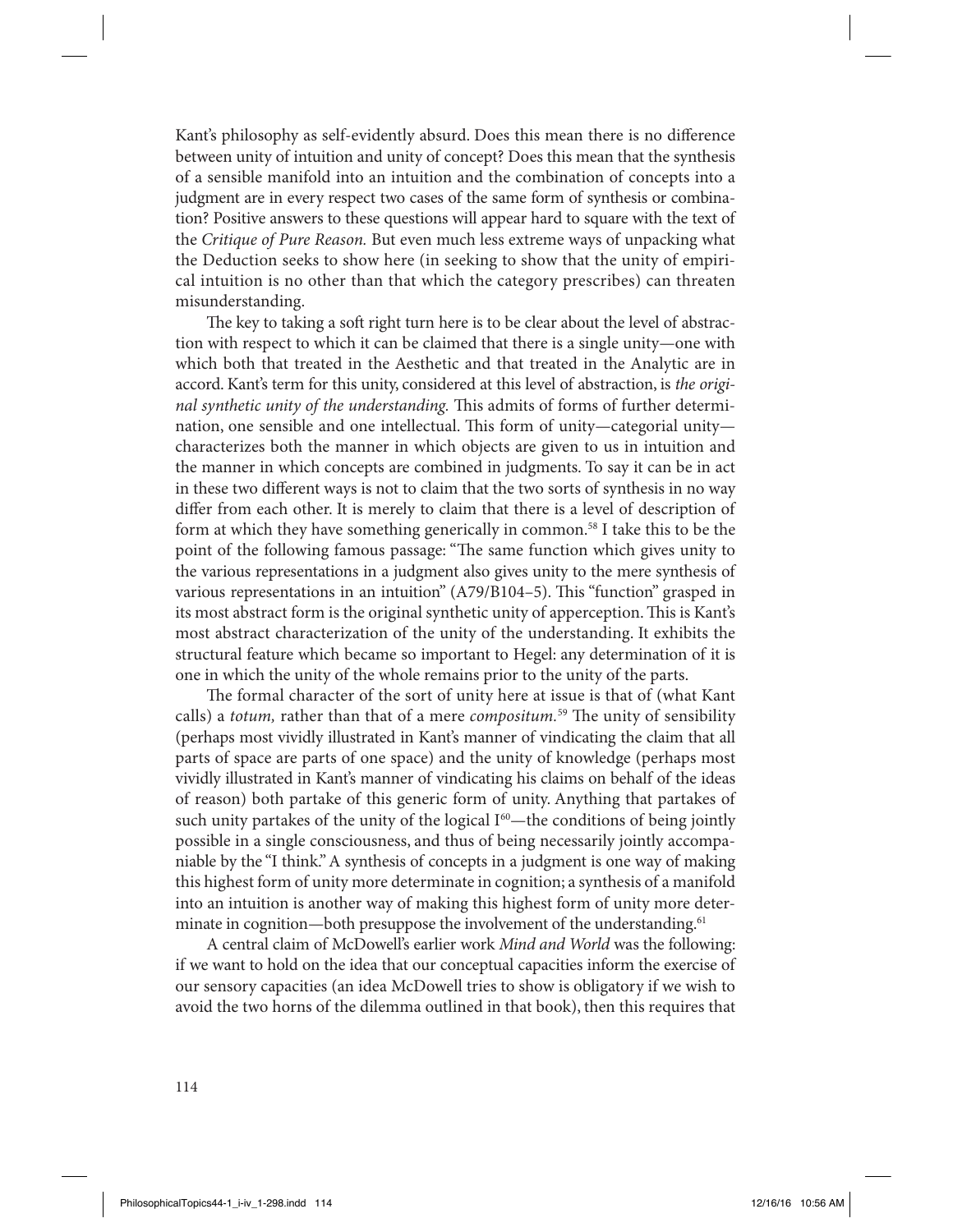Kant's philosophy as self-evidently absurd. Does this mean there is no difference between unity of intuition and unity of concept? Does this mean that the synthesis of a sensible manifold into an intuition and the combination of concepts into a judgment are in every respect two cases of the same form of synthesis or combination? Positive answers to these questions will appear hard to square with the text of the *Critique of Pure Reason.* But even much less extreme ways of unpacking what the Deduction seeks to show here (in seeking to show that the unity of empirical intuition is no other than that which the category prescribes) can threaten misunderstanding.

The key to taking a soft right turn here is to be clear about the level of abstraction with respect to which it can be claimed that there is a single unity—one with which both that treated in the Aesthetic and that treated in the Analytic are in accord. Kant's term for this unity, considered at this level of abstraction, is *the original synthetic unity of the understanding.* This admits of forms of further determination, one sensible and one intellectual. This form of unity—categorial unity—characterizes both the manner in which objects are given to us in intuition and the manner in which concepts are combined in judgments. To say it can be in act in these two different ways is not to claim that the two sorts of synthesis in no way differ from each other. It is merely to claim that there is a level of description of form at which they have something generically in common.[58] I take this to be the point of the following famous passage: "The same function which gives unity to the various representations in a judgment also gives unity to the mere synthesis of various representations in an intuition" (A79/B104–5). This "function" grasped in its most abstract form is the original synthetic unity of apperception. This is Kant's most abstract characterization of the unity of the understanding. It exhibits the structural feature which became so important to Hegel: any determination of it is one in which the unity of the whole remains prior to the unity of the parts.

The formal character of the sort of unity here at issue is that of (what Kant calls) a *totum,* rather than that of a mere *compositum.*[59] The unity of sensibility (perhaps most vividly illustrated in Kant's manner of vindicating the claim that all parts of space are parts of one space) and the unity of knowledge (perhaps most vividly illustrated in Kant's manner of vindicating his claims on behalf of the ideas of reason) both partake of this generic form of unity. Anything that partakes of such unity partakes of the unity of the logical I[60]—the conditions of being jointly possible in a single consciousness, and thus of being necessarily jointly accompaniable by the "I think." A synthesis of concepts in a judgment is one way of making this highest form of unity more determinate in cognition; a synthesis of a manifold into an intuition is another way of making this highest form of unity more determinate in cognition—both presuppose the involvement of the understanding.[61]

A central claim of McDowell's earlier work *Mind and World* was the following: if we want to hold on the idea that our conceptual capacities inform the exercise of our sensory capacities (an idea McDowell tries to show is obligatory if we wish to avoid the two horns of the dilemma outlined in that book), then this requires that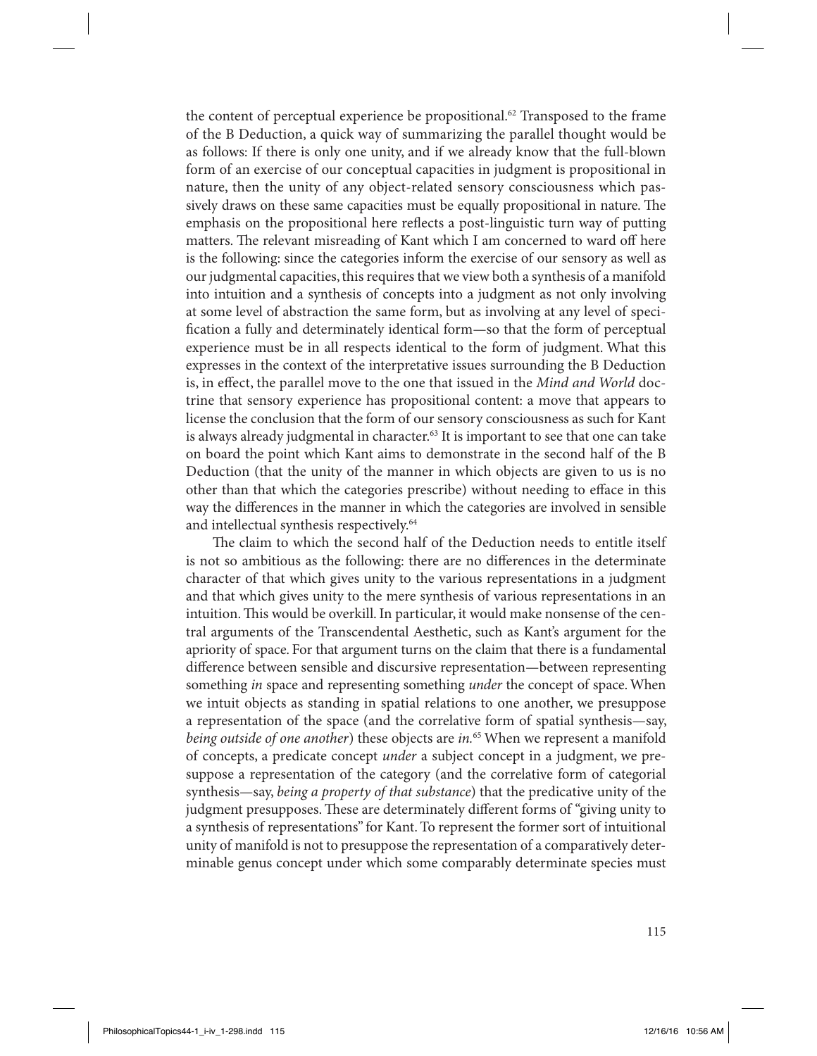the content of perceptual experience be propositional.[62] Transposed to the frame of the B Deduction, a quick way of summarizing the parallel thought would be as follows: If there is only one unity, and if we already know that the full-blown form of an exercise of our conceptual capacities in judgment is propositional in nature, then the unity of any object-related sensory consciousness which passively draws on these same capacities must be equally propositional in nature. The emphasis on the propositional here reflects a post-linguistic turn way of putting matters. The relevant misreading of Kant which I am concerned to ward off here is the following: since the categories inform the exercise of our sensory as well as our judgmental capacities, this requires that we view both a synthesis of a manifold into intuition and a synthesis of concepts into a judgment as not only involving at some level of abstraction the same form, but as involving at any level of specification a fully and determinately identical form—so that the form of perceptual experience must be in all respects identical to the form of judgment. What this expresses in the context of the interpretative issues surrounding the B Deduction is, in effect, the parallel move to the one that issued in the *Mind and World* doctrine that sensory experience has propositional content: a move that appears to license the conclusion that the form of our sensory consciousness as such for Kant is always already judgmental in character.[63] It is important to see that one can take on board the point which Kant aims to demonstrate in the second half of the B Deduction (that the unity of the manner in which objects are given to us is no other than that which the categories prescribe) without needing to efface in this way the differences in the manner in which the categories are involved in sensible and intellectual synthesis respectively.[64]

The claim to which the second half of the Deduction needs to entitle itself is not so ambitious as the following: there are no differences in the determinate character of that which gives unity to the various representations in a judgment and that which gives unity to the mere synthesis of various representations in an intuition. This would be overkill. In particular, it would make nonsense of the central arguments of the Transcendental Aesthetic, such as Kant's argument for the apriority of space. For that argument turns on the claim that there is a fundamental difference between sensible and discursive representation—between representing something *in* space and representing something *under* the concept of space. When we intuit objects as standing in spatial relations to one another, we presuppose a representation of the space (and the correlative form of spatial synthesis—say, *being outside of one another*) these objects are *in*.[65] When we represent a manifold of concepts, a predicate concept *under* a subject concept in a judgment, we presuppose a representation of the category (and the correlative form of categorial synthesis—say, *being a property of that substance*) that the predicative unity of the judgment presupposes. These are determinately different forms of "giving unity to a synthesis of representations" for Kant. To represent the former sort of intuitional unity of manifold is not to presuppose the representation of a comparatively determinable genus concept under which some comparably determinate species must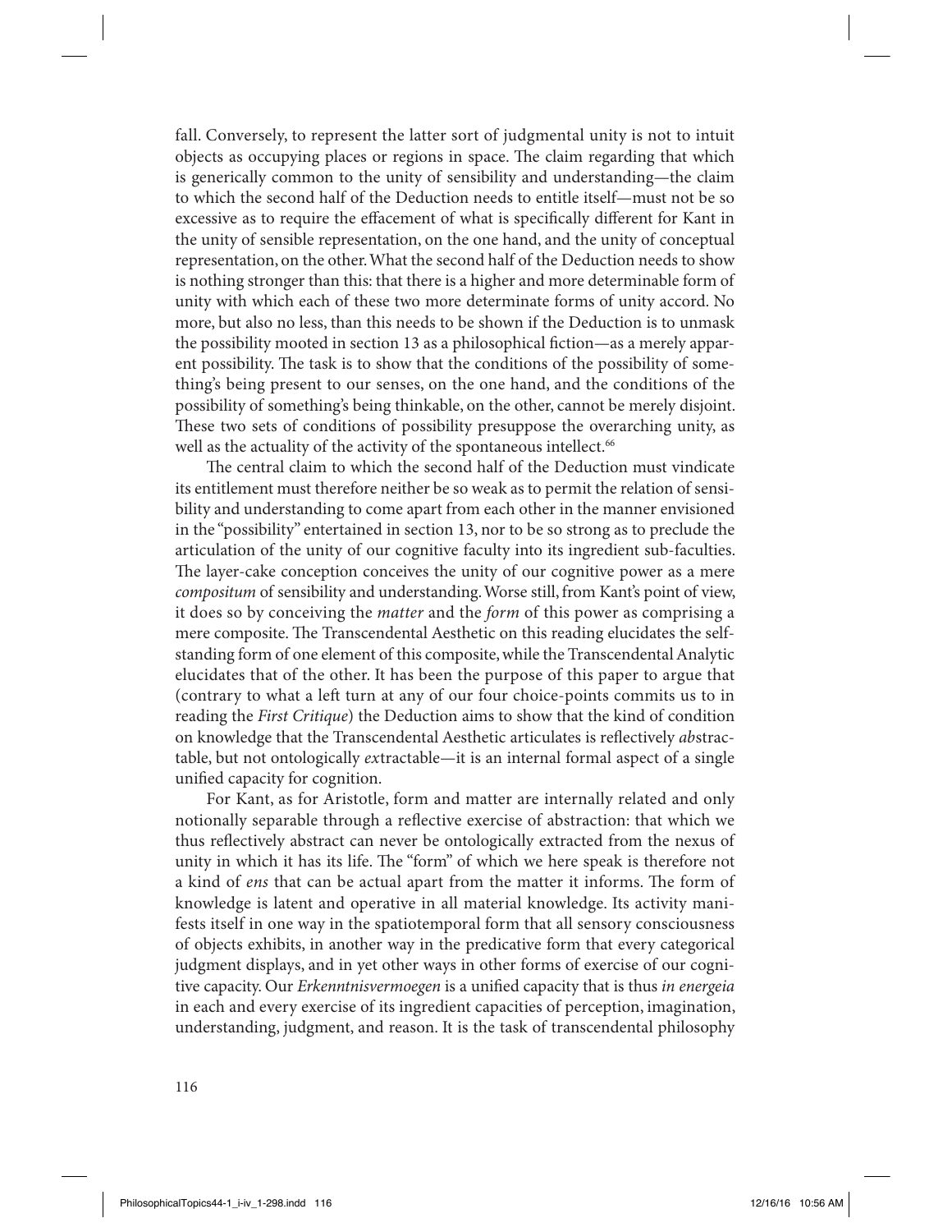fall. Conversely, to represent the latter sort of judgmental unity is not to intuit objects as occupying places or regions in space. The claim regarding that which is generically common to the unity of sensibility and understanding—the claim to which the second half of the Deduction needs to entitle itself—must not be so excessive as to require the effacement of what is specifically different for Kant in the unity of sensible representation, on the one hand, and the unity of conceptual representation, on the other. What the second half of the Deduction needs to show is nothing stronger than this: that there is a higher and more determinable form of unity with which each of these two more determinate forms of unity accord. No more, but also no less, than this needs to be shown if the Deduction is to unmask the possibility mooted in section 13 as a philosophical fiction—as a merely apparent possibility. The task is to show that the conditions of the possibility of something's being present to our senses, on the one hand, and the conditions of the possibility of something's being thinkable, on the other, cannot be merely disjoint. These two sets of conditions of possibility presuppose the overarching unity, as well as the actuality of the activity of the spontaneous intellect.[66]

The central claim to which the second half of the Deduction must vindicate its entitlement must therefore neither be so weak as to permit the relation of sensibility and understanding to come apart from each other in the manner envisioned in the "possibility" entertained in section 13, nor to be so strong as to preclude the articulation of the unity of our cognitive faculty into its ingredient sub-faculties. The layer-cake conception conceives the unity of our cognitive power as a mere *compositum* of sensibility and understanding. Worse still, from Kant's point of view, it does so by conceiving the *matter* and the *form* of this power as comprising a mere composite. The Transcendental Aesthetic on this reading elucidates the self-standing form of one element of this composite, while the Transcendental Analytic elucidates that of the other. It has been the purpose of this paper to argue that (contrary to what a left turn at any of our four choice-points commits us to in reading the *First Critique*) the Deduction aims to show that the kind of condition on knowledge that the Transcendental Aesthetic articulates is reflectively *ab*stractable, but not ontologically *ex*tractable—it is an internal formal aspect of a single unified capacity for cognition.

For Kant, as for Aristotle, form and matter are internally related and only notionally separable through a reflective exercise of abstraction: that which we thus reflectively abstract can never be ontologically extracted from the nexus of unity in which it has its life. The "form" of which we here speak is therefore not a kind of *ens* that can be actual apart from the matter it informs. The form of knowledge is latent and operative in all material knowledge. Its activity manifests itself in one way in the spatiotemporal form that all sensory consciousness of objects exhibits, in another way in the predicative form that every categorical judgment displays, and in yet other ways in other forms of exercise of our cognitive capacity. Our *Erkenntnisvermoegen* is a unified capacity that is thus *in energeia* in each and every exercise of its ingredient capacities of perception, imagination, understanding, judgment, and reason. It is the task of transcendental philosophy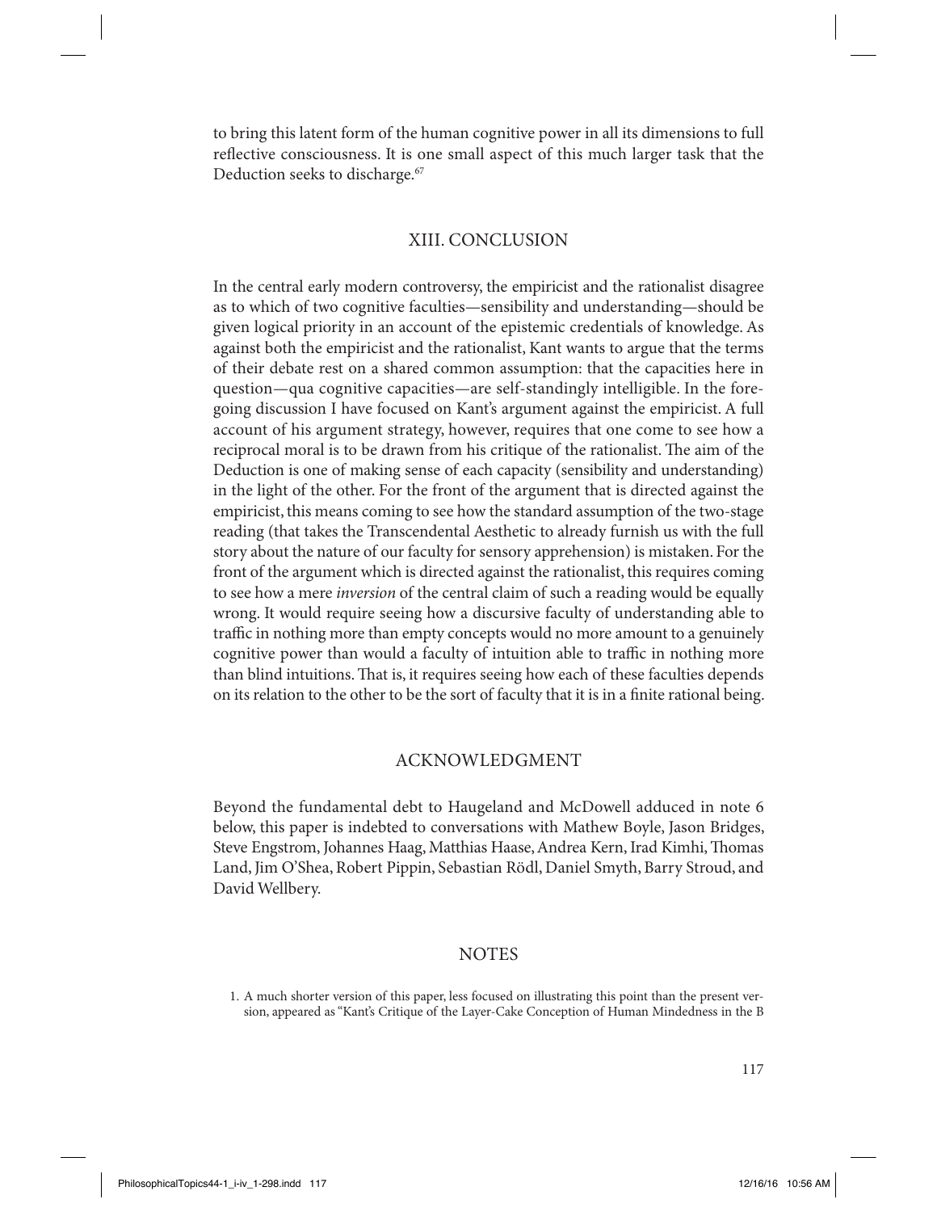to bring this latent form of the human cognitive power in all its dimensions to full reflective consciousness. It is one small aspect of this much larger task that the Deduction seeks to discharge.[67]

## XIII. CONCLUSION

In the central early modern controversy, the empiricist and the rationalist disagree as to which of two cognitive faculties—sensibility and understanding—should be given logical priority in an account of the epistemic credentials of knowledge. As against both the empiricist and the rationalist, Kant wants to argue that the terms of their debate rest on a shared common assumption: that the capacities here in question—qua cognitive capacities—are self-standingly intelligible. In the foregoing discussion I have focused on Kant's argument against the empiricist. A full account of his argument strategy, however, requires that one come to see how a reciprocal moral is to be drawn from his critique of the rationalist. The aim of the Deduction is one of making sense of each capacity (sensibility and understanding) in the light of the other. For the front of the argument that is directed against the empiricist, this means coming to see how the standard assumption of the two-stage reading (that takes the Transcendental Aesthetic to already furnish us with the full story about the nature of our faculty for sensory apprehension) is mistaken. For the front of the argument which is directed against the rationalist, this requires coming to see how a mere *inversion* of the central claim of such a reading would be equally wrong. It would require seeing how a discursive faculty of understanding able to traffic in nothing more than empty concepts would no more amount to a genuinely cognitive power than would a faculty of intuition able to traffic in nothing more than blind intuitions. That is, it requires seeing how each of these faculties depends on its relation to the other to be the sort of faculty that it is in a finite rational being.

## ACKNOWLEDGMENT

Beyond the fundamental debt to Haugeland and McDowell adduced in note 6 below, this paper is indebted to conversations with Mathew Boyle, Jason Bridges, Steve Engstrom, Johannes Haag, Matthias Haase, Andrea Kern, Irad Kimhi, Thomas Land, Jim O'Shea, Robert Pippin, Sebastian Rödl, Daniel Smyth, Barry Stroud, and David Wellbery.

## NOTES

1. A much shorter version of this paper, less focused on illustrating this point than the present version, appeared as "Kant's Critique of the Layer-Cake Conception of Human Mindedness in the B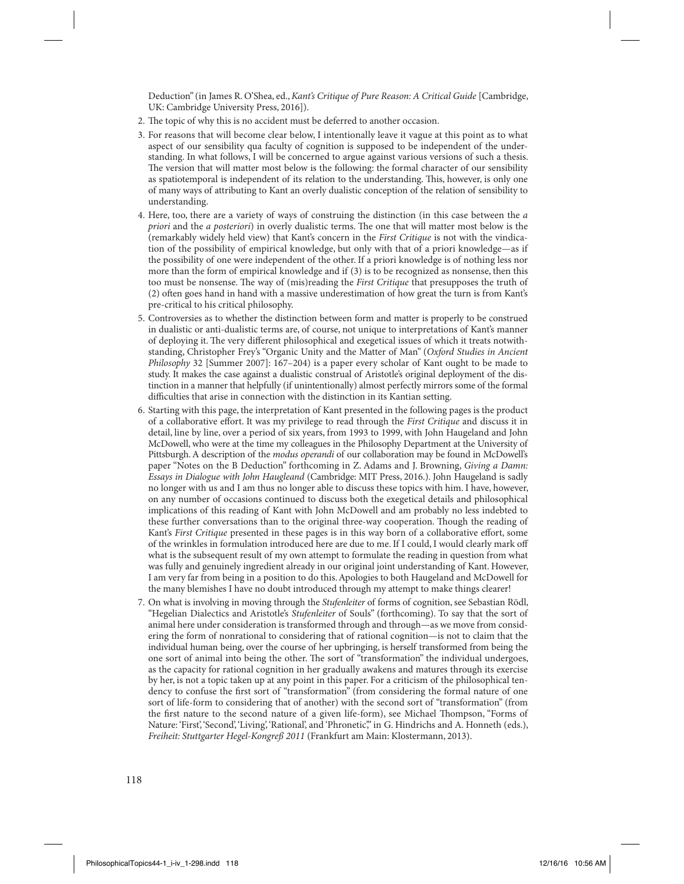Deduction" (in James R. O'Shea, ed., *Kant's Critique of Pure Reason: A Critical Guide* [Cambridge, UK: Cambridge University Press, 2016]).

2. The topic of why this is no accident must be deferred to another occasion.
3. For reasons that will become clear below, I intentionally leave it vague at this point as to what aspect of our sensibility qua faculty of cognition is supposed to be independent of the understanding. In what follows, I will be concerned to argue against various versions of such a thesis. The version that will matter most below is the following: the formal character of our sensibility as spatiotemporal is independent of its relation to the understanding. This, however, is only one of many ways of attributing to Kant an overly dualistic conception of the relation of sensibility to understanding.
4. Here, too, there are a variety of ways of construing the distinction (in this case between the *a priori* and the *a posteriori*) in overly dualistic terms. The one that will matter most below is the (remarkably widely held view) that Kant's concern in the *First Critique* is not with the vindication of the possibility of empirical knowledge, but only with that of a priori knowledge—as if the possibility of one were independent of the other. If a priori knowledge is of nothing less nor more than the form of empirical knowledge and if (3) is to be recognized as nonsense, then this too must be nonsense. The way of (mis)reading the *First Critique* that presupposes the truth of (2) often goes hand in hand with a massive underestimation of how great the turn is from Kant's pre-critical to his critical philosophy.
5. Controversies as to whether the distinction between form and matter is properly to be construed in dualistic or anti-dualistic terms are, of course, not unique to interpretations of Kant's manner of deploying it. The very different philosophical and exegetical issues of which it treats notwithstanding, Christopher Frey's "Organic Unity and the Matter of Man" (*Oxford Studies in Ancient Philosophy* 32 [Summer 2007]: 167–204) is a paper every scholar of Kant ought to be made to study. It makes the case against a dualistic construal of Aristotle's original deployment of the distinction in a manner that helpfully (if unintentionally) almost perfectly mirrors some of the formal difficulties that arise in connection with the distinction in its Kantian setting.
6. Starting with this page, the interpretation of Kant presented in the following pages is the product of a collaborative effort. It was my privilege to read through the *First Critique* and discuss it in detail, line by line, over a period of six years, from 1993 to 1999, with John Haugeland and John McDowell, who were at the time my colleagues in the Philosophy Department at the University of Pittsburgh. A description of the *modus operandi* of our collaboration may be found in McDowell's paper "Notes on the B Deduction" forthcoming in Z. Adams and J. Browning, *Giving a Damn: Essays in Dialogue with John Haugleand* (Cambridge: MIT Press, 2016.). John Haugeland is sadly no longer with us and I am thus no longer able to discuss these topics with him. I have, however, on any number of occasions continued to discuss both the exegetical details and philosophical implications of this reading of Kant with John McDowell and am probably no less indebted to these further conversations than to the original three-way cooperation. Though the reading of Kant's *First Critique* presented in these pages is in this way born of a collaborative effort, some of the wrinkles in formulation introduced here are due to me. If I could, I would clearly mark off what is the subsequent result of my own attempt to formulate the reading in question from what was fully and genuinely ingredient already in our original joint understanding of Kant. However, I am very far from being in a position to do this. Apologies to both Haugeland and McDowell for the many blemishes I have no doubt introduced through my attempt to make things clearer!
7. On what is involving in moving through the *Stufenleiter* of forms of cognition, see Sebastian Rödl, "Hegelian Dialectics and Aristotle's *Stufenleiter* of Souls" (forthcoming). To say that the sort of animal here under consideration is transformed through and through—as we move from considering the form of nonrational to considering that of rational cognition—is not to claim that the individual human being, over the course of her upbringing, is herself transformed from being the one sort of animal into being the other. The sort of "transformation" the individual undergoes, as the capacity for rational cognition in her gradually awakens and matures through its exercise by her, is not a topic taken up at any point in this paper. For a criticism of the philosophical tendency to confuse the first sort of "transformation" (from considering the formal nature of one sort of life-form to considering that of another) with the second sort of "transformation" (from the first nature to the second nature of a given life-form), see Michael Thompson, "Forms of Nature: 'First', 'Second', 'Living', 'Rational', and 'Phronetic'," in G. Hindrichs and A. Honneth (eds.), *Freiheit: Stuttgarter Hegel-Kongreß 2011* (Frankfurt am Main: Klostermann, 2013).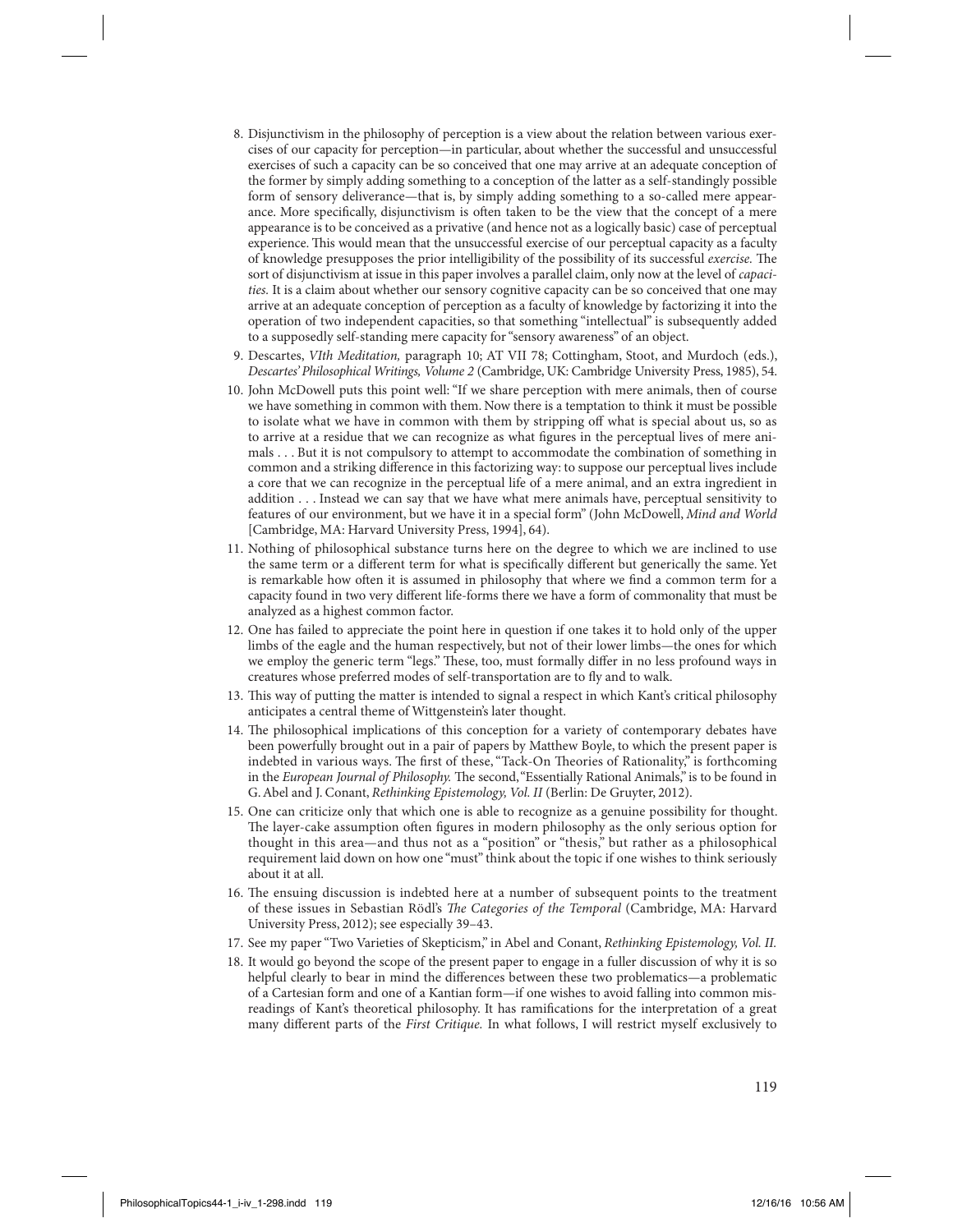8. Disjunctivism in the philosophy of perception is a view about the relation between various exercises of our capacity for perception—in particular, about whether the successful and unsuccessful exercises of such a capacity can be so conceived that one may arrive at an adequate conception of the former by simply adding something to a conception of the latter as a self-standingly possible form of sensory deliverance—that is, by simply adding something to a so-called mere appearance. More specifically, disjunctivism is often taken to be the view that the concept of a mere appearance is to be conceived as a privative (and hence not as a logically basic) case of perceptual experience. This would mean that the unsuccessful exercise of our perceptual capacity as a faculty of knowledge presupposes the prior intelligibility of the possibility of its successful *exercise.* The sort of disjunctivism at issue in this paper involves a parallel claim, only now at the level of *capacities.* It is a claim about whether our sensory cognitive capacity can be so conceived that one may arrive at an adequate conception of perception as a faculty of knowledge by factorizing it into the operation of two independent capacities, so that something "intellectual" is subsequently added to a supposedly self-standing mere capacity for "sensory awareness" of an object.
9. Descartes, *VIth Meditation,* paragraph 10; AT VII 78; Cottingham, Stoot, and Murdoch (eds.), *Descartes' Philosophical Writings, Volume 2* (Cambridge, UK: Cambridge University Press, 1985), 54.
10. John McDowell puts this point well: "If we share perception with mere animals, then of course we have something in common with them. Now there is a temptation to think it must be possible to isolate what we have in common with them by stripping off what is special about us, so as to arrive at a residue that we can recognize as what figures in the perceptual lives of mere animals . . . But it is not compulsory to attempt to accommodate the combination of something in common and a striking difference in this factorizing way: to suppose our perceptual lives include a core that we can recognize in the perceptual life of a mere animal, and an extra ingredient in addition . . . Instead we can say that we have what mere animals have, perceptual sensitivity to features of our environment, but we have it in a special form" (John McDowell, *Mind and World* [Cambridge, MA: Harvard University Press, 1994], 64).
11. Nothing of philosophical substance turns here on the degree to which we are inclined to use the same term or a different term for what is specifically different but generically the same. Yet is remarkable how often it is assumed in philosophy that where we find a common term for a capacity found in two very different life-forms there we have a form of commonality that must be analyzed as a highest common factor.
12. One has failed to appreciate the point here in question if one takes it to hold only of the upper limbs of the eagle and the human respectively, but not of their lower limbs—the ones for which we employ the generic term "legs." These, too, must formally differ in no less profound ways in creatures whose preferred modes of self-transportation are to fly and to walk.
13. This way of putting the matter is intended to signal a respect in which Kant's critical philosophy anticipates a central theme of Wittgenstein's later thought.
14. The philosophical implications of this conception for a variety of contemporary debates have been powerfully brought out in a pair of papers by Matthew Boyle, to which the present paper is indebted in various ways. The first of these, "Tack-On Theories of Rationality," is forthcoming in the *European Journal of Philosophy.* The second, "Essentially Rational Animals," is to be found in G. Abel and J. Conant, *Rethinking Epistemology, Vol. II* (Berlin: De Gruyter, 2012).
15. One can criticize only that which one is able to recognize as a genuine possibility for thought. The layer-cake assumption often figures in modern philosophy as the only serious option for thought in this area—and thus not as a "position" or "thesis," but rather as a philosophical requirement laid down on how one "must" think about the topic if one wishes to think seriously about it at all.
16. The ensuing discussion is indebted here at a number of subsequent points to the treatment of these issues in Sebastian Rödl's *The Categories of the Temporal* (Cambridge, MA: Harvard University Press, 2012); see especially 39–43.
17. See my paper "Two Varieties of Skepticism," in Abel and Conant, *Rethinking Epistemology, Vol. II.*
18. It would go beyond the scope of the present paper to engage in a fuller discussion of why it is so helpful clearly to bear in mind the differences between these two problematics—a problematic of a Cartesian form and one of a Kantian form—if one wishes to avoid falling into common misreadings of Kant's theoretical philosophy. It has ramifications for the interpretation of a great many different parts of the *First Critique.* In what follows, I will restrict myself exclusively to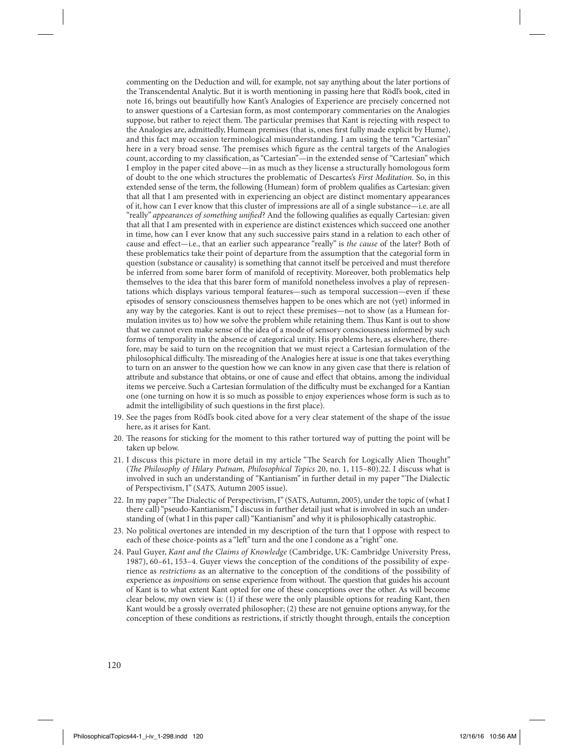commenting on the Deduction and will, for example, not say anything about the later portions of the Transcendental Analytic. But it is worth mentioning in passing here that Rödl's book, cited in note 16, brings out beautifully how Kant's Analogies of Experience are precisely concerned not to answer questions of a Cartesian form, as most contemporary commentaries on the Analogies suppose, but rather to reject them. The particular premises that Kant is rejecting with respect to the Analogies are, admittedly, Humean premises (that is, ones first fully made explicit by Hume), and this fact may occasion terminological misunderstanding. I am using the term "Cartesian" here in a very broad sense. The premises which figure as the central targets of the Analogies count, according to my classification, as "Cartesian"—in the extended sense of "Cartesian" which I employ in the paper cited above—in as much as they license a structurally homologous form of doubt to the one which structures the problematic of Descartes's *First Meditation.* So, in this extended sense of the term, the following (Humean) form of problem qualifies as Cartesian: given that all that I am presented with in experiencing an object are distinct momentary appearances of it, how can I ever know that this cluster of impressions are all of a single substance—i.e. are all "really" *appearances of something unified*? And the following qualifies as equally Cartesian: given that all that I am presented with in experience are distinct existences which succeed one another in time, how can I ever know that any such successive pairs stand in a relation to each other of cause and effect—i.e., that an earlier such appearance "really" is *the cause* of the later? Both of these problematics take their point of departure from the assumption that the categorial form in question (substance or causality) is something that cannot itself be perceived and must therefore be inferred from some barer form of manifold of receptivity. Moreover, both problematics help themselves to the idea that this barer form of manifold nonetheless involves a play of representations which displays various temporal features—such as temporal succession—even if these episodes of sensory consciousness themselves happen to be ones which are not (yet) informed in any way by the categories. Kant is out to reject these premises—not to show (as a Humean formulation invites us to) how we solve the problem while retaining them. Thus Kant is out to show that we cannot even make sense of the idea of a mode of sensory consciousness informed by such forms of temporality in the absence of categorial unity. His problems here, as elsewhere, therefore, may be said to turn on the recognition that we must reject a Cartesian formulation of the philosophical difficulty. The misreading of the Analogies here at issue is one that takes everything to turn on an answer to the question how we can know in any given case that there is relation of attribute and substance that obtains, or one of cause and effect that obtains, among the individual items we perceive. Such a Cartesian formulation of the difficulty must be exchanged for a Kantian one (one turning on how it is so much as possible to enjoy experiences whose form is such as to admit the intelligibility of such questions in the first place).

19. See the pages from Rödl's book cited above for a very clear statement of the shape of the issue here, as it arises for Kant.

20. The reasons for sticking for the moment to this rather tortured way of putting the point will be taken up below.

21. I discuss this picture in more detail in my article "The Search for Logically Alien Thought" (*The Philosophy of Hilary Putnam, Philosophical Topics* 20, no. 1, 115–80).22. I discuss what is involved in such an understanding of "Kantianism" in further detail in my paper "The Dialectic of Perspectivism, I" (*SATS,* Autumn 2005 issue).

22. In my paper "The Dialectic of Perspectivism, I" (SATS, Autumn, 2005), under the topic of (what I there call) "pseudo-Kantianism," I discuss in further detail just what is involved in such an understanding of (what I in this paper call) "Kantianism" and why it is philosophically catastrophic.

23. No political overtones are intended in my description of the turn that I oppose with respect to each of these choice-points as a "left" turn and the one I condone as a "right" one.

24. Paul Guyer, *Kant and the Claims of Knowledge* (Cambridge, UK: Cambridge University Press, 1987), 60–61, 153–4. Guyer views the conception of the conditions of the possibility of experience as *restrictions* as an alternative to the conception of the conditions of the possibility of experience as *impositions* on sense experience from without. The question that guides his account of Kant is to what extent Kant opted for one of these conceptions over the other. As will become clear below, my own view is: (1) if these were the only plausible options for reading Kant, then Kant would be a grossly overrated philosopher; (2) these are not genuine options anyway, for the conception of these conditions as restrictions, if strictly thought through, entails the conception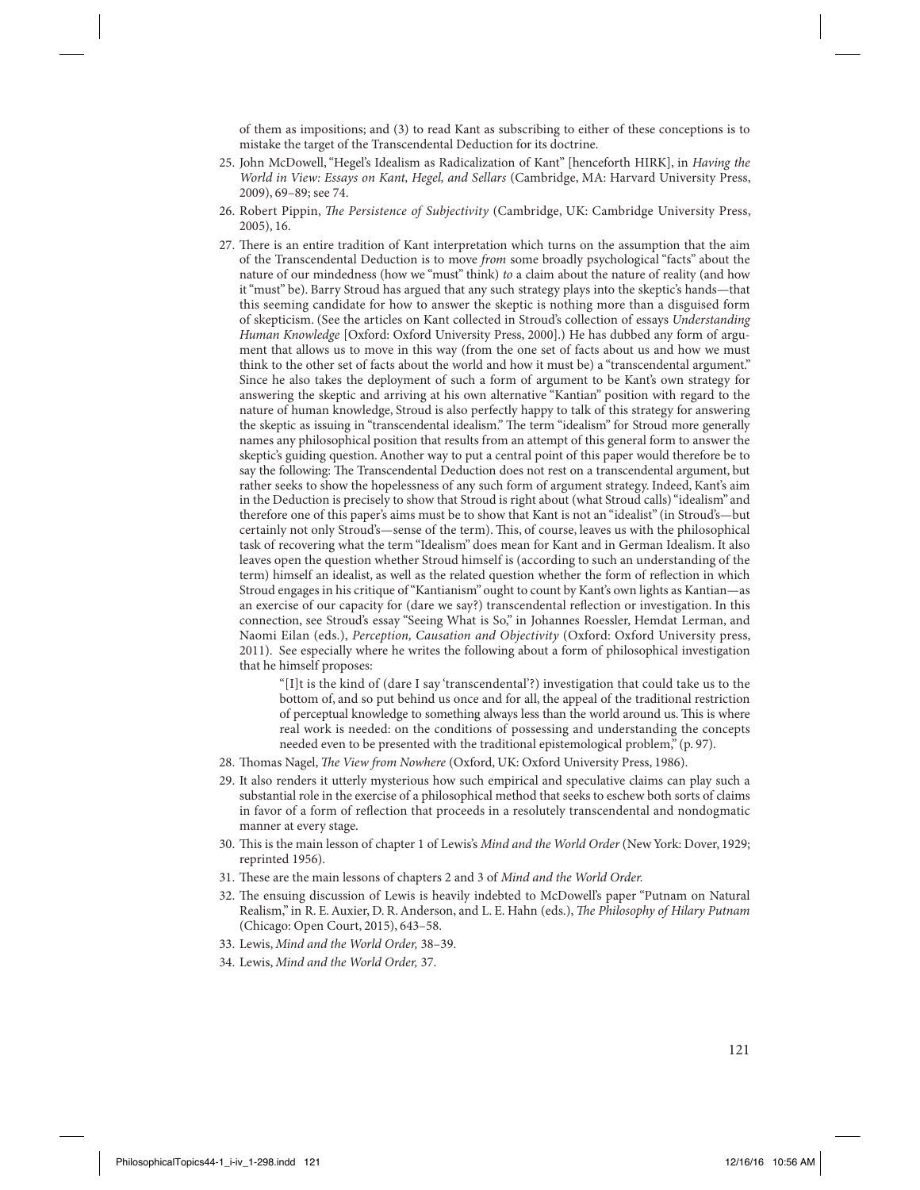of them as impositions; and (3) to read Kant as subscribing to either of these conceptions is to mistake the target of the Transcendental Deduction for its doctrine.

25. John McDowell, "Hegel's Idealism as Radicalization of Kant" [henceforth HIRK], in *Having the World in View: Essays on Kant, Hegel, and Sellars* (Cambridge, MA: Harvard University Press, 2009), 69–89; see 74.

26. Robert Pippin, *The Persistence of Subjectivity* (Cambridge, UK: Cambridge University Press, 2005), 16.

27. There is an entire tradition of Kant interpretation which turns on the assumption that the aim of the Transcendental Deduction is to move *from* some broadly psychological "facts" about the nature of our mindedness (how we "must" think) *to* a claim about the nature of reality (and how it "must" be). Barry Stroud has argued that any such strategy plays into the skeptic's hands—that this seeming candidate for how to answer the skeptic is nothing more than a disguised form of skepticism. (See the articles on Kant collected in Stroud's collection of essays *Understanding Human Knowledge* [Oxford: Oxford University Press, 2000].) He has dubbed any form of argument that allows us to move in this way (from the one set of facts about us and how we must think to the other set of facts about the world and how it must be) a "transcendental argument." Since he also takes the deployment of such a form of argument to be Kant's own strategy for answering the skeptic and arriving at his own alternative "Kantian" position with regard to the nature of human knowledge, Stroud is also perfectly happy to talk of this strategy for answering the skeptic as issuing in "transcendental idealism." The term "idealism" for Stroud more generally names any philosophical position that results from an attempt of this general form to answer the skeptic's guiding question. Another way to put a central point of this paper would therefore be to say the following: The Transcendental Deduction does not rest on a transcendental argument, but rather seeks to show the hopelessness of any such form of argument strategy. Indeed, Kant's aim in the Deduction is precisely to show that Stroud is right about (what Stroud calls) "idealism" and therefore one of this paper's aims must be to show that Kant is not an "idealist" (in Stroud's—but certainly not only Stroud's—sense of the term). This, of course, leaves us with the philosophical task of recovering what the term "Idealism" does mean for Kant and in German Idealism. It also leaves open the question whether Stroud himself is (according to such an understanding of the term) himself an idealist, as well as the related question whether the form of reflection in which Stroud engages in his critique of "Kantianism" ought to count by Kant's own lights as Kantian—as an exercise of our capacity for (dare we say?) transcendental reflection or investigation. In this connection, see Stroud's essay "Seeing What is So," in Johannes Roessler, Hemdat Lerman, and Naomi Eilan (eds.), *Perception, Causation and Objectivity* (Oxford: Oxford University press, 2011). See especially where he writes the following about a form of philosophical investigation that he himself proposes:

> "[I]t is the kind of (dare I say 'transcendental'?) investigation that could take us to the bottom of, and so put behind us once and for all, the appeal of the traditional restriction of perceptual knowledge to something always less than the world around us. This is where real work is needed: on the conditions of possessing and understanding the concepts needed even to be presented with the traditional epistemological problem," (p. 97).

28. Thomas Nagel, *The View from Nowhere* (Oxford, UK: Oxford University Press, 1986).

29. It also renders it utterly mysterious how such empirical and speculative claims can play such a substantial role in the exercise of a philosophical method that seeks to eschew both sorts of claims in favor of a form of reflection that proceeds in a resolutely transcendental and nondogmatic manner at every stage.

30. This is the main lesson of chapter 1 of Lewis's *Mind and the World Order* (New York: Dover, 1929; reprinted 1956).

31. These are the main lessons of chapters 2 and 3 of *Mind and the World Order.*

32. The ensuing discussion of Lewis is heavily indebted to McDowell's paper "Putnam on Natural Realism," in R. E. Auxier, D. R. Anderson, and L. E. Hahn (eds.), *The Philosophy of Hilary Putnam* (Chicago: Open Court, 2015), 643–58.

33. Lewis, *Mind and the World Order,* 38–39.

34. Lewis, *Mind and the World Order,* 37.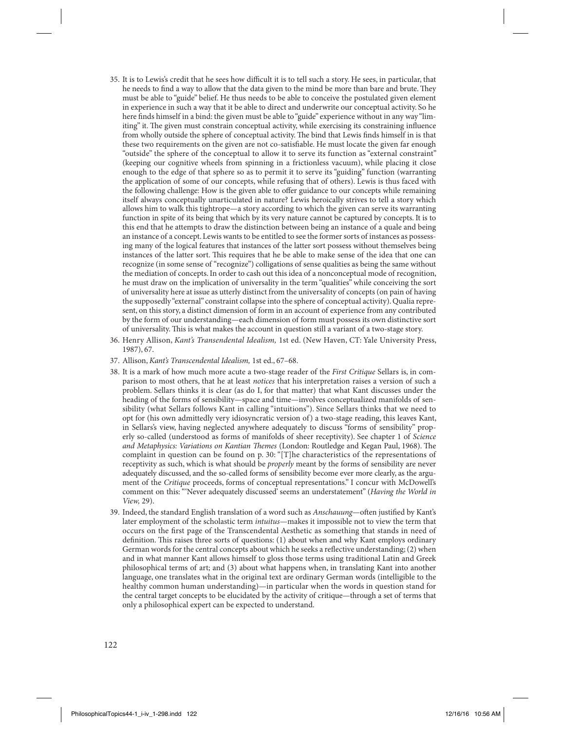35. It is to Lewis's credit that he sees how difficult it is to tell such a story. He sees, in particular, that he needs to find a way to allow that the data given to the mind be more than bare and brute. They must be able to "guide" belief. He thus needs to be able to conceive the postulated given element in experience in such a way that it be able to direct and underwrite our conceptual activity. So he here finds himself in a bind: the given must be able to "guide" experience without in any way "limiting" it. The given must constrain conceptual activity, while exercising its constraining influence from wholly outside the sphere of conceptual activity. The bind that Lewis finds himself in is that these two requirements on the given are not co-satisfiable. He must locate the given far enough "outside" the sphere of the conceptual to allow it to serve its function as "external constraint" (keeping our cognitive wheels from spinning in a frictionless vacuum), while placing it close enough to the edge of that sphere so as to permit it to serve its "guiding" function (warranting the application of some of our concepts, while refusing that of others). Lewis is thus faced with the following challenge: How is the given able to offer guidance to our concepts while remaining itself always conceptually unarticulated in nature? Lewis heroically strives to tell a story which allows him to walk this tightrope—a story according to which the given can serve its warranting function in spite of its being that which by its very nature cannot be captured by concepts. It is to this end that he attempts to draw the distinction between being an instance of a quale and being an instance of a concept. Lewis wants to be entitled to see the former sorts of instances as possessing many of the logical features that instances of the latter sort possess without themselves being instances of the latter sort. This requires that he be able to make sense of the idea that one can recognize (in some sense of "recognize") colligations of sense qualities as being the same without the mediation of concepts. In order to cash out this idea of a nonconceptual mode of recognition, he must draw on the implication of universality in the term "qualities" while conceiving the sort of universality here at issue as utterly distinct from the universality of concepts (on pain of having the supposedly "external" constraint collapse into the sphere of conceptual activity). Qualia represent, on this story, a distinct dimension of form in an account of experience from any contributed by the form of our understanding—each dimension of form must possess its own distinctive sort of universality. This is what makes the account in question still a variant of a two-stage story.

36. Henry Allison, *Kant's Transendental Idealism,* 1st ed. (New Haven, CT: Yale University Press, 1987), 67.

37. Allison, *Kant's Transcendental Idealism,* 1st ed., 67–68.

38. It is a mark of how much more acute a two-stage reader of the *First Critique* Sellars is, in comparison to most others, that he at least *notices* that his interpretation raises a version of such a problem. Sellars thinks it is clear (as do I, for that matter) that what Kant discusses under the heading of the forms of sensibility—space and time—involves conceptualized manifolds of sensibility (what Sellars follows Kant in calling "intuitions"). Since Sellars thinks that we need to opt for (his own admittedly very idiosyncratic version of) a two-stage reading, this leaves Kant, in Sellars's view, having neglected anywhere adequately to discuss "forms of sensibility" properly so-called (understood as forms of manifolds of sheer receptivity). See chapter 1 of *Science and Metaphysics: Variations on Kantian Themes* (London: Routledge and Kegan Paul, 1968). The complaint in question can be found on p. 30: "[T]he characteristics of the representations of receptivity as such, which is what should be *properly* meant by the forms of sensibility are never adequately discussed, and the so-called forms of sensibility become ever more clearly, as the argument of the *Critique* proceeds, forms of conceptual representations." I concur with McDowell's comment on this: "'Never adequately discussed' seems an understatement" (*Having the World in View,* 29).

39. Indeed, the standard English translation of a word such as *Anschauung*—often justified by Kant's later employment of the scholastic term *intuitus*—makes it impossible not to view the term that occurs on the first page of the Transcendental Aesthetic as something that stands in need of definition. This raises three sorts of questions: (1) about when and why Kant employs ordinary German words for the central concepts about which he seeks a reflective understanding; (2) when and in what manner Kant allows himself to gloss those terms using traditional Latin and Greek philosophical terms of art; and (3) about what happens when, in translating Kant into another language, one translates what in the original text are ordinary German words (intelligible to the healthy common human understanding)—in particular when the words in question stand for the central target concepts to be elucidated by the activity of critique—through a set of terms that only a philosophical expert can be expected to understand.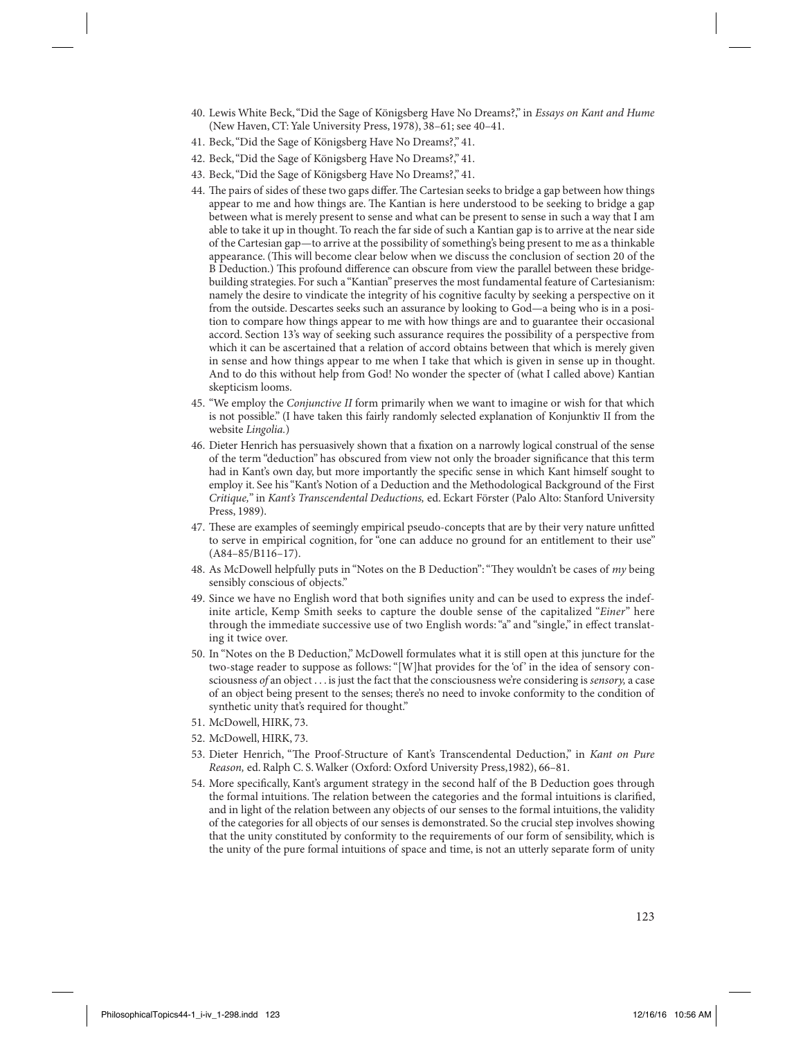40. Lewis White Beck, "Did the Sage of Königsberg Have No Dreams?," in *Essays on Kant and Hume* (New Haven, CT: Yale University Press, 1978), 38–61; see 40–41.
41. Beck, "Did the Sage of Königsberg Have No Dreams?," 41.
42. Beck, "Did the Sage of Königsberg Have No Dreams?," 41.
43. Beck, "Did the Sage of Königsberg Have No Dreams?," 41.
44. The pairs of sides of these two gaps differ. The Cartesian seeks to bridge a gap between how things appear to me and how things are. The Kantian is here understood to be seeking to bridge a gap between what is merely present to sense and what can be present to sense in such a way that I am able to take it up in thought. To reach the far side of such a Kantian gap is to arrive at the near side of the Cartesian gap—to arrive at the possibility of something's being present to me as a thinkable appearance. (This will become clear below when we discuss the conclusion of section 20 of the B Deduction.) This profound difference can obscure from view the parallel between these bridge-building strategies. For such a "Kantian" preserves the most fundamental feature of Cartesianism: namely the desire to vindicate the integrity of his cognitive faculty by seeking a perspective on it from the outside. Descartes seeks such an assurance by looking to God—a being who is in a position to compare how things appear to me with how things are and to guarantee their occasional accord. Section 13's way of seeking such assurance requires the possibility of a perspective from which it can be ascertained that a relation of accord obtains between that which is merely given in sense and how things appear to me when I take that which is given in sense up in thought. And to do this without help from God! No wonder the specter of (what I called above) Kantian skepticism looms.
45. "We employ the *Conjunctive II* form primarily when we want to imagine or wish for that which is not possible." (I have taken this fairly randomly selected explanation of Konjunktiv II from the website *Lingolia.*)
46. Dieter Henrich has persuasively shown that a fixation on a narrowly logical construal of the sense of the term "deduction" has obscured from view not only the broader significance that this term had in Kant's own day, but more importantly the specific sense in which Kant himself sought to employ it. See his "Kant's Notion of a Deduction and the Methodological Background of the First *Critique,*" in *Kant's Transcendental Deductions,* ed. Eckart Förster (Palo Alto: Stanford University Press, 1989).
47. These are examples of seemingly empirical pseudo-concepts that are by their very nature unfitted to serve in empirical cognition, for "one can adduce no ground for an entitlement to their use" (A84–85/B116–17).
48. As McDowell helpfully puts in "Notes on the B Deduction": "They wouldn't be cases of *my* being sensibly conscious of objects."
49. Since we have no English word that both signifies unity and can be used to express the indefinite article, Kemp Smith seeks to capture the double sense of the capitalized "*Einer*" here through the immediate successive use of two English words: "a" and "single," in effect translating it twice over.
50. In "Notes on the B Deduction," McDowell formulates what it is still open at this juncture for the two-stage reader to suppose as follows: "[W]hat provides for the 'of' in the idea of sensory consciousness *of* an object . . . is just the fact that the consciousness we're considering is *sensory,* a case of an object being present to the senses; there's no need to invoke conformity to the condition of synthetic unity that's required for thought."
51. McDowell, HIRK, 73.
52. McDowell, HIRK, 73.
53. Dieter Henrich, "The Proof-Structure of Kant's Transcendental Deduction," in *Kant on Pure Reason,* ed. Ralph C. S. Walker (Oxford: Oxford University Press,1982), 66–81.
54. More specifically, Kant's argument strategy in the second half of the B Deduction goes through the formal intuitions. The relation between the categories and the formal intuitions is clarified, and in light of the relation between any objects of our senses to the formal intuitions, the validity of the categories for all objects of our senses is demonstrated. So the crucial step involves showing that the unity constituted by conformity to the requirements of our form of sensibility, which is the unity of the pure formal intuitions of space and time, is not an utterly separate form of unity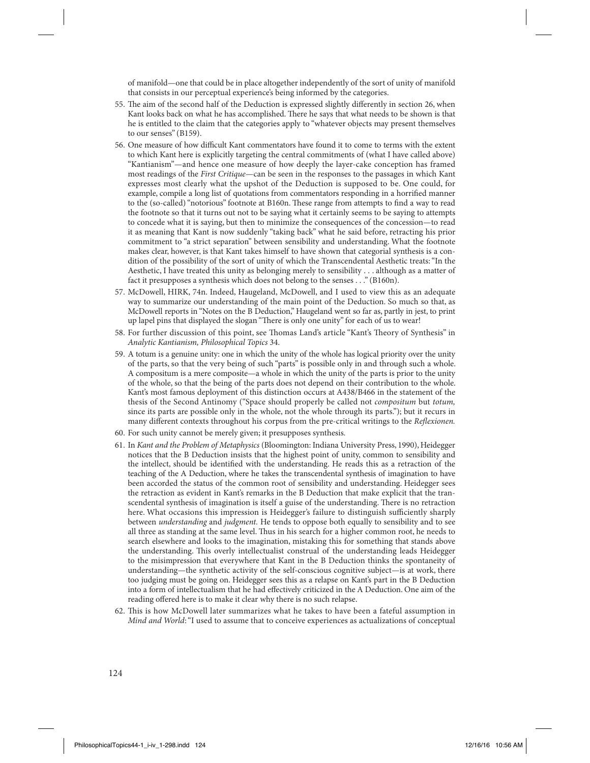of manifold—one that could be in place altogether independently of the sort of unity of manifold that consists in our perceptual experience's being informed by the categories.

55. The aim of the second half of the Deduction is expressed slightly differently in section 26, when Kant looks back on what he has accomplished. There he says that what needs to be shown is that he is entitled to the claim that the categories apply to "whatever objects may present themselves to our senses" (B159).

56. One measure of how difficult Kant commentators have found it to come to terms with the extent to which Kant here is explicitly targeting the central commitments of (what I have called above) "Kantianism"—and hence one measure of how deeply the layer-cake conception has framed most readings of the *First Critique*—can be seen in the responses to the passages in which Kant expresses most clearly what the upshot of the Deduction is supposed to be. One could, for example, compile a long list of quotations from commentators responding in a horrified manner to the (so-called) "notorious" footnote at B160n. These range from attempts to find a way to read the footnote so that it turns out not to be saying what it certainly seems to be saying to attempts to concede what it is saying, but then to minimize the consequences of the concession—to read it as meaning that Kant is now suddenly "taking back" what he said before, retracting his prior commitment to "a strict separation" between sensibility and understanding. What the footnote makes clear, however, is that Kant takes himself to have shown that categorial synthesis is a condition of the possibility of the sort of unity of which the Transcendental Aesthetic treats: "In the Aesthetic, I have treated this unity as belonging merely to sensibility . . . although as a matter of fact it presupposes a synthesis which does not belong to the senses . . ." (B160n).

57. McDowell, HIRK, 74n. Indeed, Haugeland, McDowell, and I used to view this as an adequate way to summarize our understanding of the main point of the Deduction. So much so that, as McDowell reports in "Notes on the B Deduction," Haugeland went so far as, partly in jest, to print up lapel pins that displayed the slogan "There is only one unity" for each of us to wear!

58. For further discussion of this point, see Thomas Land's article "Kant's Theory of Synthesis" in *Analytic Kantianism, Philosophical Topics* 34.

59. A totum is a genuine unity: one in which the unity of the whole has logical priority over the unity of the parts, so that the very being of such "parts" is possible only in and through such a whole. A compositum is a mere composite—a whole in which the unity of the parts is prior to the unity of the whole, so that the being of the parts does not depend on their contribution to the whole. Kant's most famous deployment of this distinction occurs at A438/B466 in the statement of the thesis of the Second Antinomy ("Space should properly be called not *compositum* but *totum,* since its parts are possible only in the whole, not the whole through its parts."); but it recurs in many different contexts throughout his corpus from the pre-critical writings to the *Reflexionen.*

60. For such unity cannot be merely given; it presupposes synthesis.

61. In *Kant and the Problem of Metaphysics* (Bloomington: Indiana University Press, 1990), Heidegger notices that the B Deduction insists that the highest point of unity, common to sensibility and the intellect, should be identified with the understanding. He reads this as a retraction of the teaching of the A Deduction, where he takes the transcendental synthesis of imagination to have been accorded the status of the common root of sensibility and understanding. Heidegger sees the retraction as evident in Kant's remarks in the B Deduction that make explicit that the transcendental synthesis of imagination is itself a guise of the understanding. There is no retraction here. What occasions this impression is Heidegger's failure to distinguish sufficiently sharply between *understanding* and *judgment.* He tends to oppose both equally to sensibility and to see all three as standing at the same level. Thus in his search for a higher common root, he needs to search elsewhere and looks to the imagination, mistaking this for something that stands above the understanding. This overly intellectualist construal of the understanding leads Heidegger to the misimpression that everywhere that Kant in the B Deduction thinks the spontaneity of understanding—the synthetic activity of the self-conscious cognitive subject—is at work, there too judging must be going on. Heidegger sees this as a relapse on Kant's part in the B Deduction into a form of intellectualism that he had effectively criticized in the A Deduction. One aim of the reading offered here is to make it clear why there is no such relapse.

62. This is how McDowell later summarizes what he takes to have been a fateful assumption in *Mind and World*: "I used to assume that to conceive experiences as actualizations of conceptual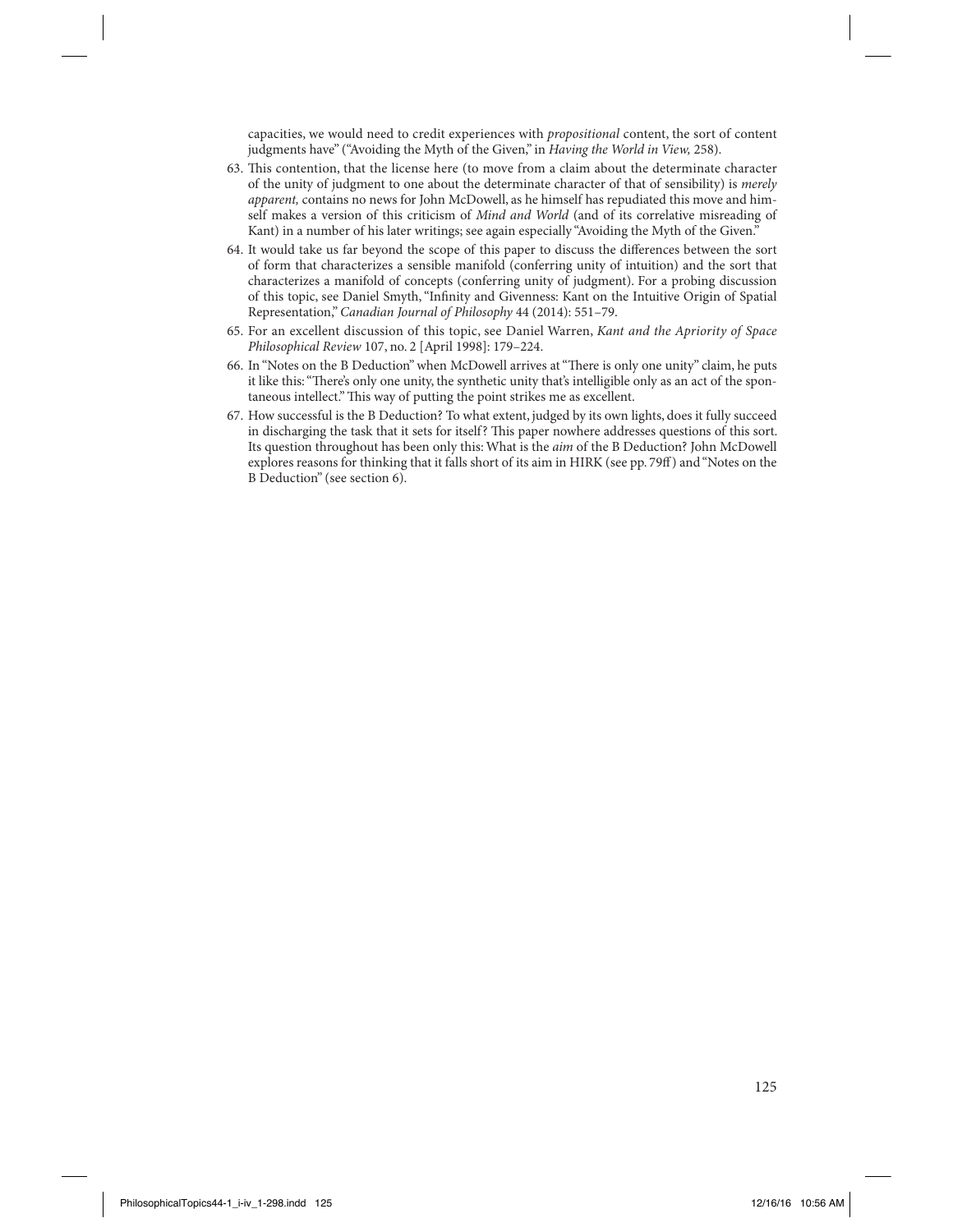capacities, we would need to credit experiences with *propositional* content, the sort of content judgments have" ("Avoiding the Myth of the Given," in *Having the World in View,* 258).

63. This contention, that the license here (to move from a claim about the determinate character of the unity of judgment to one about the determinate character of that of sensibility) is *merely apparent,* contains no news for John McDowell, as he himself has repudiated this move and himself makes a version of this criticism of *Mind and World* (and of its correlative misreading of Kant) in a number of his later writings; see again especially "Avoiding the Myth of the Given."
64. It would take us far beyond the scope of this paper to discuss the differences between the sort of form that characterizes a sensible manifold (conferring unity of intuition) and the sort that characterizes a manifold of concepts (conferring unity of judgment). For a probing discussion of this topic, see Daniel Smyth, "Infinity and Givenness: Kant on the Intuitive Origin of Spatial Representation," *Canadian Journal of Philosophy* 44 (2014): 551–79.
65. For an excellent discussion of this topic, see Daniel Warren, *Kant and the Apriority of Space Philosophical Review* 107, no. 2 [April 1998]: 179–224.
66. In "Notes on the B Deduction" when McDowell arrives at "There is only one unity" claim, he puts it like this: "There's only one unity, the synthetic unity that's intelligible only as an act of the spontaneous intellect." This way of putting the point strikes me as excellent.
67. How successful is the B Deduction? To what extent, judged by its own lights, does it fully succeed in discharging the task that it sets for itself? This paper nowhere addresses questions of this sort. Its question throughout has been only this: What is the *aim* of the B Deduction? John McDowell explores reasons for thinking that it falls short of its aim in HIRK (see pp. 79ff) and "Notes on the B Deduction" (see section 6).